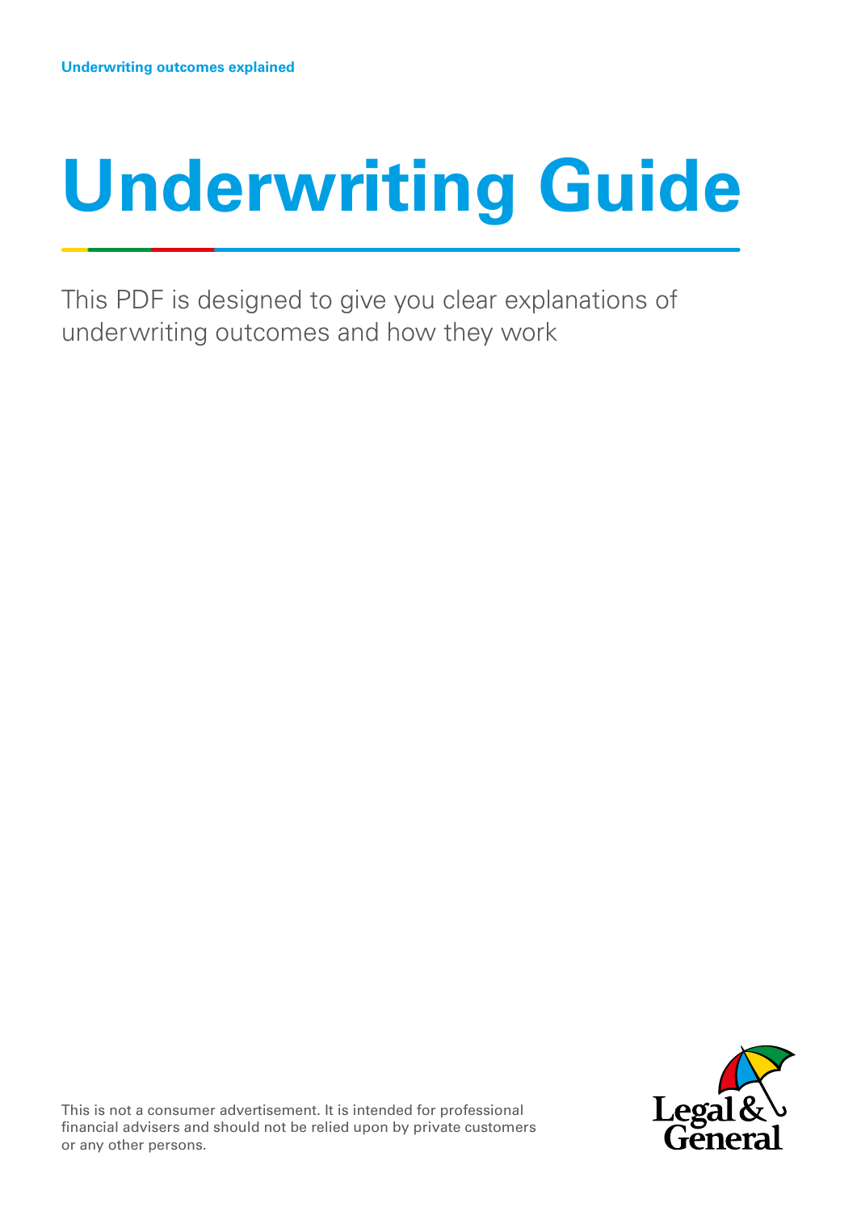Underwriting outcomes explained

# Underwriting Guide

This PDF is designed to give you clear explanations of underwriting outcomes and how they work

This is not a consumer advertisement. It is intended for professional financial advisers and should not be relied upon by private customers or any other persons.

Legal & General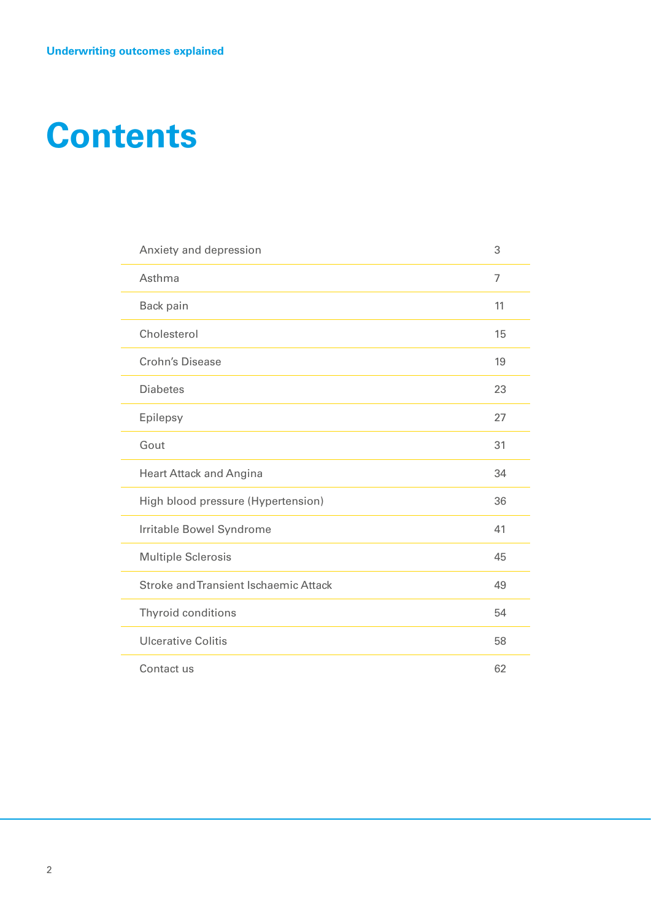# Contents

| | |
|---|---|
| Anxiety and depression | 3 |
| Asthma | 7 |
| Back pain | 11 |
| Cholesterol | 15 |
| Crohn's Disease | 19 |
| Diabetes | 23 |
| Epilepsy | 27 |
| Gout | 31 |
| Heart Attack and Angina | 34 |
| High blood pressure (Hypertension) | 36 |
| Irritable Bowel Syndrome | 41 |
| Multiple Sclerosis | 45 |
| Stroke and Transient Ischaemic Attack | 49 |
| Thyroid conditions | 54 |
| Ulcerative Colitis | 58 |
| Contact us | 62 |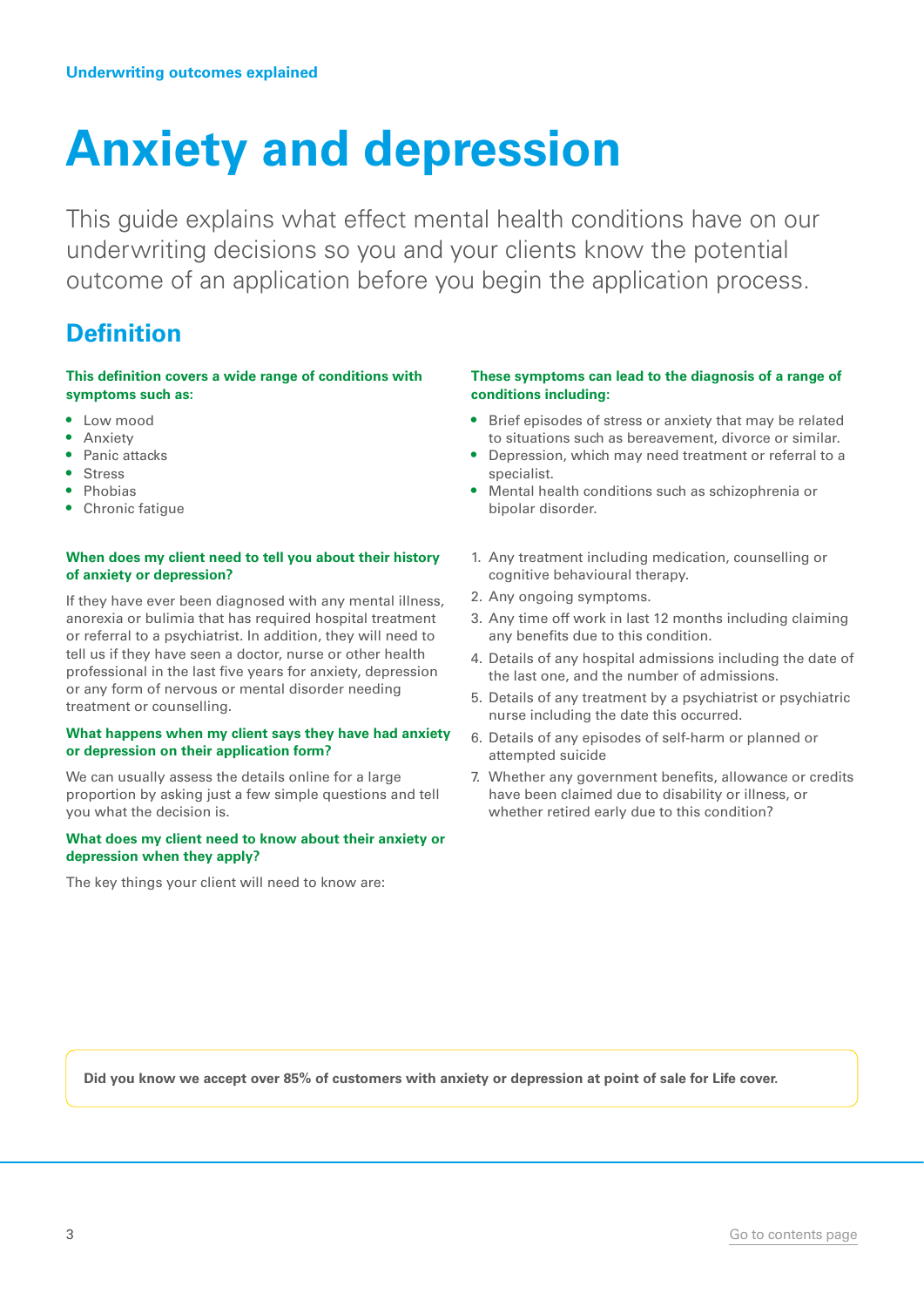Underwriting outcomes explained

# Anxiety and depression

This guide explains what effect mental health conditions have on our underwriting decisions so you and your clients know the potential outcome of an application before you begin the application process.

## Definition

**This definition covers a wide range of conditions with symptoms such as:**

- Low mood
- Anxiety
- Panic attacks
- Stress
- Phobias
- Chronic fatigue

**These symptoms can lead to the diagnosis of a range of conditions including:**

- Brief episodes of stress or anxiety that may be related to situations such as bereavement, divorce or similar.
- Depression, which may need treatment or referral to a specialist.
- Mental health conditions such as schizophrenia or bipolar disorder.

**When does my client need to tell you about their history of anxiety or depression?**

If they have ever been diagnosed with any mental illness, anorexia or bulimia that has required hospital treatment or referral to a psychiatrist. In addition, they will need to tell us if they have seen a doctor, nurse or other health professional in the last five years for anxiety, depression or any form of nervous or mental disorder needing treatment or counselling.

**What happens when my client says they have had anxiety or depression on their application form?**

We can usually assess the details online for a large proportion by asking just a few simple questions and tell you what the decision is.

**What does my client need to know about their anxiety or depression when they apply?**

The key things your client will need to know are:

1. Any treatment including medication, counselling or cognitive behavioural therapy.
2. Any ongoing symptoms.
3. Any time off work in last 12 months including claiming any benefits due to this condition.
4. Details of any hospital admissions including the date of the last one, and the number of admissions.
5. Details of any treatment by a psychiatrist or psychiatric nurse including the date this occurred.
6. Details of any episodes of self-harm or planned or attempted suicide
7. Whether any government benefits, allowance or credits have been claimed due to disability or illness, or whether retired early due to this condition?

**Did you know we accept over 85% of customers with anxiety or depression at point of sale for Life cover.**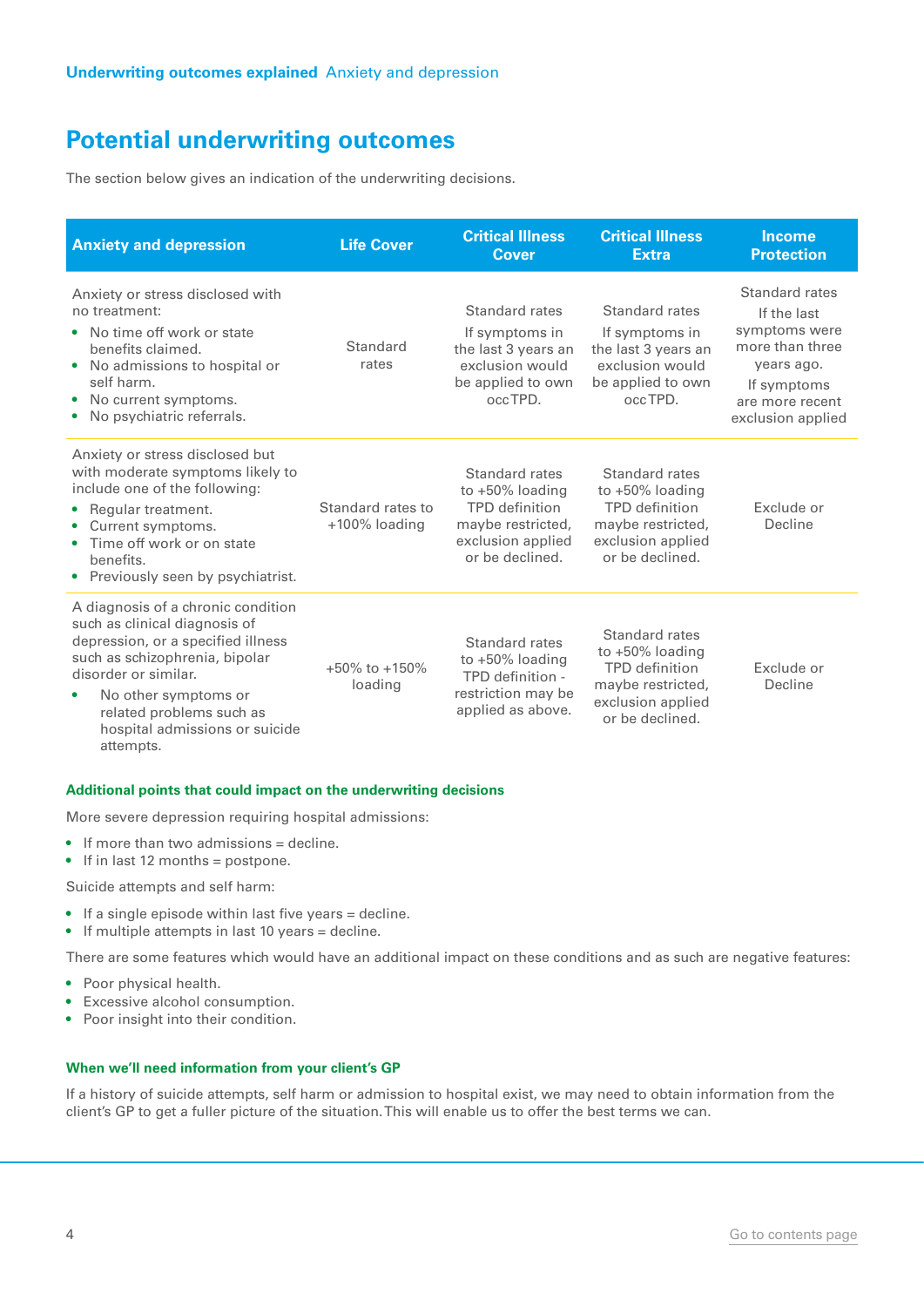## Potential underwriting outcomes

The section below gives an indication of the underwriting decisions.

| Anxiety and depression | Life Cover | Critical Illness Cover | Critical Illness Extra | Income Protection |
|---|---|---|---|---|
| Anxiety or stress disclosed with no treatment:<br>• No time off work or state benefits claimed.<br>• No admissions to hospital or self harm.<br>• No current symptoms.<br>• No psychiatric referrals. | Standard rates | Standard rates<br>If symptoms in the last 3 years an exclusion would be applied to own occ TPD. | Standard rates<br>If symptoms in the last 3 years an exclusion would be applied to own occ TPD. | Standard rates<br>If the last symptoms were more than three years ago.<br>If symptoms are more recent exclusion applied |
| Anxiety or stress disclosed but with moderate symptoms likely to include one of the following:<br>• Regular treatment.<br>• Current symptoms.<br>• Time off work or on state benefits.<br>• Previously seen by psychiatrist. | Standard rates to +100% loading | Standard rates to +50% loading TPD definition maybe restricted, exclusion applied or be declined. | Standard rates to +50% loading TPD definition maybe restricted, exclusion applied or be declined. | Exclude or Decline |
| A diagnosis of a chronic condition such as clinical diagnosis of depression, or a specified illness such as schizophrenia, bipolar disorder or similar.<br>• No other symptoms or related problems such as hospital admissions or suicide attempts. | +50% to +150% loading | Standard rates to +50% loading TPD definition - restriction may be applied as above. | Standard rates to +50% loading TPD definition maybe restricted, exclusion applied or be declined. | Exclude or Decline |

### Additional points that could impact on the underwriting decisions

More severe depression requiring hospital admissions:

- If more than two admissions = decline.
- If in last 12 months = postpone.

Suicide attempts and self harm:

- If a single episode within last five years = decline.
- If multiple attempts in last 10 years = decline.

There are some features which would have an additional impact on these conditions and as such are negative features:

- Poor physical health.
- Excessive alcohol consumption.
- Poor insight into their condition.

### When we'll need information from your client's GP

If a history of suicide attempts, self harm or admission to hospital exist, we may need to obtain information from the client's GP to get a fuller picture of the situation. This will enable us to offer the best terms we can.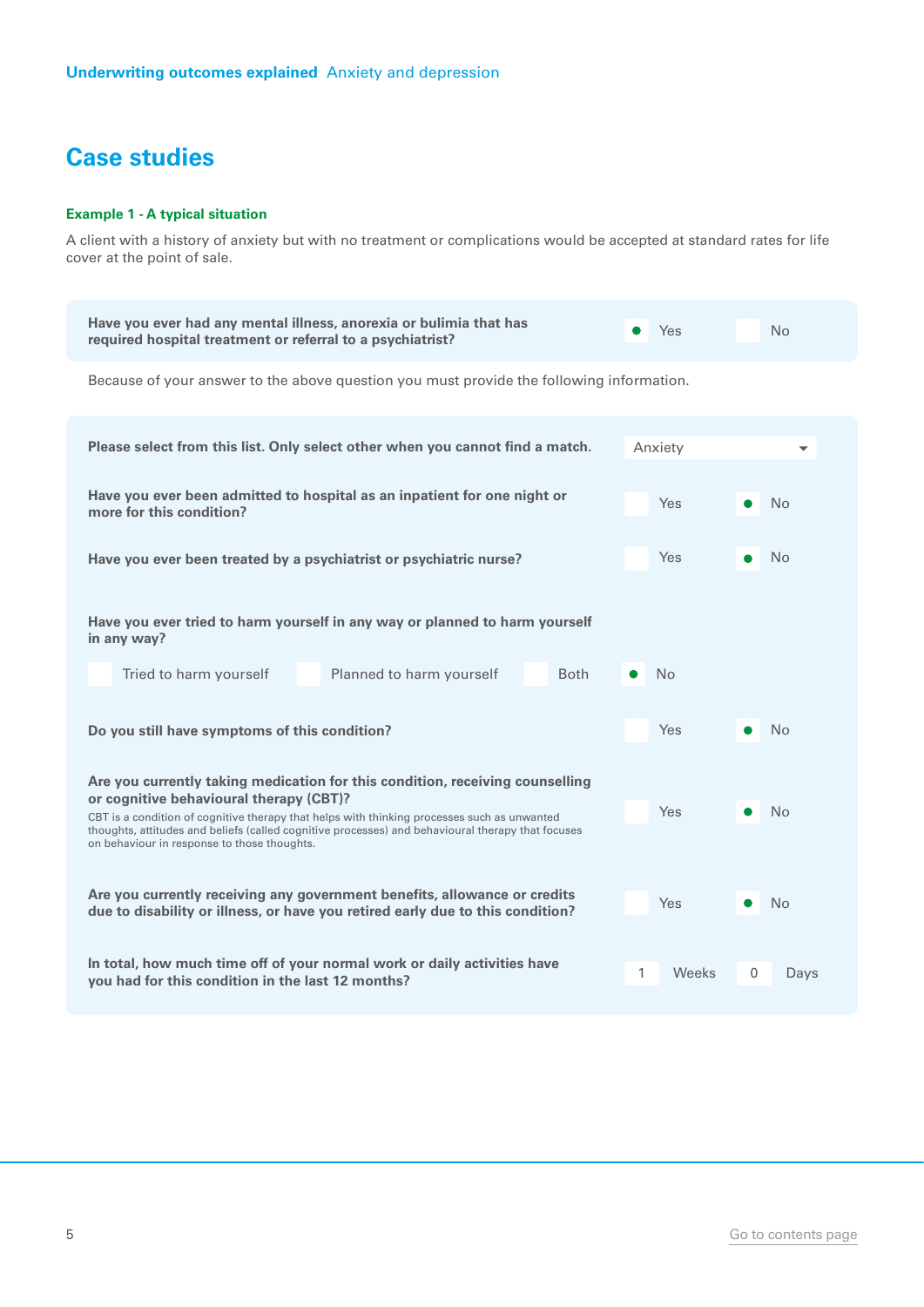## Case studies

**Example 1 - A typical situation**

A client with a history of anxiety but with no treatment or complications would be accepted at standard rates for life cover at the point of sale.

| Question | Answer |
| --- | --- |
| **Have you ever had any mental illness, anorexia or bulimia that has required hospital treatment or referral to a psychiatrist?** | Yes (selected) / No |

Because of your answer to the above question you must provide the following information.

| Question | Answer |
| --- | --- |
| **Please select from this list. Only select other when you cannot find a match.** | Anxiety |
| **Have you ever been admitted to hospital as an inpatient for one night or more for this condition?** | Yes / No (selected) |
| **Have you ever been treated by a psychiatrist or psychiatric nurse?** | Yes / No (selected) |
| **Have you ever tried to harm yourself in any way or planned to harm yourself in any way?** | Tried to harm yourself / Planned to harm yourself / Both / No (selected) |
| **Do you still have symptoms of this condition?** | Yes / No (selected) |
| **Are you currently taking medication for this condition, receiving counselling or cognitive behavioural therapy (CBT)?** CBT is a condition of cognitive therapy that helps with thinking processes such as unwanted thoughts, attitudes and beliefs (called cognitive processes) and behavioural therapy that focuses on behaviour in response to those thoughts. | Yes / No (selected) |
| **Are you currently receiving any government benefits, allowance or credits due to disability or illness, or have you retired early due to this condition?** | Yes / No (selected) |
| **In total, how much time off of your normal work or daily activities have you had for this condition in the last 12 months?** | 1 Weeks 0 Days |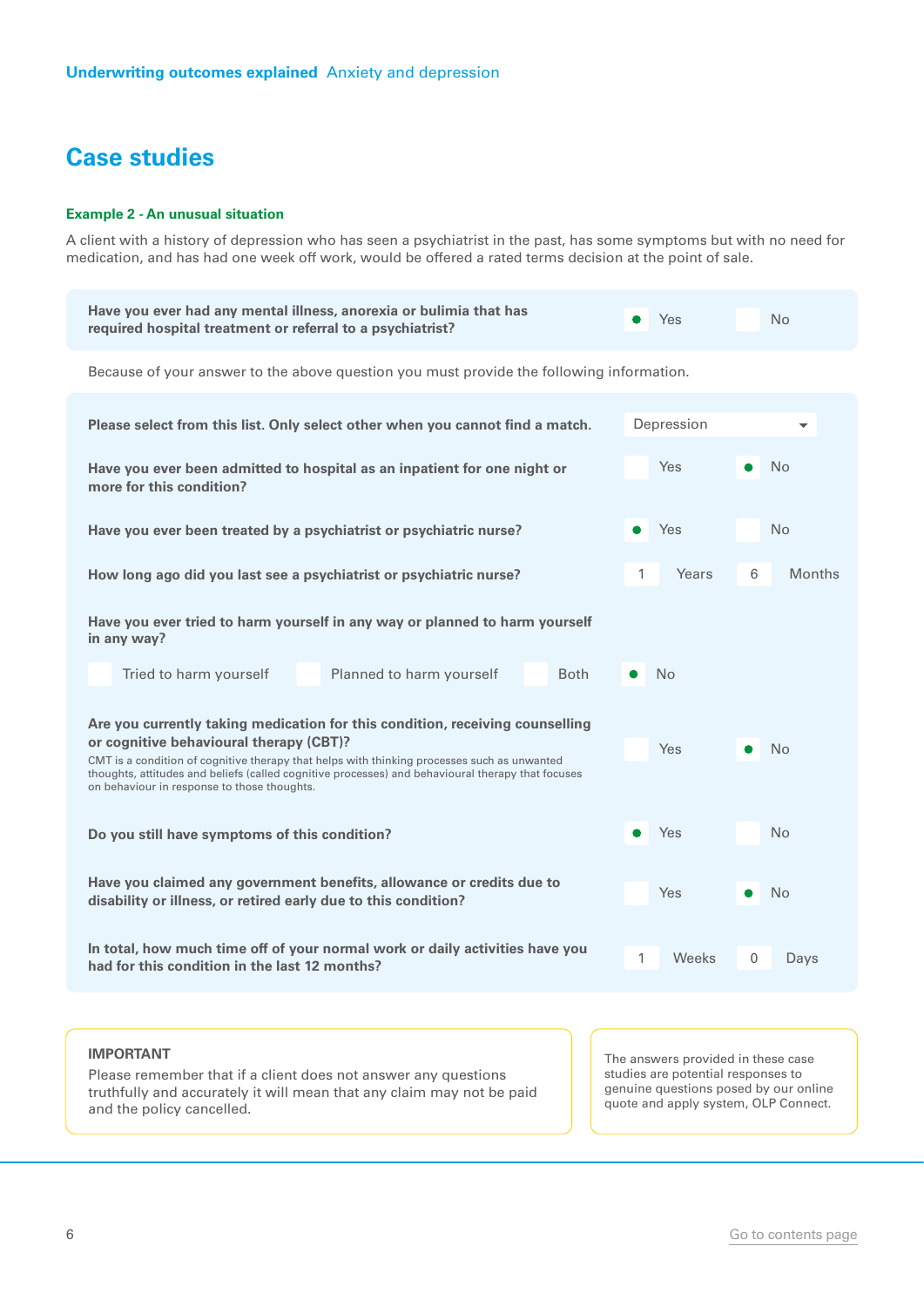## Case studies

**Example 2 - An unusual situation**

A client with a history of depression who has seen a psychiatrist in the past, has some symptoms but with no need for medication, and has had one week off work, would be offered a rated terms decision at the point of sale.

| Question | Answer |
|---|---|
| **Have you ever had any mental illness, anorexia or bulimia that has required hospital treatment or referral to a psychiatrist?** | Yes |

Because of your answer to the above question you must provide the following information.

| Question | Answer |
|---|---|
| **Please select from this list. Only select other when you cannot find a match.** | Depression |
| **Have you ever been admitted to hospital as an inpatient for one night or more for this condition?** | No |
| **Have you ever been treated by a psychiatrist or psychiatric nurse?** | Yes |
| **How long ago did you last see a psychiatrist or psychiatric nurse?** | 1 Years 6 Months |
| **Have you ever tried to harm yourself in any way or planned to harm yourself in any way?** (Tried to harm yourself / Planned to harm yourself / Both / No) | No |
| **Are you currently taking medication for this condition, receiving counselling or cognitive behavioural therapy (CBT)?** CMT is a condition of cognitive therapy that helps with thinking processes such as unwanted thoughts, attitudes and beliefs (called cognitive processes) and behavioural therapy that focuses on behaviour in response to those thoughts. | No |
| **Do you still have symptoms of this condition?** | Yes |
| **Have you claimed any government benefits, allowance or credits due to disability or illness, or retired early due to this condition?** | No |
| **In total, how much time off of your normal work or daily activities have you had for this condition in the last 12 months?** | 1 Weeks 0 Days |

**IMPORTANT**
Please remember that if a client does not answer any questions truthfully and accurately it will mean that any claim may not be paid and the policy cancelled.

The answers provided in these case studies are potential responses to genuine questions posed by our online quote and apply system, OLP Connect.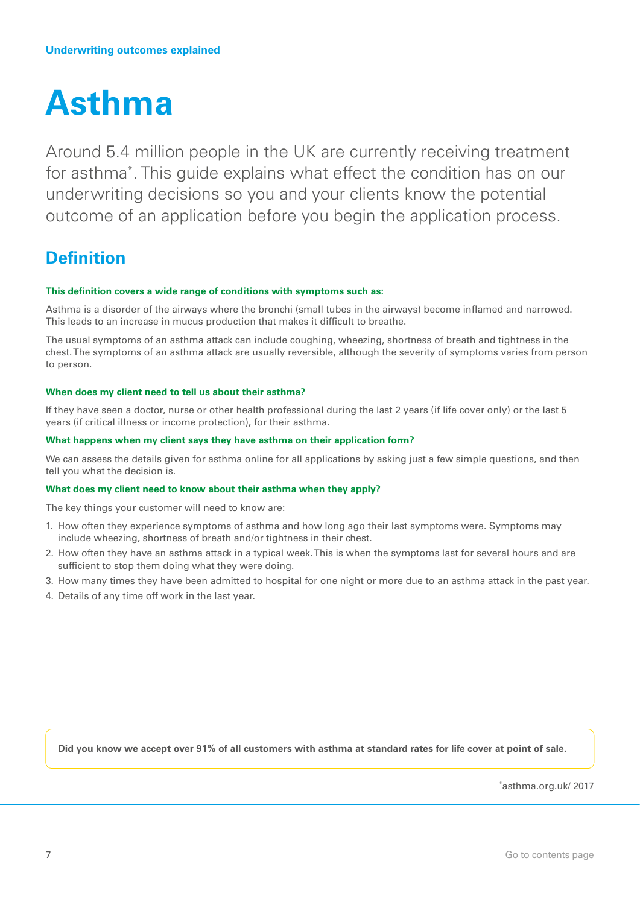Underwriting outcomes explained

# Asthma

Around 5.4 million people in the UK are currently receiving treatment for asthma*. This guide explains what effect the condition has on our underwriting decisions so you and your clients know the potential outcome of an application before you begin the application process.

## Definition

**This definition covers a wide range of conditions with symptoms such as:**

Asthma is a disorder of the airways where the bronchi (small tubes in the airways) become inflamed and narrowed. This leads to an increase in mucus production that makes it difficult to breathe.

The usual symptoms of an asthma attack can include coughing, wheezing, shortness of breath and tightness in the chest. The symptoms of an asthma attack are usually reversible, although the severity of symptoms varies from person to person.

**When does my client need to tell us about their asthma?**

If they have seen a doctor, nurse or other health professional during the last 2 years (if life cover only) or the last 5 years (if critical illness or income protection), for their asthma.

**What happens when my client says they have asthma on their application form?**

We can assess the details given for asthma online for all applications by asking just a few simple questions, and then tell you what the decision is.

**What does my client need to know about their asthma when they apply?**

The key things your customer will need to know are:

1. How often they experience symptoms of asthma and how long ago their last symptoms were. Symptoms may include wheezing, shortness of breath and/or tightness in their chest.
2. How often they have an asthma attack in a typical week. This is when the symptoms last for several hours and are sufficient to stop them doing what they were doing.
3. How many times they have been admitted to hospital for one night or more due to an asthma attack in the past year.
4. Details of any time off work in the last year.

**Did you know we accept over 91% of all customers with asthma at standard rates for life cover at point of sale.**

*asthma.org.uk/ 2017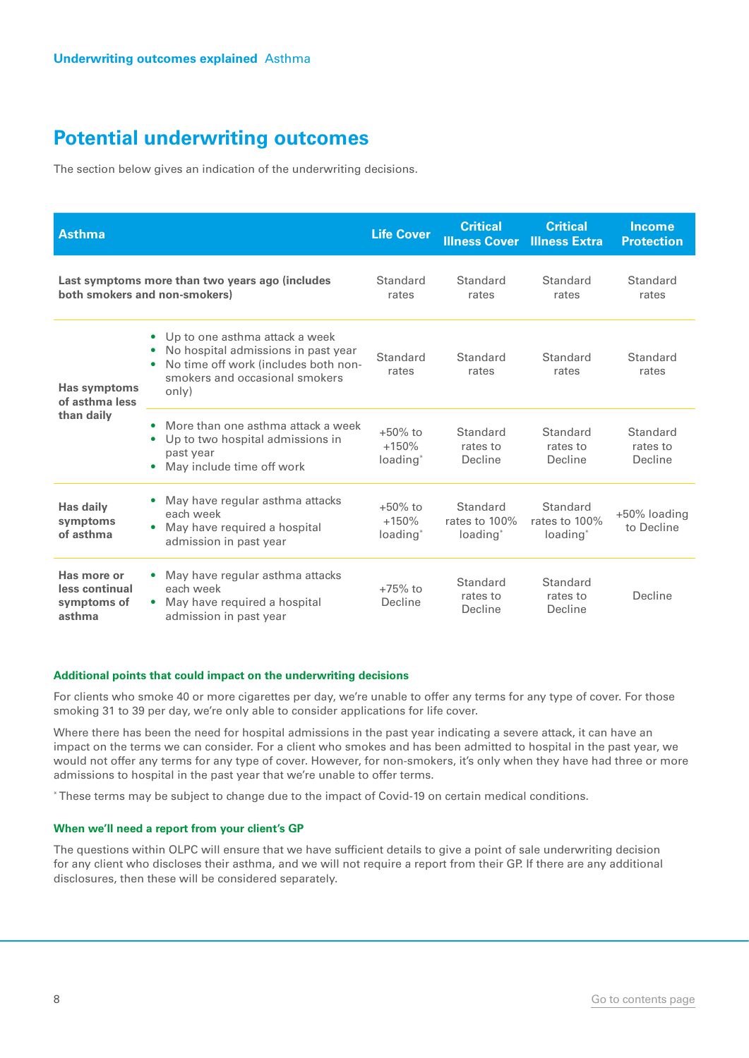## Potential underwriting outcomes

The section below gives an indication of the underwriting decisions.

| Asthma | | Life Cover | Critical Illness Cover | Critical Illness Extra | Income Protection |
|---|---|---|---|---|---|
| **Last symptoms more than two years ago (includes both smokers and non-smokers)** | | Standard rates | Standard rates | Standard rates | Standard rates |
| **Has symptoms of asthma less than daily** | • Up to one asthma attack a week<br>• No hospital admissions in past year<br>• No time off work (includes both non-smokers and occasional smokers only) | Standard rates | Standard rates | Standard rates | Standard rates |
| | • More than one asthma attack a week<br>• Up to two hospital admissions in past year<br>• May include time off work | +50% to +150% loading* | Standard rates to Decline | Standard rates to Decline | Standard rates to Decline |
| **Has daily symptoms of asthma** | • May have regular asthma attacks each week<br>• May have required a hospital admission in past year | +50% to +150% loading* | Standard rates to 100% loading* | Standard rates to 100% loading* | +50% loading to Decline |
| **Has more or less continual symptoms of asthma** | • May have regular asthma attacks each week<br>• May have required a hospital admission in past year | +75% to Decline | Standard rates to Decline | Standard rates to Decline | Decline |

#### Additional points that could impact on the underwriting decisions

For clients who smoke 40 or more cigarettes per day, we're unable to offer any terms for any type of cover. For those smoking 31 to 39 per day, we're only able to consider applications for life cover.

Where there has been the need for hospital admissions in the past year indicating a severe attack, it can have an impact on the terms we can consider. For a client who smokes and has been admitted to hospital in the past year, we would not offer any terms for any type of cover. However, for non-smokers, it's only when they have had three or more admissions to hospital in the past year that we're unable to offer terms.

* These terms may be subject to change due to the impact of Covid-19 on certain medical conditions.

#### When we'll need a report from your client's GP

The questions within OLPC will ensure that we have sufficient details to give a point of sale underwriting decision for any client who discloses their asthma, and we will not require a report from their GP. If there are any additional disclosures, then these will be considered separately.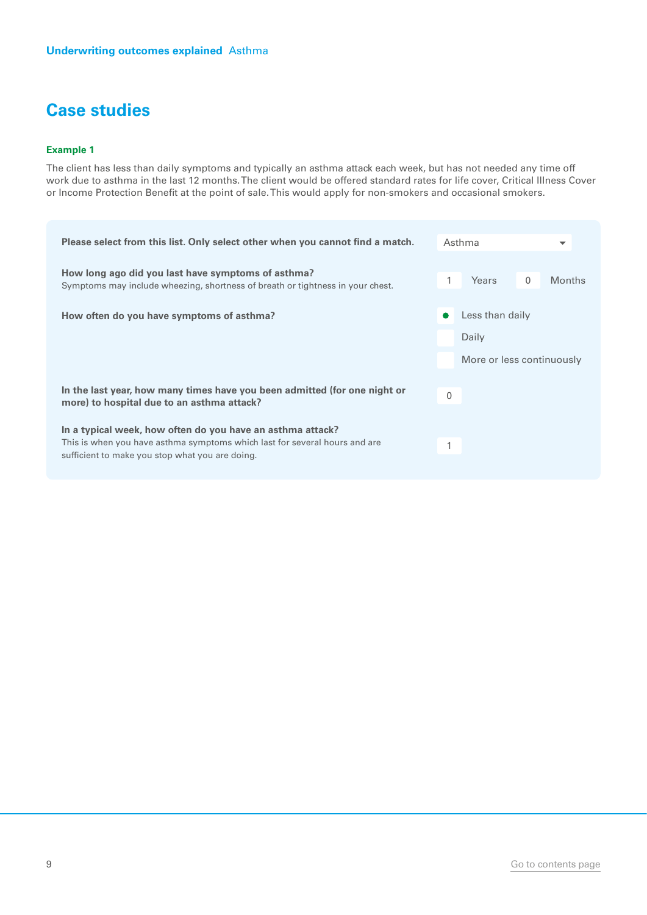# Case studies

**Example 1**

The client has less than daily symptoms and typically an asthma attack each week, but has not needed any time off work due to asthma in the last 12 months. The client would be offered standard rates for life cover, Critical Illness Cover or Income Protection Benefit at the point of sale. This would apply for non-smokers and occasional smokers.

| Question | Answer |
|---|---|
| **Please select from this list. Only select other when you cannot find a match.** | Asthma |
| **How long ago did you last have symptoms of asthma?**<br>Symptoms may include wheezing, shortness of breath or tightness in your chest. | 1 Years 0 Months |
| **How often do you have symptoms of asthma?** | ● Less than daily<br>○ Daily<br>○ More or less continuously |
| **In the last year, how many times have you been admitted (for one night or more) to hospital due to an asthma attack?** | 0 |
| **In a typical week, how often do you have an asthma attack?**<br>This is when you have asthma symptoms which last for several hours and are sufficient to make you stop what you are doing. | 1 |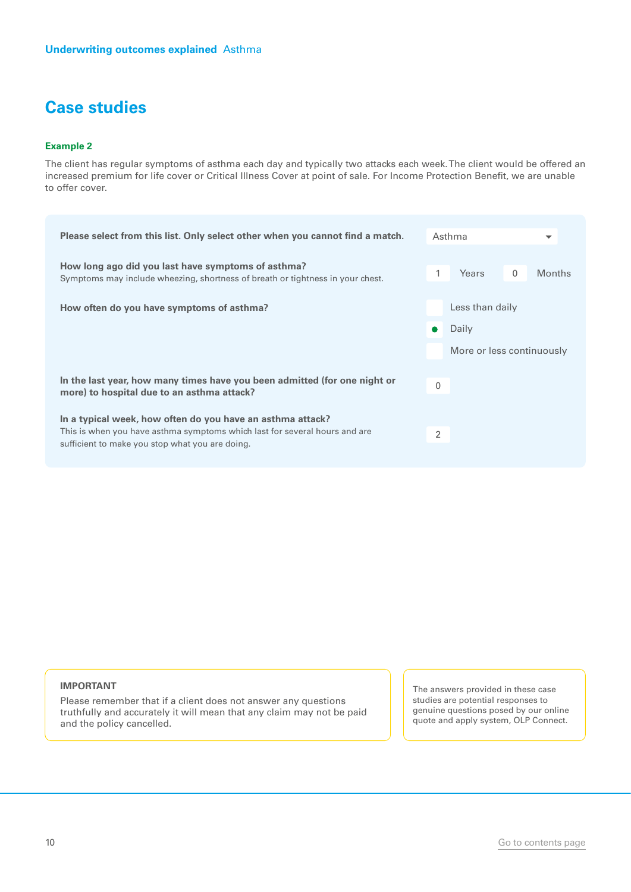# Case studies

### Example 2

The client has regular symptoms of asthma each day and typically two attacks each week. The client would be offered an increased premium for life cover or Critical Illness Cover at point of sale. For Income Protection Benefit, we are unable to offer cover.

| Question | Answer |
|---|---|
| **Please select from this list. Only select other when you cannot find a match.** | Asthma |
| **How long ago did you last have symptoms of asthma?** Symptoms may include wheezing, shortness of breath or tightness in your chest. | 1 Years 0 Months |
| **How often do you have symptoms of asthma?** | Less than daily ☐ / Daily ● / More or less continuously ☐ |
| **In the last year, how many times have you been admitted (for one night or more) to hospital due to an asthma attack?** | 0 |
| **In a typical week, how often do you have an asthma attack?** This is when you have asthma symptoms which last for several hours and are sufficient to make you stop what you are doing. | 2 |

**IMPORTANT**
Please remember that if a client does not answer any questions truthfully and accurately it will mean that any claim may not be paid and the policy cancelled.

The answers provided in these case studies are potential responses to genuine questions posed by our online quote and apply system, OLP Connect.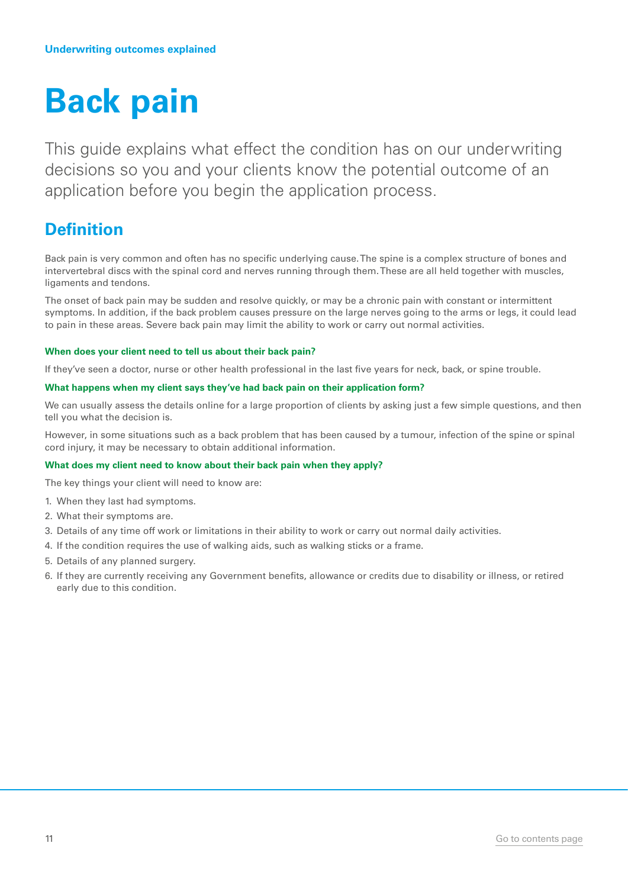Underwriting outcomes explained

# Back pain

This guide explains what effect the condition has on our underwriting decisions so you and your clients know the potential outcome of an application before you begin the application process.

## Definition

Back pain is very common and often has no specific underlying cause. The spine is a complex structure of bones and intervertebral discs with the spinal cord and nerves running through them. These are all held together with muscles, ligaments and tendons.

The onset of back pain may be sudden and resolve quickly, or may be a chronic pain with constant or intermittent symptoms. In addition, if the back problem causes pressure on the large nerves going to the arms or legs, it could lead to pain in these areas. Severe back pain may limit the ability to work or carry out normal activities.

### When does your client need to tell us about their back pain?

If they've seen a doctor, nurse or other health professional in the last five years for neck, back, or spine trouble.

### What happens when my client says they've had back pain on their application form?

We can usually assess the details online for a large proportion of clients by asking just a few simple questions, and then tell you what the decision is.

However, in some situations such as a back problem that has been caused by a tumour, infection of the spine or spinal cord injury, it may be necessary to obtain additional information.

### What does my client need to know about their back pain when they apply?

The key things your client will need to know are:

1. When they last had symptoms.
2. What their symptoms are.
3. Details of any time off work or limitations in their ability to work or carry out normal daily activities.
4. If the condition requires the use of walking aids, such as walking sticks or a frame.
5. Details of any planned surgery.
6. If they are currently receiving any Government benefits, allowance or credits due to disability or illness, or retired early due to this condition.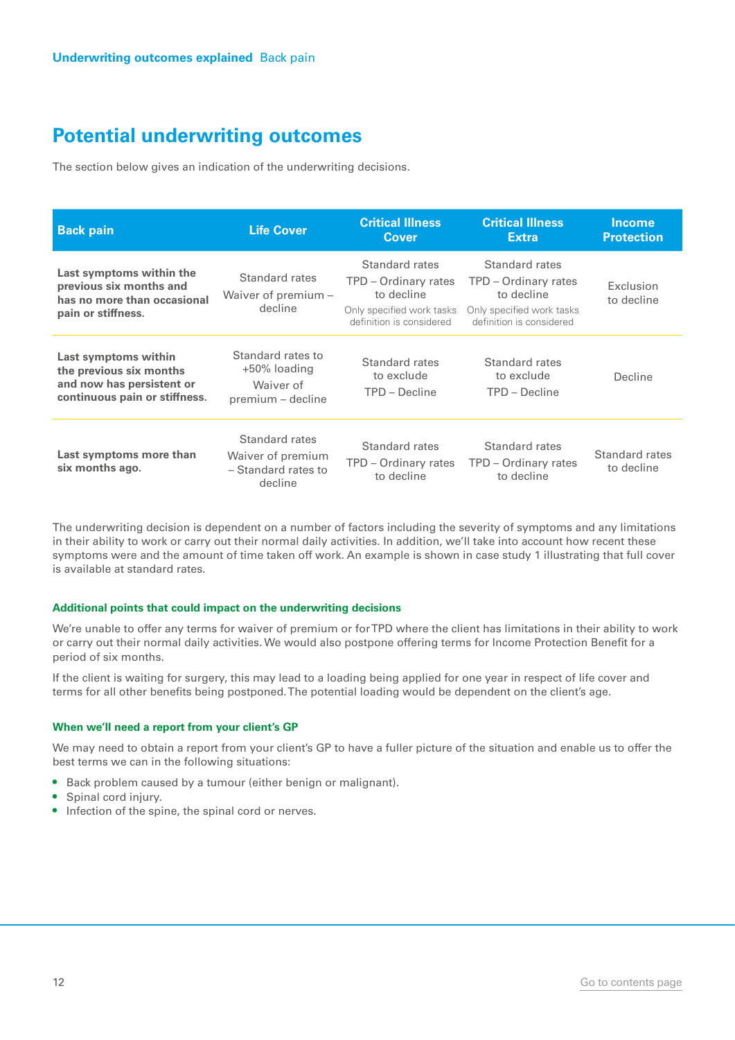## Potential underwriting outcomes

The section below gives an indication of the underwriting decisions.

| Back pain | Life Cover | Critical Illness Cover | Critical Illness Extra | Income Protection |
|---|---|---|---|---|
| **Last symptoms within the previous six months and has no more than occasional pain or stiffness.** | Standard rates<br>Waiver of premium – decline | Standard rates<br>TPD – Ordinary rates to decline<br>Only specified work tasks definition is considered | Standard rates<br>TPD – Ordinary rates to decline<br>Only specified work tasks definition is considered | Exclusion to decline |
| **Last symptoms within the previous six months and now has persistent or continuous pain or stiffness.** | Standard rates to +50% loading<br>Waiver of premium – decline | Standard rates to exclude<br>TPD – Decline | Standard rates to exclude<br>TPD – Decline | Decline |
| **Last symptoms more than six months ago.** | Standard rates<br>Waiver of premium – Standard rates to decline | Standard rates<br>TPD – Ordinary rates to decline | Standard rates<br>TPD – Ordinary rates to decline | Standard rates to decline |

The underwriting decision is dependent on a number of factors including the severity of symptoms and any limitations in their ability to work or carry out their normal daily activities. In addition, we'll take into account how recent these symptoms were and the amount of time taken off work. An example is shown in case study 1 illustrating that full cover is available at standard rates.

#### Additional points that could impact on the underwriting decisions

We're unable to offer any terms for waiver of premium or for TPD where the client has limitations in their ability to work or carry out their normal daily activities. We would also postpone offering terms for Income Protection Benefit for a period of six months.

If the client is waiting for surgery, this may lead to a loading being applied for one year in respect of life cover and terms for all other benefits being postponed. The potential loading would be dependent on the client's age.

#### When we'll need a report from your client's GP

We may need to obtain a report from your client's GP to have a fuller picture of the situation and enable us to offer the best terms we can in the following situations:

- Back problem caused by a tumour (either benign or malignant).
- Spinal cord injury.
- Infection of the spine, the spinal cord or nerves.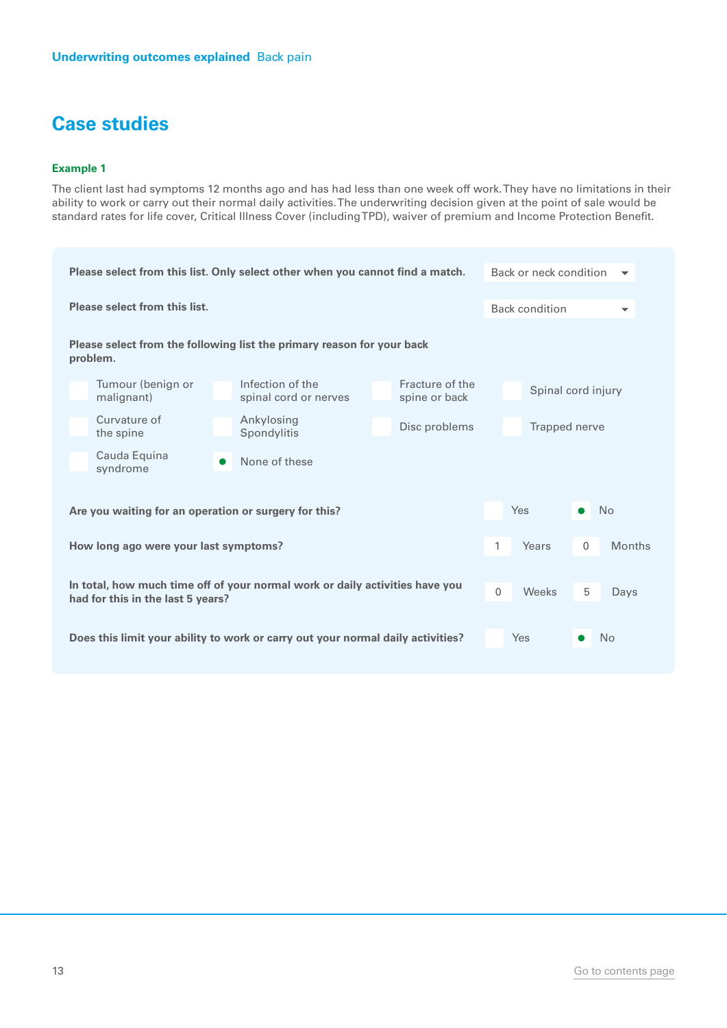## Case studies

**Example 1**

The client last had symptoms 12 months ago and has had less than one week off work. They have no limitations in their ability to work or carry out their normal daily activities. The underwriting decision given at the point of sale would be standard rates for life cover, Critical Illness Cover (including TPD), waiver of premium and Income Protection Benefit.

**Please select from this list. Only select other when you cannot find a match.** Back or neck condition

**Please select from this list.** Back condition

**Please select from the following list the primary reason for your back problem.**

- [ ] Tumour (benign or malignant)
- [ ] Infection of the spinal cord or nerves
- [ ] Fracture of the spine or back
- [ ] Spinal cord injury
- [ ] Curvature of the spine
- [ ] Ankylosing Spondylitis
- [ ] Disc problems
- [ ] Trapped nerve
- [ ] Cauda Equina syndrome
- [x] None of these

**Are you waiting for an operation or surgery for this?** ☐ Yes ☒ No

**How long ago were your last symptoms?** 1 Years 0 Months

**In total, how much time off of your normal work or daily activities have you had for this in the last 5 years?** 0 Weeks 5 Days

**Does this limit your ability to work or carry out your normal daily activities?** ☐ Yes ☒ No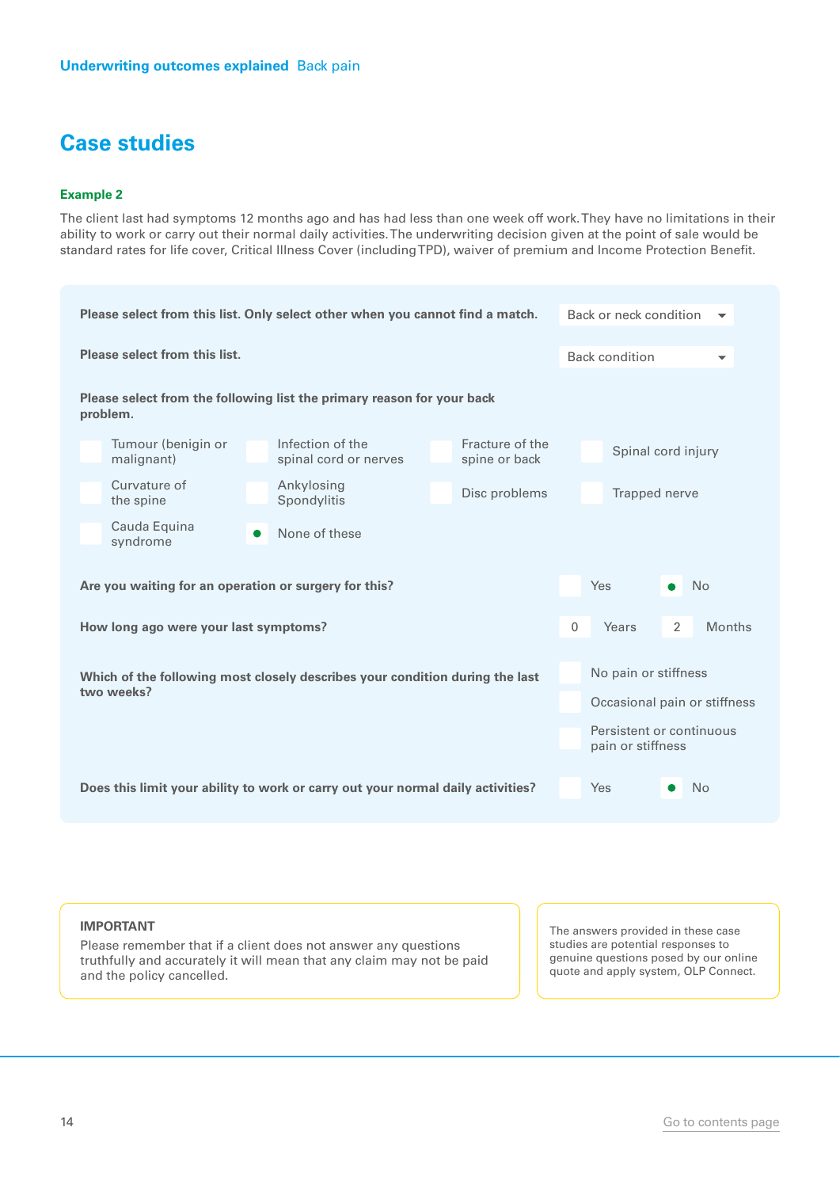# Case studies

### Example 2

The client last had symptoms 12 months ago and has had less than one week off work. They have no limitations in their ability to work or carry out their normal daily activities. The underwriting decision given at the point of sale would be standard rates for life cover, Critical Illness Cover (including TPD), waiver of premium and Income Protection Benefit.

**Please select from this list. Only select other when you cannot find a match.** Back or neck condition

**Please select from this list.** Back condition

**Please select from the following list the primary reason for your back problem.**

- [ ] Tumour (benigin or malignant)
- [ ] Infection of the spinal cord or nerves
- [ ] Fracture of the spine or back
- [ ] Spinal cord injury
- [ ] Curvature of the spine
- [ ] Ankylosing Spondylitis
- [ ] Disc problems
- [ ] Trapped nerve
- [ ] Cauda Equina syndrome
- [x] None of these

**Are you waiting for an operation or surgery for this?** [ ] Yes [x] No

**How long ago were your last symptoms?** 0 Years 2 Months

**Which of the following most closely describes your condition during the last two weeks?**

- [ ] No pain or stiffness
- [ ] Occasional pain or stiffness
- [ ] Persistent or continuous pain or stiffness

**Does this limit your ability to work or carry out your normal daily activities?** [ ] Yes [x] No

**IMPORTANT**
Please remember that if a client does not answer any questions truthfully and accurately it will mean that any claim may not be paid and the policy cancelled.

The answers provided in these case studies are potential responses to genuine questions posed by our online quote and apply system, OLP Connect.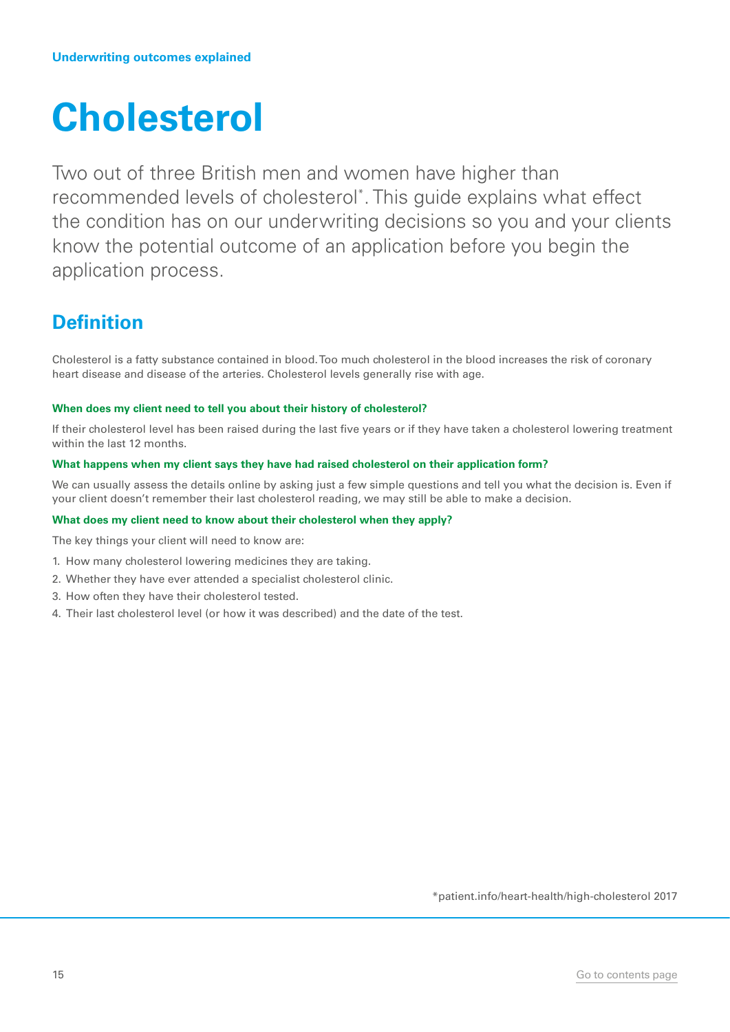# Cholesterol

Two out of three British men and women have higher than recommended levels of cholesterol*. This guide explains what effect the condition has on our underwriting decisions so you and your clients know the potential outcome of an application before you begin the application process.

## Definition

Cholesterol is a fatty substance contained in blood. Too much cholesterol in the blood increases the risk of coronary heart disease and disease of the arteries. Cholesterol levels generally rise with age.

#### When does my client need to tell you about their history of cholesterol?

If their cholesterol level has been raised during the last five years or if they have taken a cholesterol lowering treatment within the last 12 months.

#### What happens when my client says they have had raised cholesterol on their application form?

We can usually assess the details online by asking just a few simple questions and tell you what the decision is. Even if your client doesn't remember their last cholesterol reading, we may still be able to make a decision.

#### What does my client need to know about their cholesterol when they apply?

The key things your client will need to know are:

1. How many cholesterol lowering medicines they are taking.
2. Whether they have ever attended a specialist cholesterol clinic.
3. How often they have their cholesterol tested.
4. Their last cholesterol level (or how it was described) and the date of the test.

*patient.info/heart-health/high-cholesterol 2017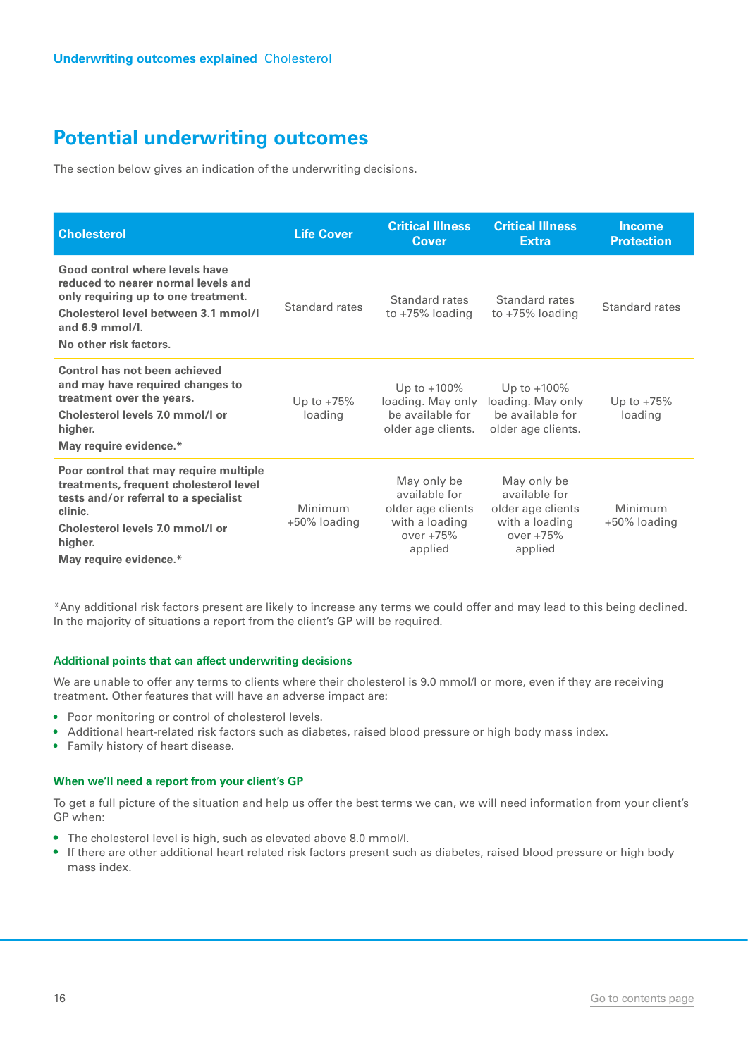## Potential underwriting outcomes

The section below gives an indication of the underwriting decisions.

| Cholesterol | Life Cover | Critical Illness Cover | Critical Illness Extra | Income Protection |
|---|---|---|---|---|
| **Good control where levels have reduced to nearer normal levels and only requiring up to one treatment.**<br>**Cholesterol level between 3.1 mmol/l and 6.9 mmol/l.**<br>**No other risk factors.** | Standard rates | Standard rates to +75% loading | Standard rates to +75% loading | Standard rates |
| **Control has not been achieved and may have required changes to treatment over the years.**<br>**Cholesterol levels 7.0 mmol/l or higher.**<br>**May require evidence.*** | Up to +75% loading | Up to +100% loading. May only be available for older age clients. | Up to +100% loading. May only be available for older age clients. | Up to +75% loading |
| **Poor control that may require multiple treatments, frequent cholesterol level tests and/or referral to a specialist clinic.**<br>**Cholesterol levels 7.0 mmol/l or higher.**<br>**May require evidence.*** | Minimum +50% loading | May only be available for older age clients with a loading over +75% applied | May only be available for older age clients with a loading over +75% applied | Minimum +50% loading |

*Any additional risk factors present are likely to increase any terms we could offer and may lead to this being declined. In the majority of situations a report from the client's GP will be required.

#### Additional points that can affect underwriting decisions

We are unable to offer any terms to clients where their cholesterol is 9.0 mmol/l or more, even if they are receiving treatment. Other features that will have an adverse impact are:

- Poor monitoring or control of cholesterol levels.
- Additional heart-related risk factors such as diabetes, raised blood pressure or high body mass index.
- Family history of heart disease.

#### When we'll need a report from your client's GP

To get a full picture of the situation and help us offer the best terms we can, we will need information from your client's GP when:

- The cholesterol level is high, such as elevated above 8.0 mmol/l.
- If there are other additional heart related risk factors present such as diabetes, raised blood pressure or high body mass index.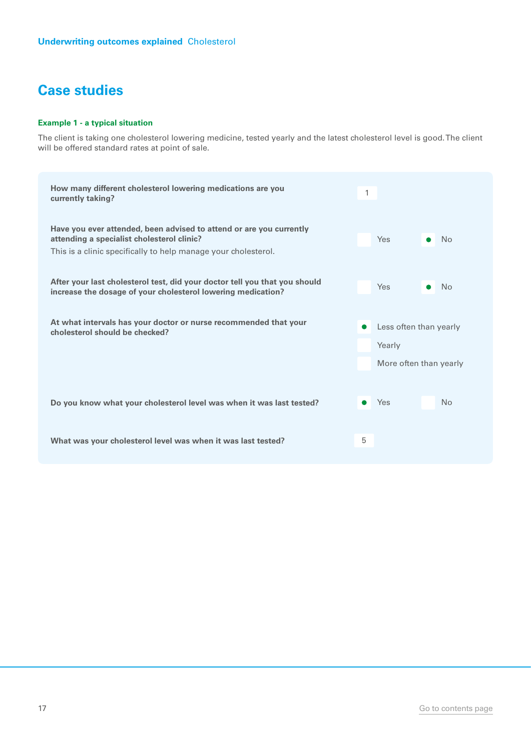## Case studies

**Example 1 - a typical situation**

The client is taking one cholesterol lowering medicine, tested yearly and the latest cholesterol level is good. The client will be offered standard rates at point of sale.

| Question | Answer |
| --- | --- |
| **How many different cholesterol lowering medications are you currently taking?** | 1 |
| **Have you ever attended, been advised to attend or are you currently attending a specialist cholesterol clinic?** This is a clinic specifically to help manage your cholesterol. | Yes / **No** (selected) |
| **After your last cholesterol test, did your doctor tell you that you should increase the dosage of your cholesterol lowering medication?** | Yes / **No** (selected) |
| **At what intervals has your doctor or nurse recommended that your cholesterol should be checked?** | **Less often than yearly** (selected) / Yearly / More often than yearly |
| **Do you know what your cholesterol level was when it was last tested?** | **Yes** (selected) / No |
| **What was your cholesterol level was when it was last tested?** | 5 |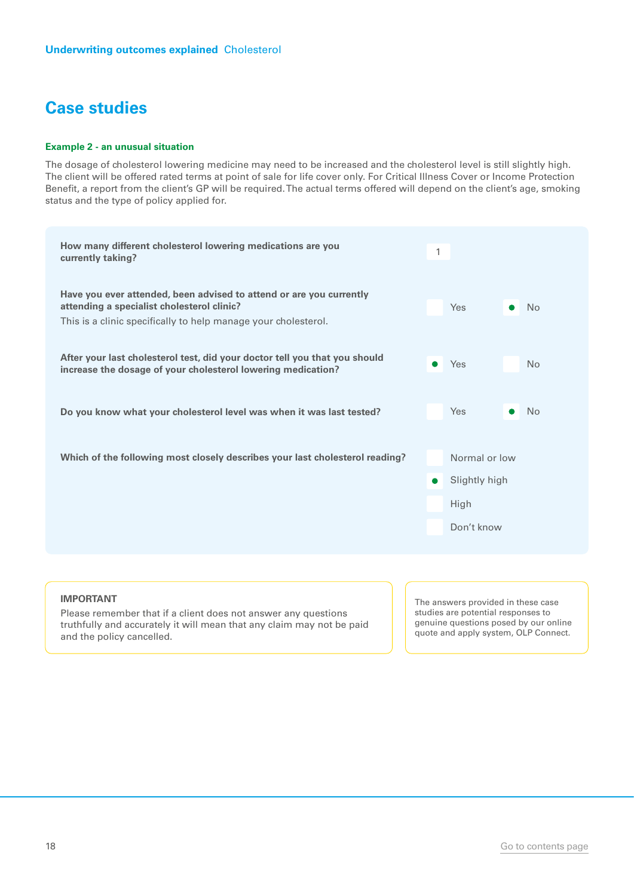## Case studies

**Example 2 - an unusual situation**

The dosage of cholesterol lowering medicine may need to be increased and the cholesterol level is still slightly high. The client will be offered rated terms at point of sale for life cover only. For Critical Illness Cover or Income Protection Benefit, a report from the client's GP will be required. The actual terms offered will depend on the client's age, smoking status and the type of policy applied for.

| Question | Answer |
|---|---|
| **How many different cholesterol lowering medications are you currently taking?** | 1 |
| **Have you ever attended, been advised to attend or are you currently attending a specialist cholesterol clinic?** This is a clinic specifically to help manage your cholesterol. | ☐ Yes ● No |
| **After your last cholesterol test, did your doctor tell you that you should increase the dosage of your cholesterol lowering medication?** | ● Yes ☐ No |
| **Do you know what your cholesterol level was when it was last tested?** | ☐ Yes ● No |
| **Which of the following most closely describes your last cholesterol reading?** | ☐ Normal or low<br>● Slightly high<br>☐ High<br>☐ Don't know |

**IMPORTANT**

Please remember that if a client does not answer any questions truthfully and accurately it will mean that any claim may not be paid and the policy cancelled.

The answers provided in these case studies are potential responses to genuine questions posed by our online quote and apply system, OLP Connect.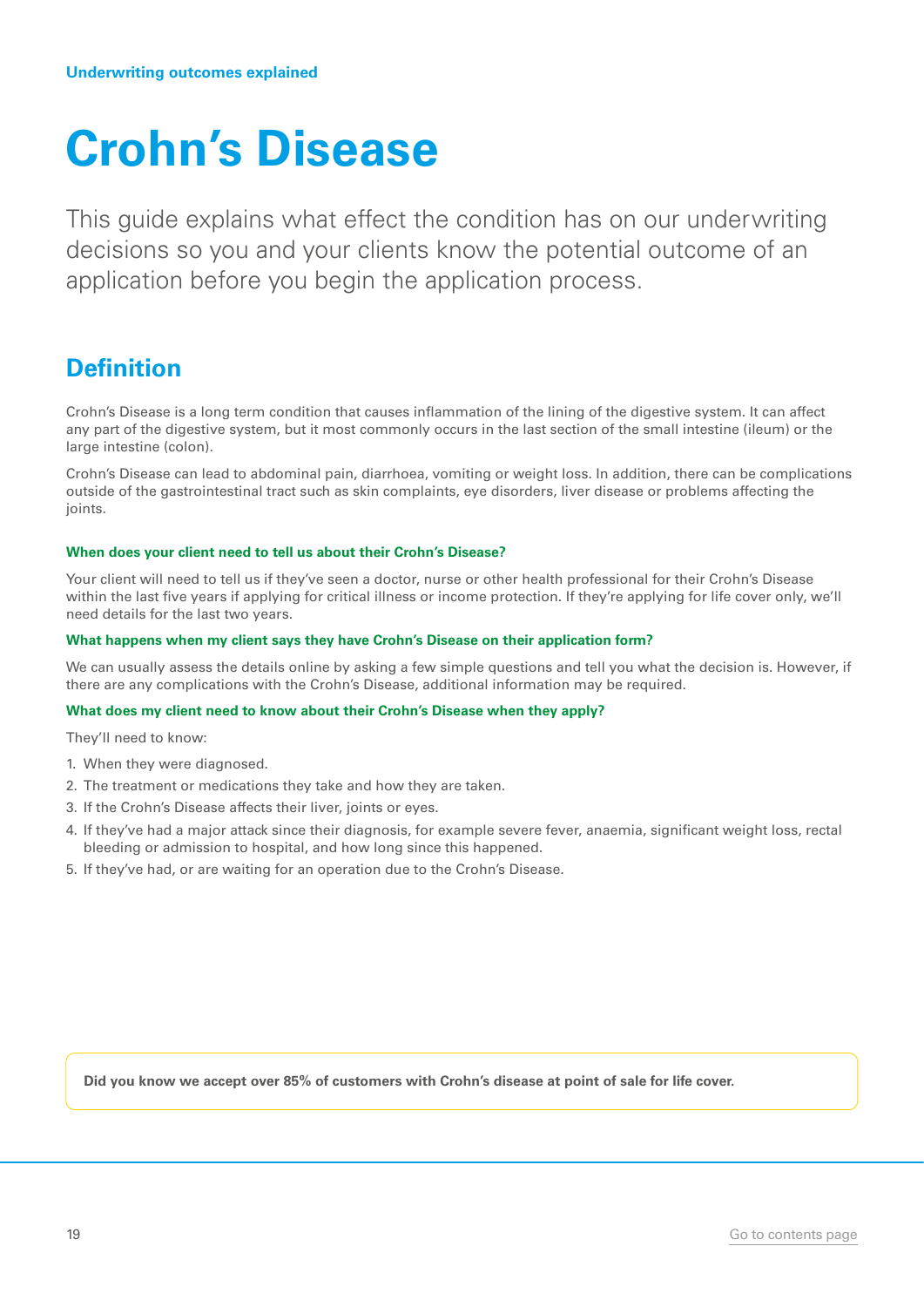Underwriting outcomes explained

# Crohn's Disease

This guide explains what effect the condition has on our underwriting decisions so you and your clients know the potential outcome of an application before you begin the application process.

## Definition

Crohn's Disease is a long term condition that causes inflammation of the lining of the digestive system. It can affect any part of the digestive system, but it most commonly occurs in the last section of the small intestine (ileum) or the large intestine (colon).

Crohn's Disease can lead to abdominal pain, diarrhoea, vomiting or weight loss. In addition, there can be complications outside of the gastrointestinal tract such as skin complaints, eye disorders, liver disease or problems affecting the joints.

#### When does your client need to tell us about their Crohn's Disease?

Your client will need to tell us if they've seen a doctor, nurse or other health professional for their Crohn's Disease within the last five years if applying for critical illness or income protection. If they're applying for life cover only, we'll need details for the last two years.

#### What happens when my client says they have Crohn's Disease on their application form?

We can usually assess the details online by asking a few simple questions and tell you what the decision is. However, if there are any complications with the Crohn's Disease, additional information may be required.

#### What does my client need to know about their Crohn's Disease when they apply?

They'll need to know:

1. When they were diagnosed.
2. The treatment or medications they take and how they are taken.
3. If the Crohn's Disease affects their liver, joints or eyes.
4. If they've had a major attack since their diagnosis, for example severe fever, anaemia, significant weight loss, rectal bleeding or admission to hospital, and how long since this happened.
5. If they've had, or are waiting for an operation due to the Crohn's Disease.

**Did you know we accept over 85% of customers with Crohn's disease at point of sale for life cover.**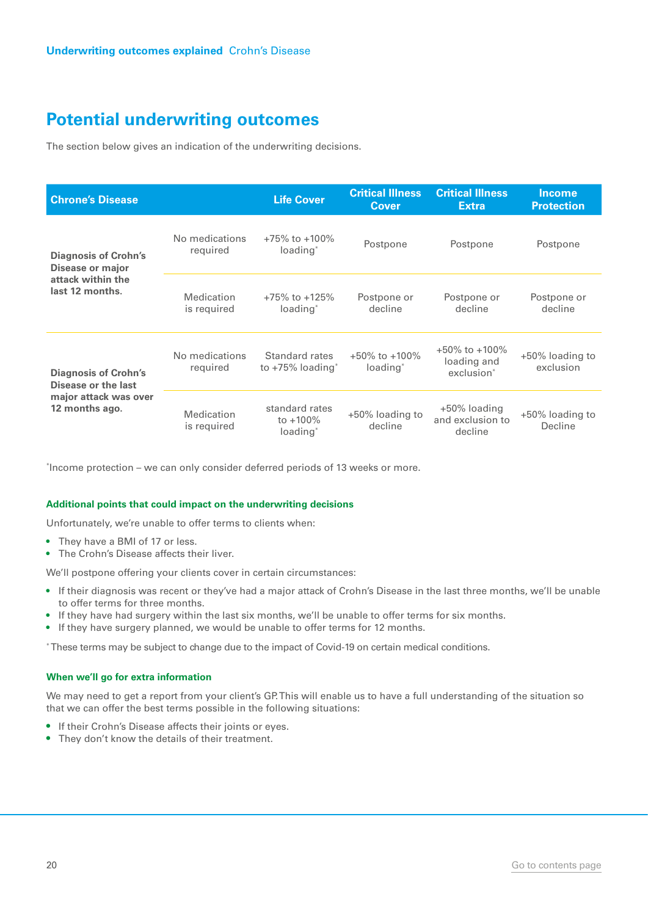Underwriting outcomes explained Crohn's Disease

## Potential underwriting outcomes

The section below gives an indication of the underwriting decisions.

| Chrone's Disease | | Life Cover | Critical Illness Cover | Critical Illness Extra | Income Protection |
|---|---|---|---|---|---|
| **Diagnosis of Crohn's Disease or major attack within the last 12 months.** | No medications required | +75% to +100% loading* | Postpone | Postpone | Postpone |
| | Medication is required | +75% to +125% loading* | Postpone or decline | Postpone or decline | Postpone or decline |
| **Diagnosis of Crohn's Disease or the last major attack was over 12 months ago.** | No medications required | Standard rates to +75% loading* | +50% to +100% loading* | +50% to +100% loading and exclusion* | +50% loading to exclusion |
| | Medication is required | standard rates to +100% loading* | +50% loading to decline | +50% loading and exclusion to decline | +50% loading to Decline |

*Income protection – we can only consider deferred periods of 13 weeks or more.

#### Additional points that could impact on the underwriting decisions

Unfortunately, we're unable to offer terms to clients when:

- They have a BMI of 17 or less.
- The Crohn's Disease affects their liver.

We'll postpone offering your clients cover in certain circumstances:

- If their diagnosis was recent or they've had a major attack of Crohn's Disease in the last three months, we'll be unable to offer terms for three months.
- If they have had surgery within the last six months, we'll be unable to offer terms for six months.
- If they have surgery planned, we would be unable to offer terms for 12 months.

*These terms may be subject to change due to the impact of Covid-19 on certain medical conditions.

#### When we'll go for extra information

We may need to get a report from your client's GP. This will enable us to have a full understanding of the situation so that we can offer the best terms possible in the following situations:

- If their Crohn's Disease affects their joints or eyes.
- They don't know the details of their treatment.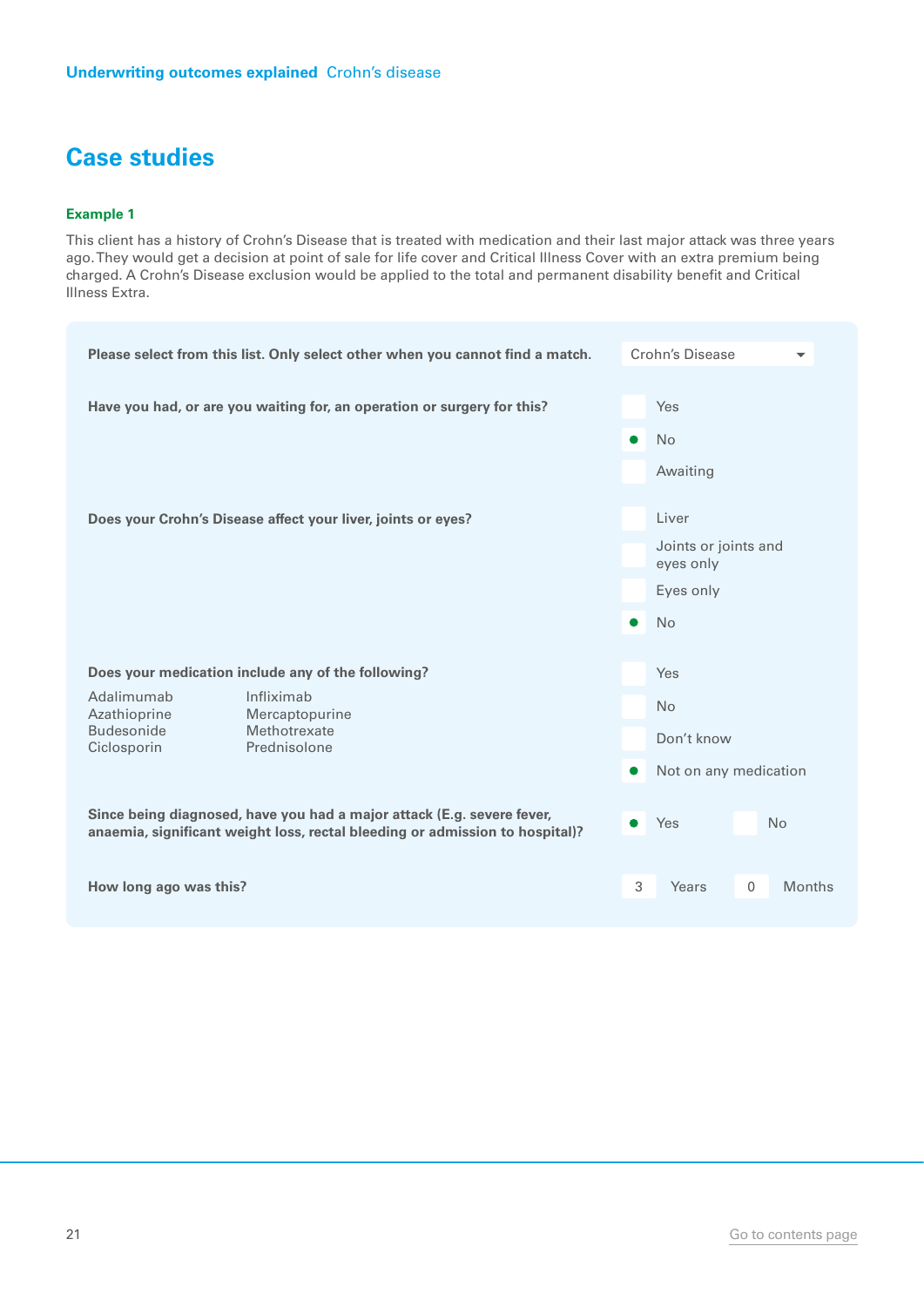## Case studies

### Example 1

This client has a history of Crohn's Disease that is treated with medication and their last major attack was three years ago. They would get a decision at point of sale for life cover and Critical Illness Cover with an extra premium being charged. A Crohn's Disease exclusion would be applied to the total and permanent disability benefit and Critical Illness Extra.

**Please select from this list. Only select other when you cannot find a match.**

Crohn's Disease

**Have you had, or are you waiting for, an operation or surgery for this?**

- [ ] Yes
- [x] No
- [ ] Awaiting

**Does your Crohn's Disease affect your liver, joints or eyes?**

- [ ] Liver
- [ ] Joints or joints and eyes only
- [ ] Eyes only
- [x] No

**Does your medication include any of the following?**

| | |
|---|---|
| Adalimumab | Infliximab |
| Azathioprine | Mercaptopurine |
| Budesonide | Methotrexate |
| Ciclosporin | Prednisolone |

- [ ] Yes
- [ ] No
- [ ] Don't know
- [x] Not on any medication

**Since being diagnosed, have you had a major attack (E.g. severe fever, anaemia, significant weight loss, rectal bleeding or admission to hospital)?**

- [x] Yes
- [ ] No

**How long ago was this?**

3 Years 0 Months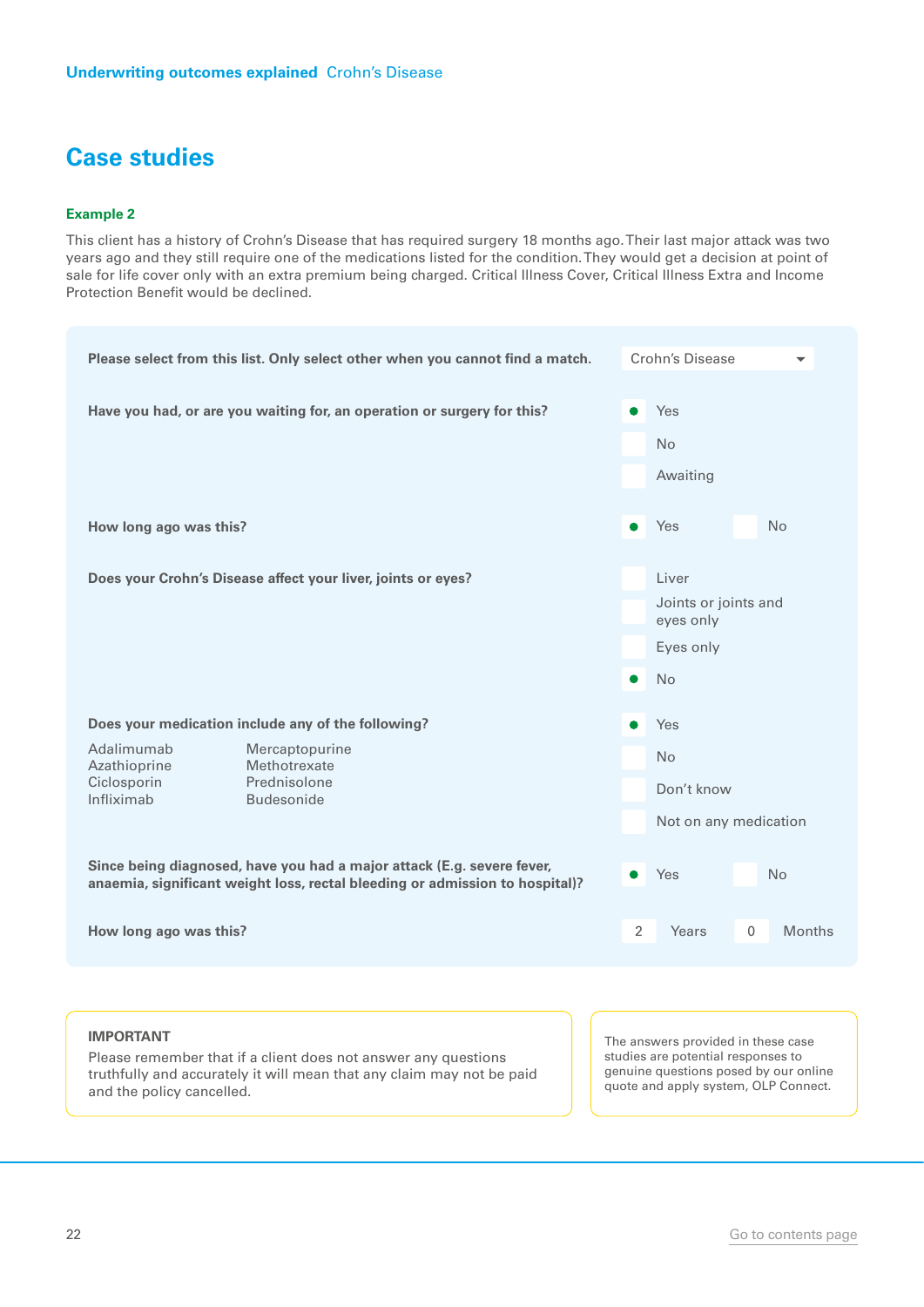# Case studies

### Example 2

This client has a history of Crohn's Disease that has required surgery 18 months ago. Their last major attack was two years ago and they still require one of the medications listed for the condition. They would get a decision at point of sale for life cover only with an extra premium being charged. Critical Illness Cover, Critical Illness Extra and Income Protection Benefit would be declined.

**Please select from this list. Only select other when you cannot find a match.**

Crohn's Disease

**Have you had, or are you waiting for, an operation or surgery for this?**

- [x] Yes
- [ ] No
- [ ] Awaiting

**How long ago was this?**

- [x] Yes
- [ ] No

**Does your Crohn's Disease affect your liver, joints or eyes?**

- [ ] Liver
- [ ] Joints or joints and eyes only
- [ ] Eyes only
- [x] No

**Does your medication include any of the following?**

| | |
|---|---|
| Adalimumab | Mercaptopurine |
| Azathioprine | Methotrexate |
| Ciclosporin | Prednisolone |
| Infliximab | Budesonide |

- [x] Yes
- [ ] No
- [ ] Don't know
- [ ] Not on any medication

**Since being diagnosed, have you had a major attack (E.g. severe fever, anaemia, significant weight loss, rectal bleeding or admission to hospital)?**

- [x] Yes
- [ ] No

**How long ago was this?**

2 Years 0 Months

**IMPORTANT**

Please remember that if a client does not answer any questions truthfully and accurately it will mean that any claim may not be paid and the policy cancelled.

The answers provided in these case studies are potential responses to genuine questions posed by our online quote and apply system, OLP Connect.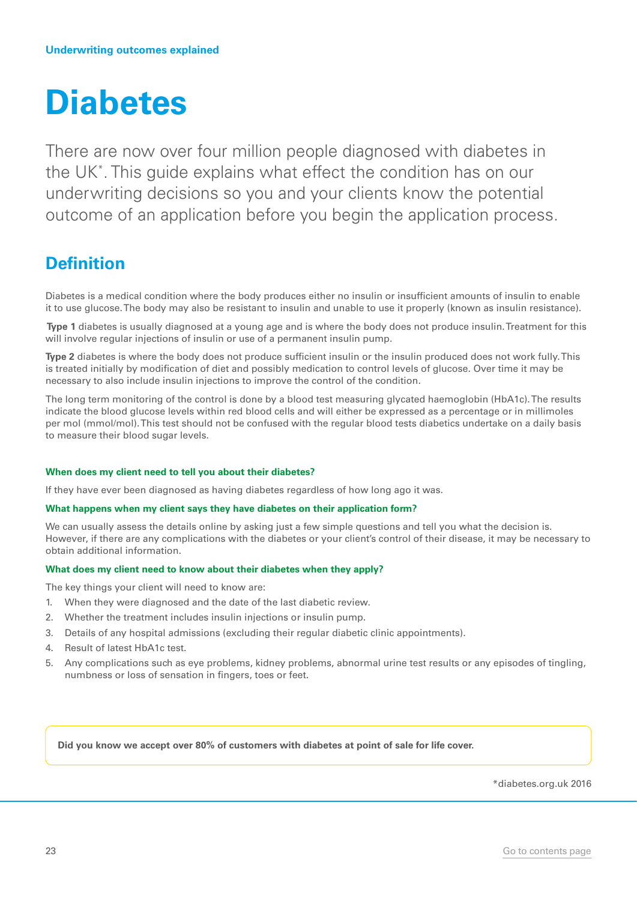Underwriting outcomes explained

# Diabetes

There are now over four million people diagnosed with diabetes in the UK*. This guide explains what effect the condition has on our underwriting decisions so you and your clients know the potential outcome of an application before you begin the application process.

## Definition

Diabetes is a medical condition where the body produces either no insulin or insufficient amounts of insulin to enable it to use glucose. The body may also be resistant to insulin and unable to use it properly (known as insulin resistance).

**Type 1** diabetes is usually diagnosed at a young age and is where the body does not produce insulin. Treatment for this will involve regular injections of insulin or use of a permanent insulin pump.

**Type 2** diabetes is where the body does not produce sufficient insulin or the insulin produced does not work fully. This is treated initially by modification of diet and possibly medication to control levels of glucose. Over time it may be necessary to also include insulin injections to improve the control of the condition.

The long term monitoring of the control is done by a blood test measuring glycated haemoglobin (HbA1c). The results indicate the blood glucose levels within red blood cells and will either be expressed as a percentage or in millimoles per mol (mmol/mol). This test should not be confused with the regular blood tests diabetics undertake on a daily basis to measure their blood sugar levels.

### When does my client need to tell you about their diabetes?

If they have ever been diagnosed as having diabetes regardless of how long ago it was.

### What happens when my client says they have diabetes on their application form?

We can usually assess the details online by asking just a few simple questions and tell you what the decision is. However, if there are any complications with the diabetes or your client's control of their disease, it may be necessary to obtain additional information.

### What does my client need to know about their diabetes when they apply?

The key things your client will need to know are:

1. When they were diagnosed and the date of the last diabetic review.
2. Whether the treatment includes insulin injections or insulin pump.
3. Details of any hospital admissions (excluding their regular diabetic clinic appointments).
4. Result of latest HbA1c test.
5. Any complications such as eye problems, kidney problems, abnormal urine test results or any episodes of tingling, numbness or loss of sensation in fingers, toes or feet.

**Did you know we accept over 80% of customers with diabetes at point of sale for life cover.**

*diabetes.org.uk 2016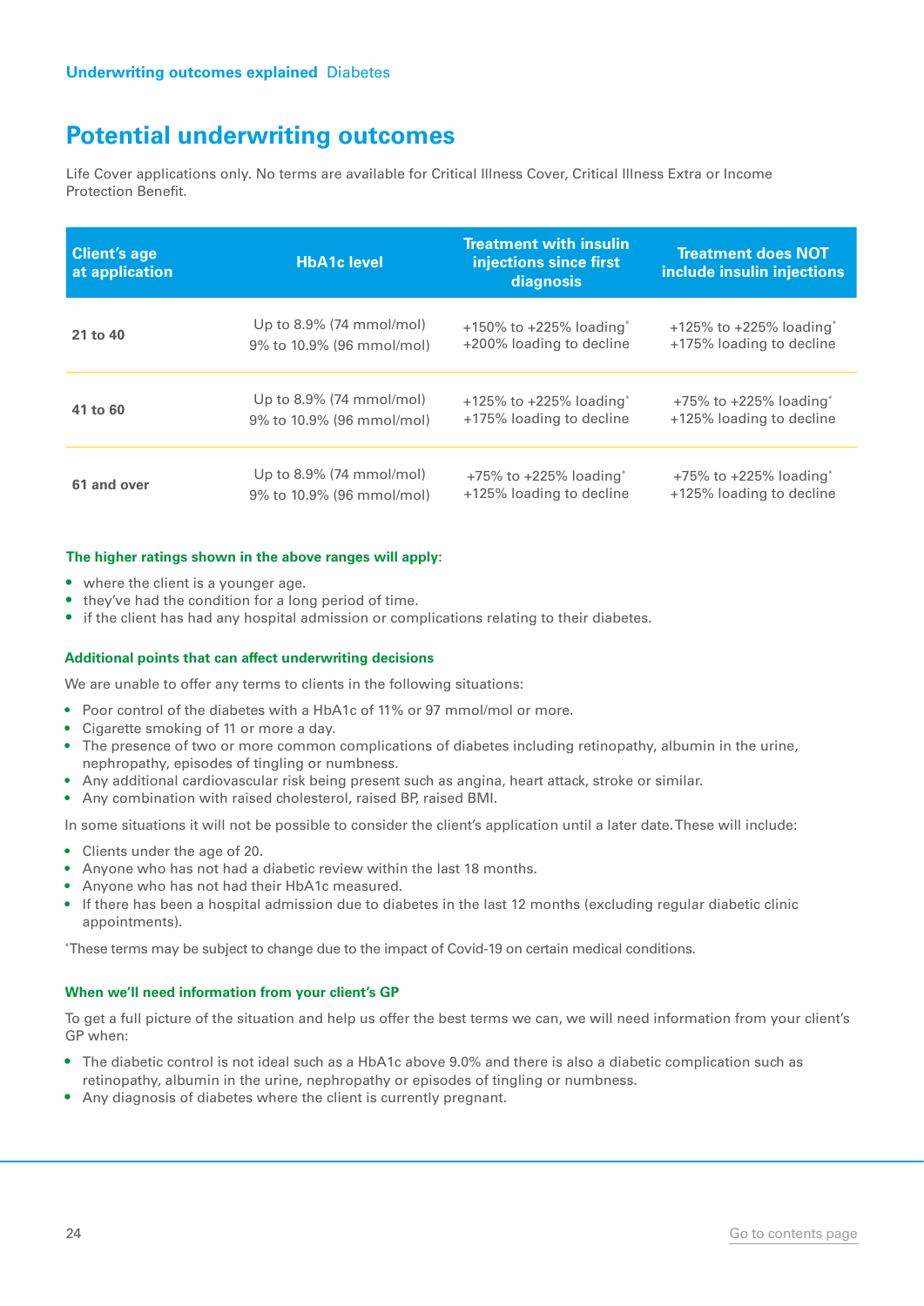## Potential underwriting outcomes

Life Cover applications only. No terms are available for Critical Illness Cover, Critical Illness Extra or Income Protection Benefit.

| Client's age at application | HbA1c level | Treatment with insulin injections since first diagnosis | Treatment does NOT include insulin injections |
|---|---|---|---|
| 21 to 40 | Up to 8.9% (74 mmol/mol) | +150% to +225% loading* | +125% to +225% loading* |
| | 9% to 10.9% (96 mmol/mol) | +200% loading to decline | +175% loading to decline |
| 41 to 60 | Up to 8.9% (74 mmol/mol) | +125% to +225% loading* | +75% to +225% loading* |
| | 9% to 10.9% (96 mmol/mol) | +175% loading to decline | +125% loading to decline |
| 61 and over | Up to 8.9% (74 mmol/mol) | +75% to +225% loading* | +75% to +225% loading* |
| | 9% to 10.9% (96 mmol/mol) | +125% loading to decline | +125% loading to decline |

**The higher ratings shown in the above ranges will apply:**

- where the client is a younger age.
- they've had the condition for a long period of time.
- if the client has had any hospital admission or complications relating to their diabetes.

**Additional points that can affect underwriting decisions**

We are unable to offer any terms to clients in the following situations:

- Poor control of the diabetes with a HbA1c of 11% or 97 mmol/mol or more.
- Cigarette smoking of 11 or more a day.
- The presence of two or more common complications of diabetes including retinopathy, albumin in the urine, nephropathy, episodes of tingling or numbness.
- Any additional cardiovascular risk being present such as angina, heart attack, stroke or similar.
- Any combination with raised cholesterol, raised BP, raised BMI.

In some situations it will not be possible to consider the client's application until a later date. These will include:

- Clients under the age of 20.
- Anyone who has not had a diabetic review within the last 18 months.
- Anyone who has not had their HbA1c measured.
- If there has been a hospital admission due to diabetes in the last 12 months (excluding regular diabetic clinic appointments).

*These terms may be subject to change due to the impact of Covid-19 on certain medical conditions.

**When we'll need information from your client's GP**

To get a full picture of the situation and help us offer the best terms we can, we will need information from your client's GP when:

- The diabetic control is not ideal such as a HbA1c above 9.0% and there is also a diabetic complication such as retinopathy, albumin in the urine, nephropathy or episodes of tingling or numbness.
- Any diagnosis of diabetes where the client is currently pregnant.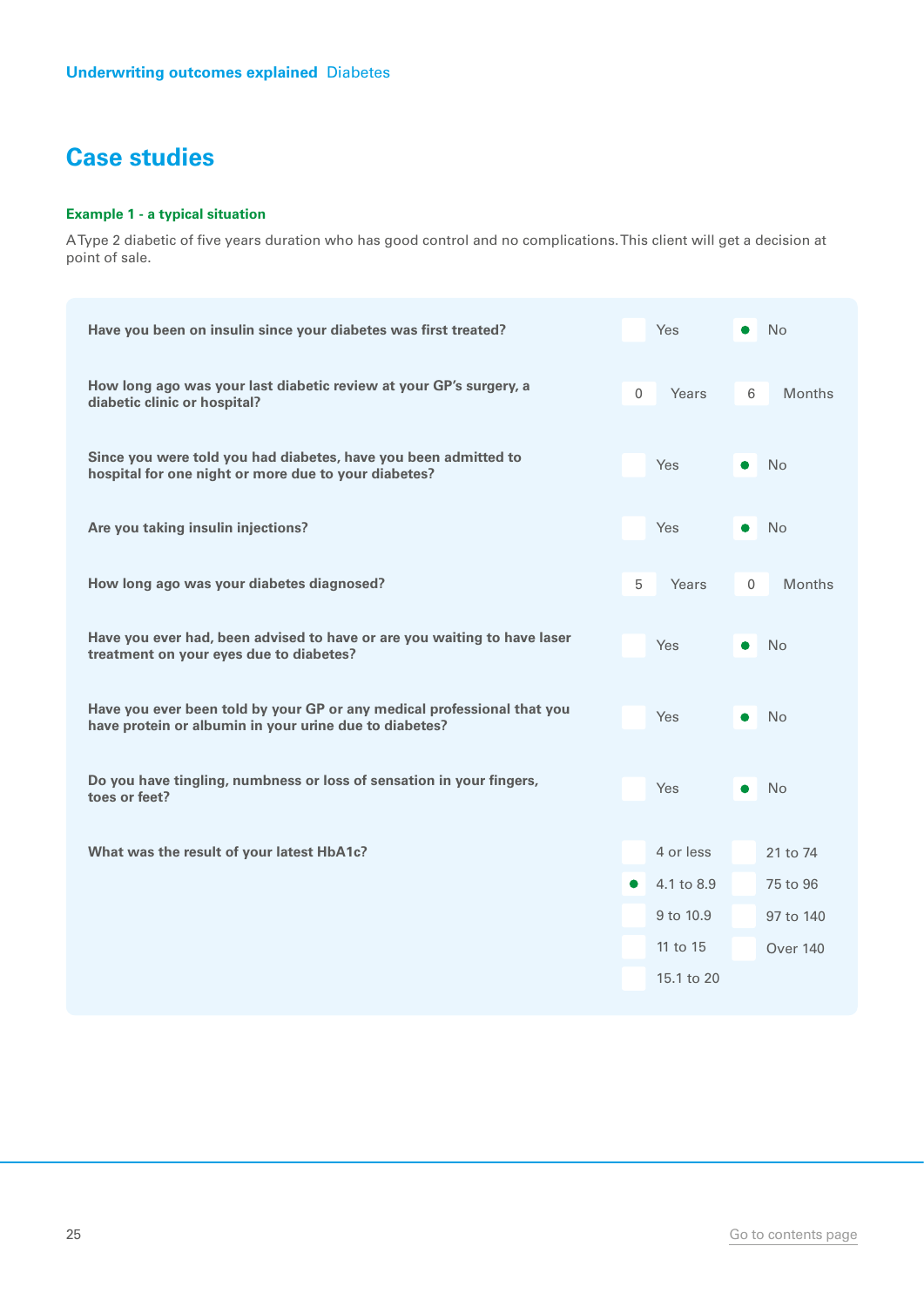## Case studies

**Example 1 - a typical situation**

A Type 2 diabetic of five years duration who has good control and no complications. This client will get a decision at point of sale.

| Question | Answer |
|---|---|
| **Have you been on insulin since your diabetes was first treated?** | No |
| **How long ago was your last diabetic review at your GP's surgery, a diabetic clinic or hospital?** | 0 Years 6 Months |
| **Since you were told you had diabetes, have you been admitted to hospital for one night or more due to your diabetes?** | No |
| **Are you taking insulin injections?** | No |
| **How long ago was your diabetes diagnosed?** | 5 Years 0 Months |
| **Have you ever had, been advised to have or are you waiting to have laser treatment on your eyes due to diabetes?** | No |
| **Have you ever been told by your GP or any medical professional that you have protein or albumin in your urine due to diabetes?** | No |
| **Do you have tingling, numbness or loss of sensation in your fingers, toes or feet?** | No |
| **What was the result of your latest HbA1c?** | 4.1 to 8.9 |

HbA1c options: 4 or less; 4.1 to 8.9; 9 to 10.9; 11 to 15; 15.1 to 20; 21 to 74; 75 to 96; 97 to 140; Over 140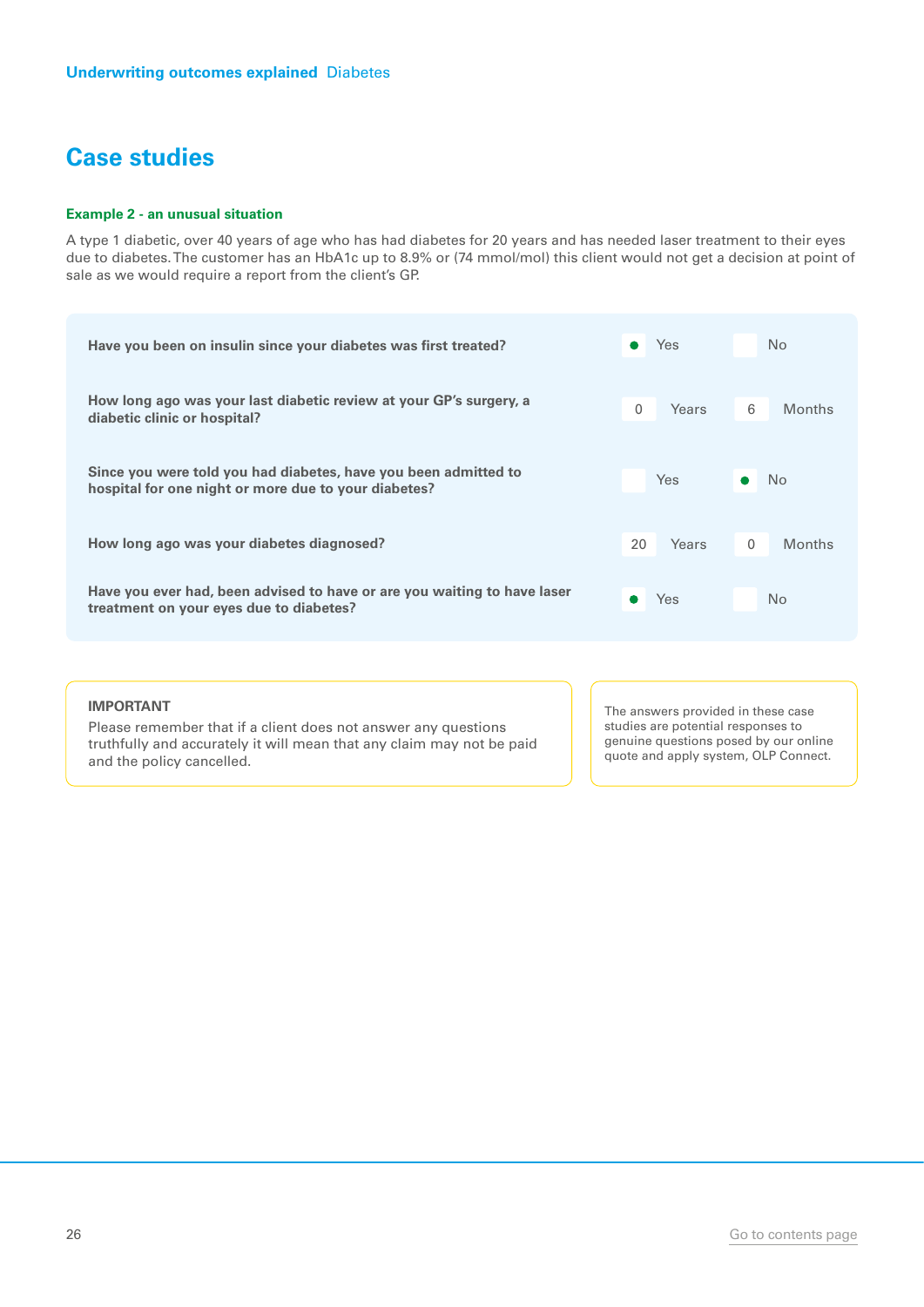## Case studies

### Example 2 - an unusual situation

A type 1 diabetic, over 40 years of age who has had diabetes for 20 years and has needed laser treatment to their eyes due to diabetes. The customer has an HbA1c up to 8.9% or (74 mmol/mol) this client would not get a decision at point of sale as we would require a report from the client's GP.

| Question | Answer |
|---|---|
| **Have you been on insulin since your diabetes was first treated?** | Yes |
| **How long ago was your last diabetic review at your GP's surgery, a diabetic clinic or hospital?** | 0 Years 6 Months |
| **Since you were told you had diabetes, have you been admitted to hospital for one night or more due to your diabetes?** | No |
| **How long ago was your diabetes diagnosed?** | 20 Years 0 Months |
| **Have you ever had, been advised to have or are you waiting to have laser treatment on your eyes due to diabetes?** | Yes |

**IMPORTANT**
Please remember that if a client does not answer any questions truthfully and accurately it will mean that any claim may not be paid and the policy cancelled.

The answers provided in these case studies are potential responses to genuine questions posed by our online quote and apply system, OLP Connect.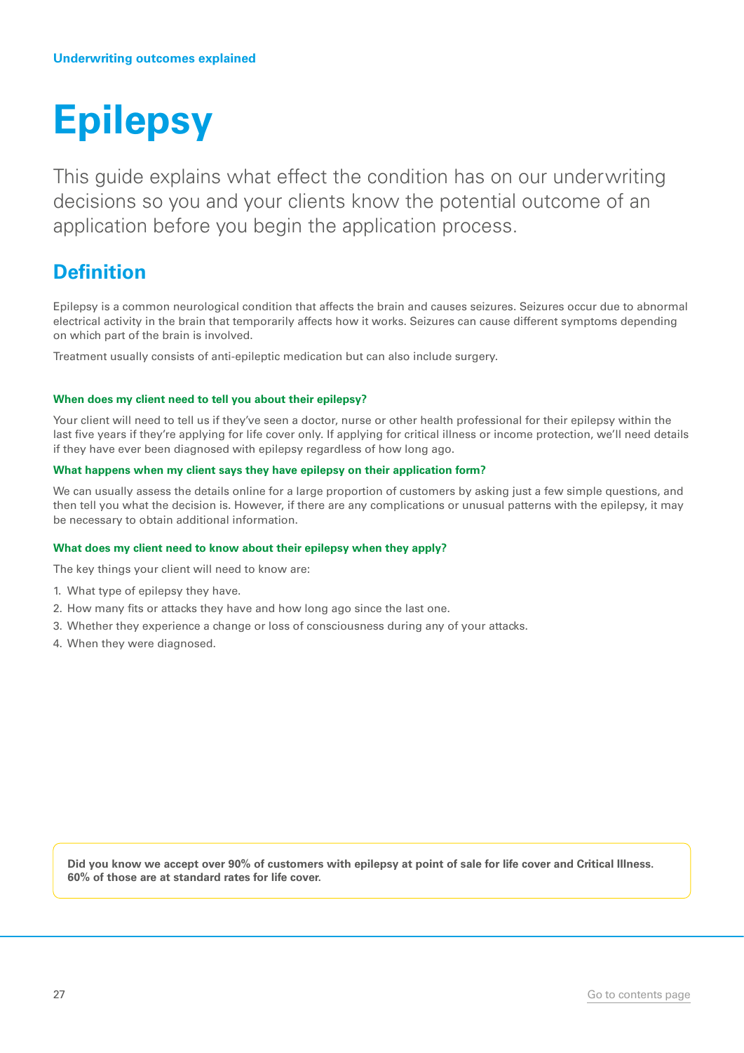Underwriting outcomes explained

# Epilepsy

This guide explains what effect the condition has on our underwriting decisions so you and your clients know the potential outcome of an application before you begin the application process.

## Definition

Epilepsy is a common neurological condition that affects the brain and causes seizures. Seizures occur due to abnormal electrical activity in the brain that temporarily affects how it works. Seizures can cause different symptoms depending on which part of the brain is involved.

Treatment usually consists of anti-epileptic medication but can also include surgery.

#### When does my client need to tell you about their epilepsy?

Your client will need to tell us if they've seen a doctor, nurse or other health professional for their epilepsy within the last five years if they're applying for life cover only. If applying for critical illness or income protection, we'll need details if they have ever been diagnosed with epilepsy regardless of how long ago.

#### What happens when my client says they have epilepsy on their application form?

We can usually assess the details online for a large proportion of customers by asking just a few simple questions, and then tell you what the decision is. However, if there are any complications or unusual patterns with the epilepsy, it may be necessary to obtain additional information.

#### What does my client need to know about their epilepsy when they apply?

The key things your client will need to know are:

1. What type of epilepsy they have.
2. How many fits or attacks they have and how long ago since the last one.
3. Whether they experience a change or loss of consciousness during any of your attacks.
4. When they were diagnosed.

**Did you know we accept over 90% of customers with epilepsy at point of sale for life cover and Critical Illness. 60% of those are at standard rates for life cover.**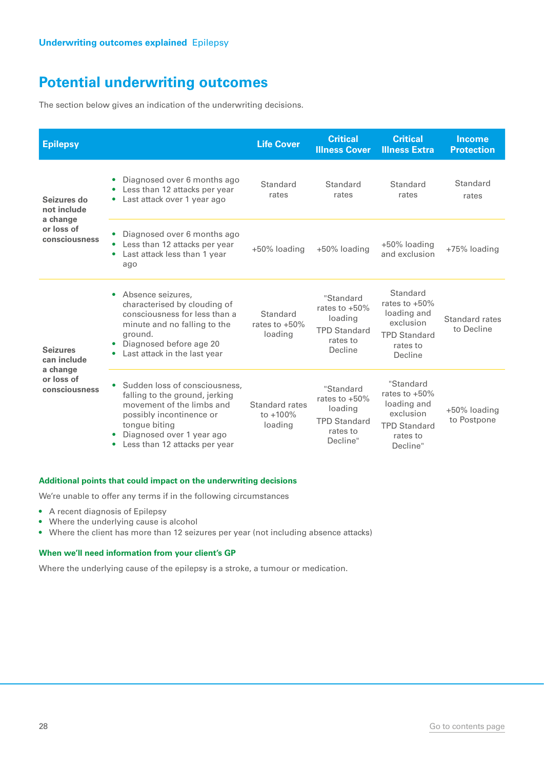# Potential underwriting outcomes

The section below gives an indication of the underwriting decisions.

| Epilepsy | | Life Cover | Critical Illness Cover | Critical Illness Extra | Income Protection |
|---|---|---|---|---|---|
| Seizures do not include a change or loss of consciousness | • Diagnosed over 6 months ago<br>• Less than 12 attacks per year<br>• Last attack over 1 year ago | Standard rates | Standard rates | Standard rates | Standard rates |
| | • Diagnosed over 6 months ago<br>• Less than 12 attacks per year<br>• Last attack less than 1 year ago | +50% loading | +50% loading | +50% loading and exclusion | +75% loading |
| Seizures can include a change or loss of consciousness | • Absence seizures, characterised by clouding of consciousness for less than a minute and no falling to the ground.<br>• Diagnosed before age 20<br>• Last attack in the last year | Standard rates to +50% loading | "Standard rates to +50% loading<br>TPD Standard rates to Decline | Standard rates to +50% loading and exclusion<br>TPD Standard rates to Decline | Standard rates to Decline |
| | • Sudden loss of consciousness, falling to the ground, jerking movement of the limbs and possibly incontinence or tongue biting<br>• Diagnosed over 1 year ago<br>• Less than 12 attacks per year | Standard rates to +100% loading | "Standard rates to +50% loading<br>TPD Standard rates to Decline" | "Standard rates to +50% loading and exclusion<br>TPD Standard rates to Decline" | +50% loading to Postpone |

### Additional points that could impact on the underwriting decisions

We're unable to offer any terms if in the following circumstances

- A recent diagnosis of Epilepsy
- Where the underlying cause is alcohol
- Where the client has more than 12 seizures per year (not including absence attacks)

### When we'll need information from your client's GP

Where the underlying cause of the epilepsy is a stroke, a tumour or medication.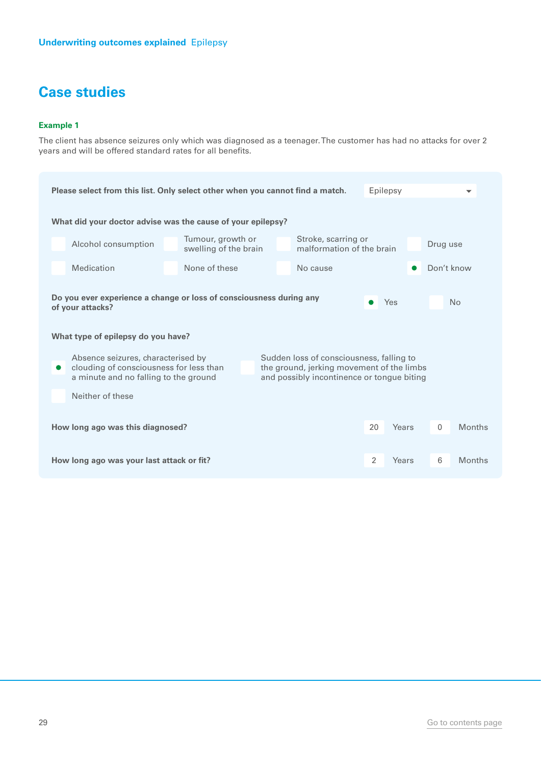## Case studies

**Example 1**

The client has absence seizures only which was diagnosed as a teenager. The customer has had no attacks for over 2 years and will be offered standard rates for all benefits.

**Please select from this list. Only select other when you cannot find a match.** Epilepsy

**What did your doctor advise was the cause of your epilepsy?**

- [ ] Alcohol consumption
- [ ] Tumour, growth or swelling of the brain
- [ ] Stroke, scarring or malformation of the brain
- [ ] Drug use
- [ ] Medication
- [ ] None of these
- [ ] No cause
- [x] Don't know

**Do you ever experience a change or loss of consciousness during any of your attacks?**

- [x] Yes
- [ ] No

**What type of epilepsy do you have?**

- [x] Absence seizures, characterised by clouding of consciousness for less than a minute and no falling to the ground
- [ ] Sudden loss of consciousness, falling to the ground, jerking movement of the limbs and possibly incontinence or tongue biting
- [ ] Neither of these

**How long ago was this diagnosed?** 20 Years 0 Months

**How long ago was your last attack or fit?** 2 Years 6 Months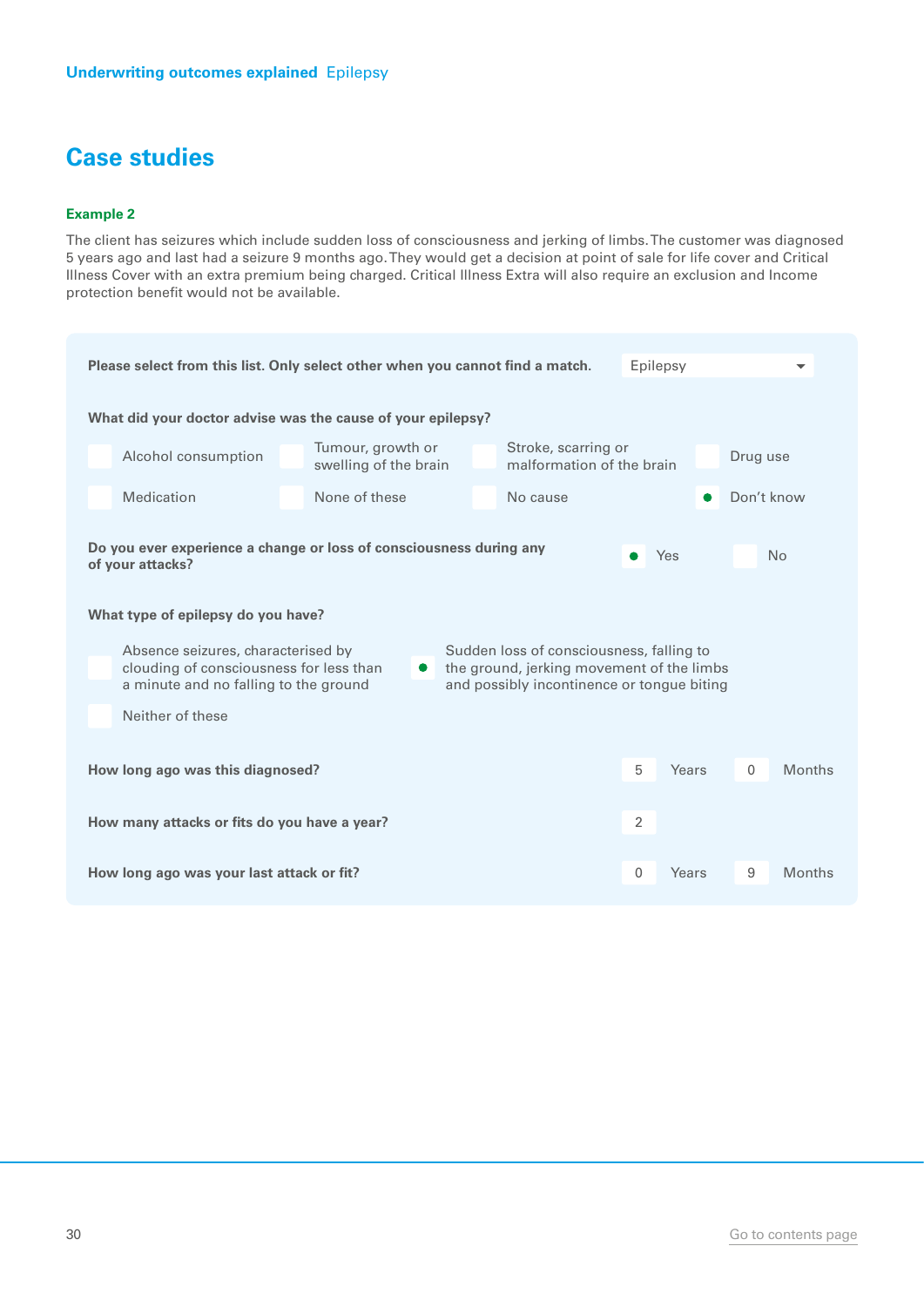## Case studies

**Example 2**

The client has seizures which include sudden loss of consciousness and jerking of limbs. The customer was diagnosed 5 years ago and last had a seizure 9 months ago. They would get a decision at point of sale for life cover and Critical Illness Cover with an extra premium being charged. Critical Illness Extra will also require an exclusion and Income protection benefit would not be available.

**Please select from this list. Only select other when you cannot find a match.** Epilepsy

**What did your doctor advise was the cause of your epilepsy?**

- [ ] Alcohol consumption
- [ ] Tumour, growth or swelling of the brain
- [ ] Stroke, scarring or malformation of the brain
- [ ] Drug use
- [ ] Medication
- [ ] None of these
- [ ] No cause
- [x] Don't know

**Do you ever experience a change or loss of consciousness during any of your attacks?**

- [x] Yes
- [ ] No

**What type of epilepsy do you have?**

- [ ] Absence seizures, characterised by clouding of consciousness for less than a minute and no falling to the ground
- [x] Sudden loss of consciousness, falling to the ground, jerking movement of the limbs and possibly incontinence or tongue biting
- [ ] Neither of these

**How long ago was this diagnosed?** 5 Years 0 Months

**How many attacks or fits do you have a year?** 2

**How long ago was your last attack or fit?** 0 Years 9 Months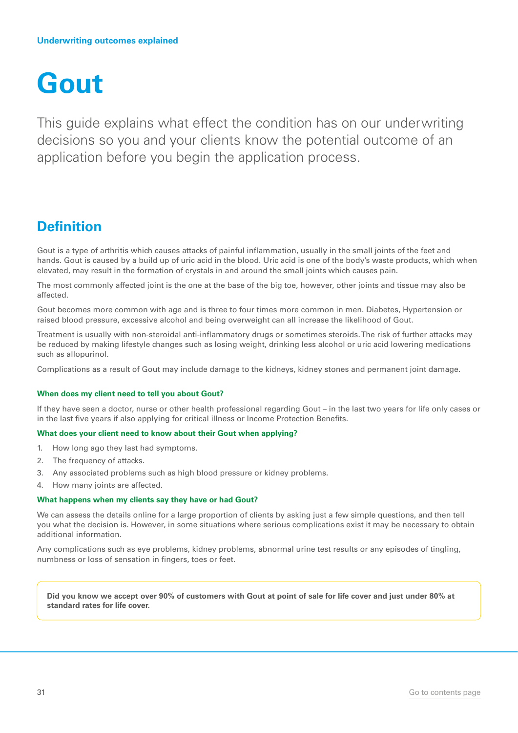Underwriting outcomes explained

# Gout

This guide explains what effect the condition has on our underwriting decisions so you and your clients know the potential outcome of an application before you begin the application process.

## Definition

Gout is a type of arthritis which causes attacks of painful inflammation, usually in the small joints of the feet and hands. Gout is caused by a build up of uric acid in the blood. Uric acid is one of the body's waste products, which when elevated, may result in the formation of crystals in and around the small joints which causes pain.

The most commonly affected joint is the one at the base of the big toe, however, other joints and tissue may also be affected.

Gout becomes more common with age and is three to four times more common in men. Diabetes, Hypertension or raised blood pressure, excessive alcohol and being overweight can all increase the likelihood of Gout.

Treatment is usually with non-steroidal anti-inflammatory drugs or sometimes steroids. The risk of further attacks may be reduced by making lifestyle changes such as losing weight, drinking less alcohol or uric acid lowering medications such as allopurinol.

Complications as a result of Gout may include damage to the kidneys, kidney stones and permanent joint damage.

### When does my client need to tell you about Gout?

If they have seen a doctor, nurse or other health professional regarding Gout – in the last two years for life only cases or in the last five years if also applying for critical illness or Income Protection Benefits.

### What does your client need to know about their Gout when applying?

1. How long ago they last had symptoms.
2. The frequency of attacks.
3. Any associated problems such as high blood pressure or kidney problems.
4. How many joints are affected.

### What happens when my clients say they have or had Gout?

We can assess the details online for a large proportion of clients by asking just a few simple questions, and then tell you what the decision is. However, in some situations where serious complications exist it may be necessary to obtain additional information.

Any complications such as eye problems, kidney problems, abnormal urine test results or any episodes of tingling, numbness or loss of sensation in fingers, toes or feet.

**Did you know we accept over 90% of customers with Gout at point of sale for life cover and just under 80% at standard rates for life cover.**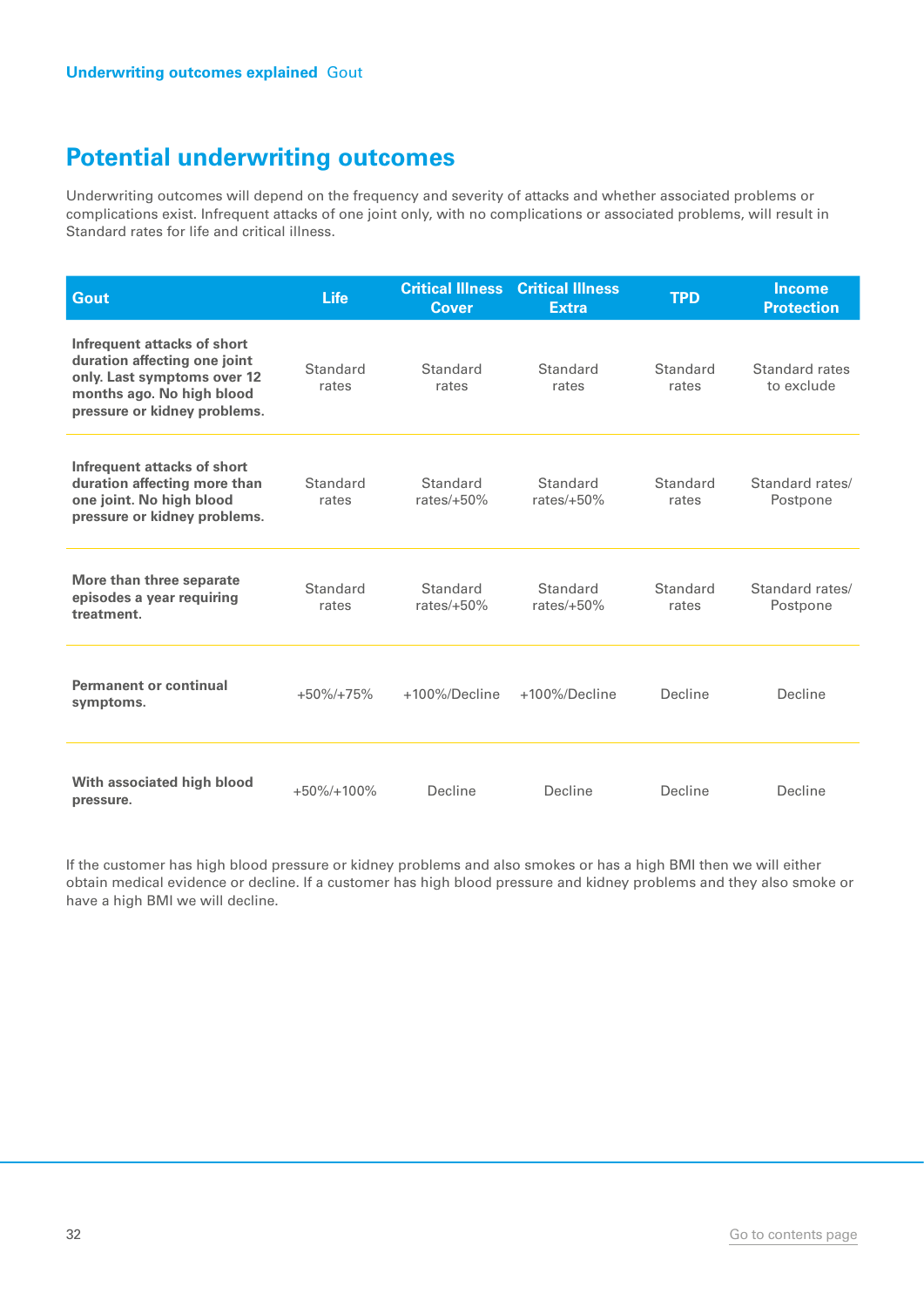## Potential underwriting outcomes

Underwriting outcomes will depend on the frequency and severity of attacks and whether associated problems or complications exist. Infrequent attacks of one joint only, with no complications or associated problems, will result in Standard rates for life and critical illness.

| Gout | Life | Critical Illness Cover | Critical Illness Extra | TPD | Income Protection |
|---|---|---|---|---|---|
| **Infrequent attacks of short duration affecting one joint only. Last symptoms over 12 months ago. No high blood pressure or kidney problems.** | Standard rates | Standard rates | Standard rates | Standard rates | Standard rates to exclude |
| **Infrequent attacks of short duration affecting more than one joint. No high blood pressure or kidney problems.** | Standard rates | Standard rates/+50% | Standard rates/+50% | Standard rates | Standard rates/ Postpone |
| **More than three separate episodes a year requiring treatment.** | Standard rates | Standard rates/+50% | Standard rates/+50% | Standard rates | Standard rates/ Postpone |
| **Permanent or continual symptoms.** | +50%/+75% | +100%/Decline | +100%/Decline | Decline | Decline |
| **With associated high blood pressure.** | +50%/+100% | Decline | Decline | Decline | Decline |

If the customer has high blood pressure or kidney problems and also smokes or has a high BMI then we will either obtain medical evidence or decline. If a customer has high blood pressure and kidney problems and they also smoke or have a high BMI we will decline.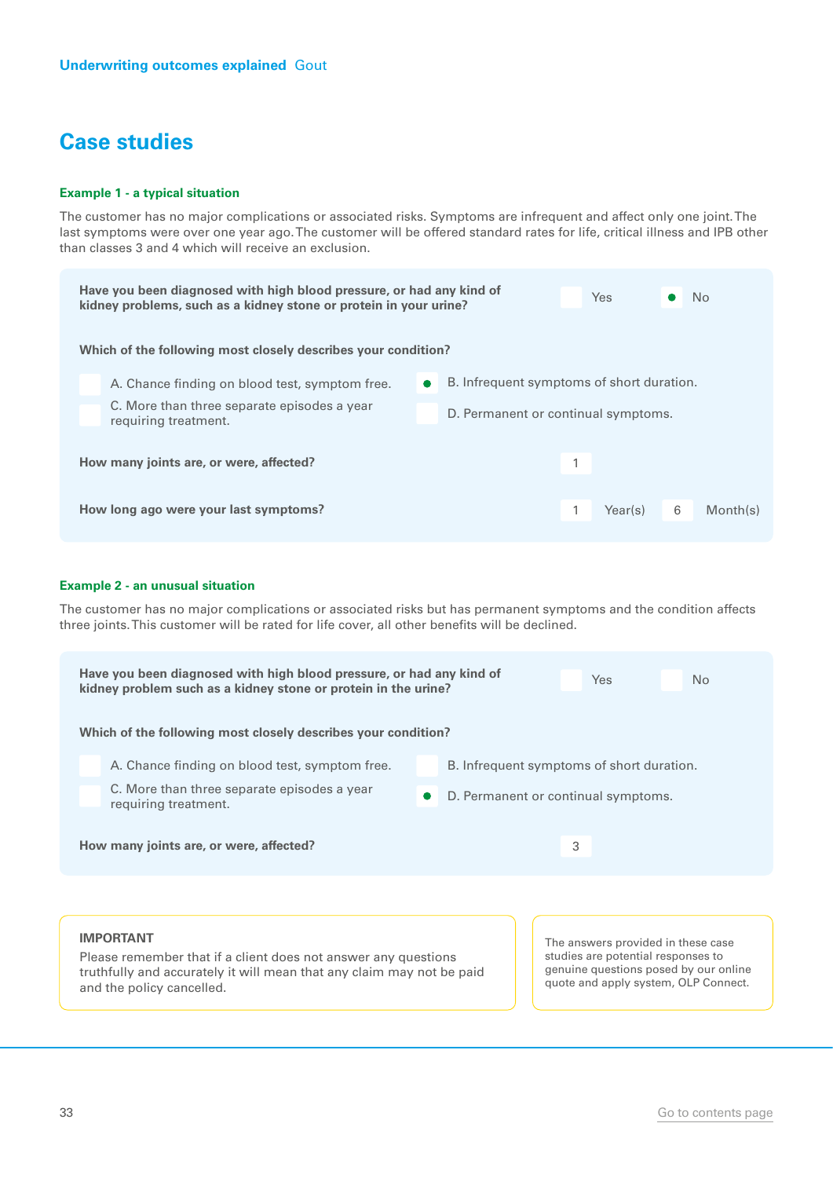Underwriting outcomes explained Gout

# Case studies

### Example 1 - a typical situation

The customer has no major complications or associated risks. Symptoms are infrequent and affect only one joint. The last symptoms were over one year ago. The customer will be offered standard rates for life, critical illness and IPB other than classes 3 and 4 which will receive an exclusion.

**Have you been diagnosed with high blood pressure, or had any kind of kidney problems, such as a kidney stone or protein in your urine?**

- [ ] Yes
- [x] No

**Which of the following most closely describes your condition?**

- [ ] A. Chance finding on blood test, symptom free.
- [x] B. Infrequent symptoms of short duration.
- [ ] C. More than three separate episodes a year requiring treatment.
- [ ] D. Permanent or continual symptoms.

**How many joints are, or were, affected?** 1

**How long ago were your last symptoms?** 1 Year(s) 6 Month(s)

### Example 2 - an unusual situation

The customer has no major complications or associated risks but has permanent symptoms and the condition affects three joints. This customer will be rated for life cover, all other benefits will be declined.

**Have you been diagnosed with high blood pressure, or had any kind of kidney problem such as a kidney stone or protein in the urine?**

- [ ] Yes
- [ ] No

**Which of the following most closely describes your condition?**

- [ ] A. Chance finding on blood test, symptom free.
- [ ] B. Infrequent symptoms of short duration.
- [ ] C. More than three separate episodes a year requiring treatment.
- [x] D. Permanent or continual symptoms.

**How many joints are, or were, affected?** 3

**IMPORTANT**

Please remember that if a client does not answer any questions truthfully and accurately it will mean that any claim may not be paid and the policy cancelled.

The answers provided in these case studies are potential responses to genuine questions posed by our online quote and apply system, OLP Connect.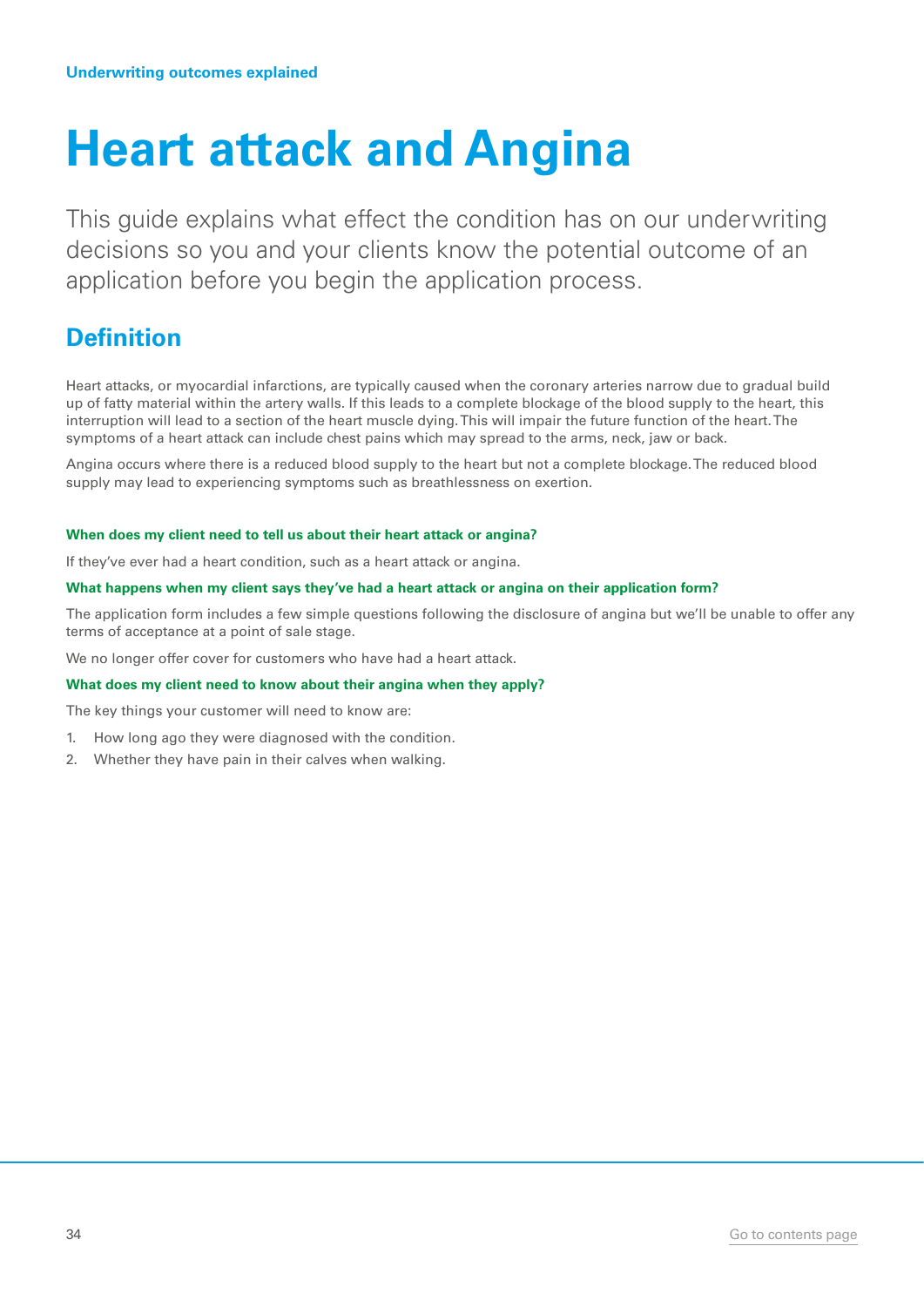Underwriting outcomes explained

# Heart attack and Angina

This guide explains what effect the condition has on our underwriting decisions so you and your clients know the potential outcome of an application before you begin the application process.

## Definition

Heart attacks, or myocardial infarctions, are typically caused when the coronary arteries narrow due to gradual build up of fatty material within the artery walls. If this leads to a complete blockage of the blood supply to the heart, this interruption will lead to a section of the heart muscle dying. This will impair the future function of the heart. The symptoms of a heart attack can include chest pains which may spread to the arms, neck, jaw or back.

Angina occurs where there is a reduced blood supply to the heart but not a complete blockage. The reduced blood supply may lead to experiencing symptoms such as breathlessness on exertion.

#### When does my client need to tell us about their heart attack or angina?

If they've ever had a heart condition, such as a heart attack or angina.

#### What happens when my client says they've had a heart attack or angina on their application form?

The application form includes a few simple questions following the disclosure of angina but we'll be unable to offer any terms of acceptance at a point of sale stage.

We no longer offer cover for customers who have had a heart attack.

#### What does my client need to know about their angina when they apply?

The key things your customer will need to know are:

1. How long ago they were diagnosed with the condition.
2. Whether they have pain in their calves when walking.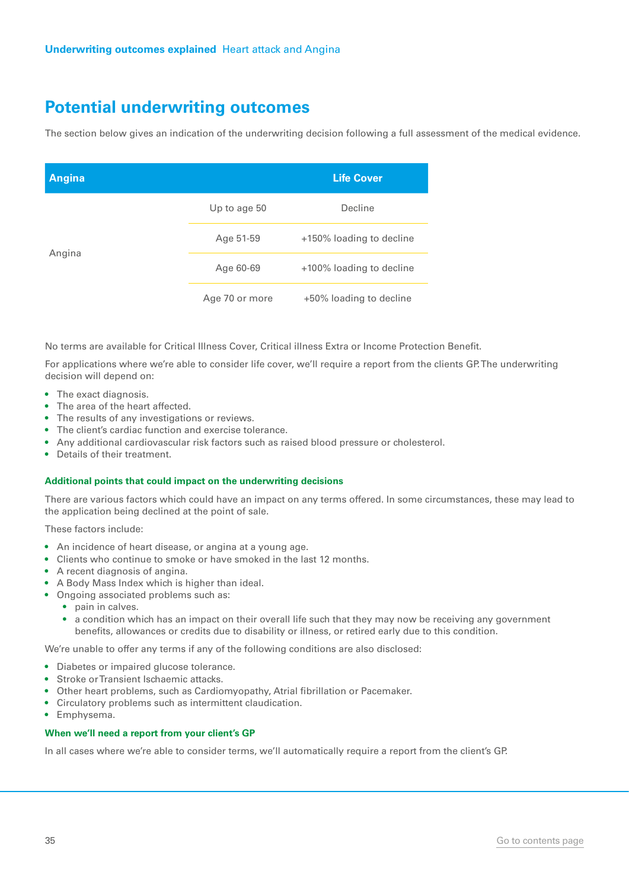## Potential underwriting outcomes

The section below gives an indication of the underwriting decision following a full assessment of the medical evidence.

| Angina | | Life Cover |
|---|---|---|
| Angina | Up to age 50 | Decline |
| | Age 51-59 | +150% loading to decline |
| | Age 60-69 | +100% loading to decline |
| | Age 70 or more | +50% loading to decline |

No terms are available for Critical Illness Cover, Critical illness Extra or Income Protection Benefit.

For applications where we're able to consider life cover, we'll require a report from the clients GP. The underwriting decision will depend on:

- The exact diagnosis.
- The area of the heart affected.
- The results of any investigations or reviews.
- The client's cardiac function and exercise tolerance.
- Any additional cardiovascular risk factors such as raised blood pressure or cholesterol.
- Details of their treatment.

#### Additional points that could impact on the underwriting decisions

There are various factors which could have an impact on any terms offered. In some circumstances, these may lead to the application being declined at the point of sale.

These factors include:

- An incidence of heart disease, or angina at a young age.
- Clients who continue to smoke or have smoked in the last 12 months.
- A recent diagnosis of angina.
- A Body Mass Index which is higher than ideal.
- Ongoing associated problems such as:
  - pain in calves.
  - a condition which has an impact on their overall life such that they may now be receiving any government benefits, allowances or credits due to disability or illness, or retired early due to this condition.

We're unable to offer any terms if any of the following conditions are also disclosed:

- Diabetes or impaired glucose tolerance.
- Stroke or Transient Ischaemic attacks.
- Other heart problems, such as Cardiomyopathy, Atrial fibrillation or Pacemaker.
- Circulatory problems such as intermittent claudication.
- Emphysema.

#### When we'll need a report from your client's GP

In all cases where we're able to consider terms, we'll automatically require a report from the client's GP.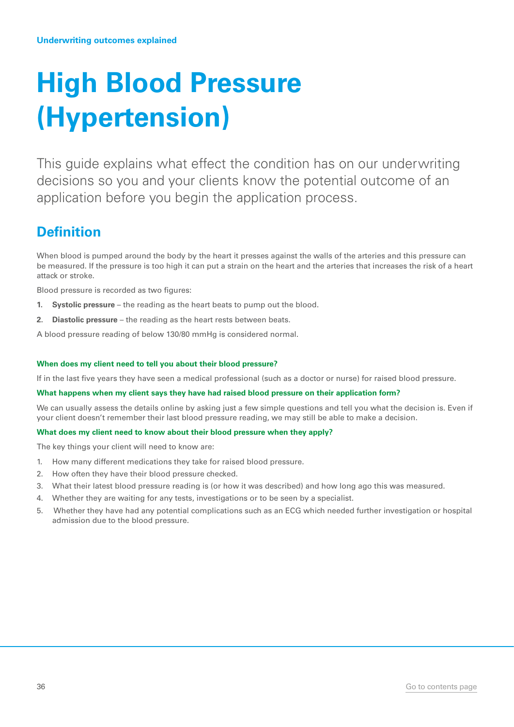Underwriting outcomes explained

# High Blood Pressure (Hypertension)

This guide explains what effect the condition has on our underwriting decisions so you and your clients know the potential outcome of an application before you begin the application process.

## Definition

When blood is pumped around the body by the heart it presses against the walls of the arteries and this pressure can be measured. If the pressure is too high it can put a strain on the heart and the arteries that increases the risk of a heart attack or stroke.

Blood pressure is recorded as two figures:

1. **Systolic pressure** – the reading as the heart beats to pump out the blood.
2. **Diastolic pressure** – the reading as the heart rests between beats.

A blood pressure reading of below 130/80 mmHg is considered normal.

### When does my client need to tell you about their blood pressure?

If in the last five years they have seen a medical professional (such as a doctor or nurse) for raised blood pressure.

### What happens when my client says they have had raised blood pressure on their application form?

We can usually assess the details online by asking just a few simple questions and tell you what the decision is. Even if your client doesn't remember their last blood pressure reading, we may still be able to make a decision.

### What does my client need to know about their blood pressure when they apply?

The key things your client will need to know are:

1. How many different medications they take for raised blood pressure.
2. How often they have their blood pressure checked.
3. What their latest blood pressure reading is (or how it was described) and how long ago this was measured.
4. Whether they are waiting for any tests, investigations or to be seen by a specialist.
5. Whether they have had any potential complications such as an ECG which needed further investigation or hospital admission due to the blood pressure.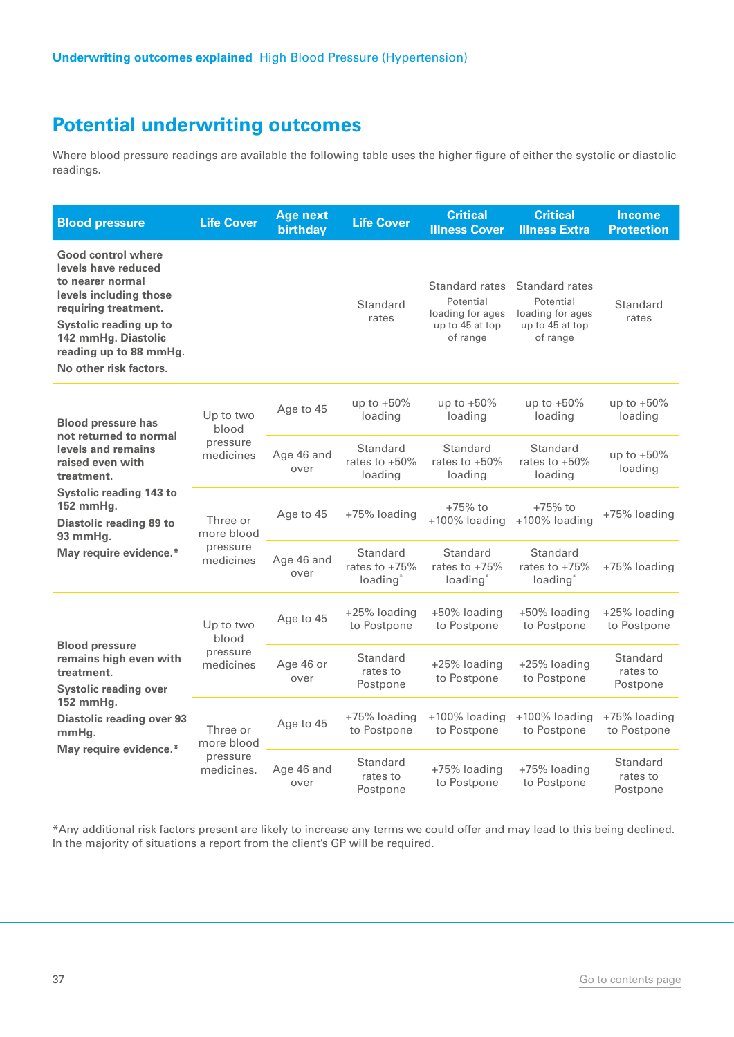Underwriting outcomes explained High Blood Pressure (Hypertension)

## Potential underwriting outcomes

Where blood pressure readings are available the following table uses the higher figure of either the systolic or diastolic readings.

| Blood pressure | Life Cover | Age next birthday | Life Cover | Critical Illness Cover | Critical Illness Extra | Income Protection |
|---|---|---|---|---|---|---|
| **Good control where levels have reduced to nearer normal levels including those requiring treatment. Systolic reading up to 142 mmHg. Diastolic reading up to 88 mmHg. No other risk factors.** | | | Standard rates | Standard rates Potential loading for ages up to 45 at top of range | Standard rates Potential loading for ages up to 45 at top of range | Standard rates |
| **Blood pressure has not returned to normal levels and remains raised even with treatment. Systolic reading 143 to 152 mmHg. Diastolic reading 89 to 93 mmHg. May require evidence.*** | Up to two blood pressure medicines | Age to 45 | up to +50% loading | up to +50% loading | up to +50% loading | up to +50% loading |
| | | Age 46 and over | Standard rates to +50% loading | Standard rates to +50% loading | Standard rates to +50% loading | up to +50% loading |
| | Three or more blood pressure medicines | Age to 45 | +75% loading | +75% to +100% loading | +75% to +100% loading | +75% loading |
| | | Age 46 and over | Standard rates to +75% loading* | Standard rates to +75% loading* | Standard rates to +75% loading* | +75% loading |
| **Blood pressure remains high even with treatment. Systolic reading over 152 mmHg. Diastolic reading over 93 mmHg. May require evidence.*** | Up to two blood pressure medicines | Age to 45 | +25% loading to Postpone | +50% loading to Postpone | +50% loading to Postpone | +25% loading to Postpone |
| | | Age 46 or over | Standard rates to Postpone | +25% loading to Postpone | +25% loading to Postpone | Standard rates to Postpone |
| | Three or more blood pressure medicines. | Age to 45 | +75% loading to Postpone | +100% loading to Postpone | +100% loading to Postpone | +75% loading to Postpone |
| | | Age 46 and over | Standard rates to Postpone | +75% loading to Postpone | +75% loading to Postpone | Standard rates to Postpone |

*Any additional risk factors present are likely to increase any terms we could offer and may lead to this being declined. In the majority of situations a report from the client's GP will be required.

Go to contents page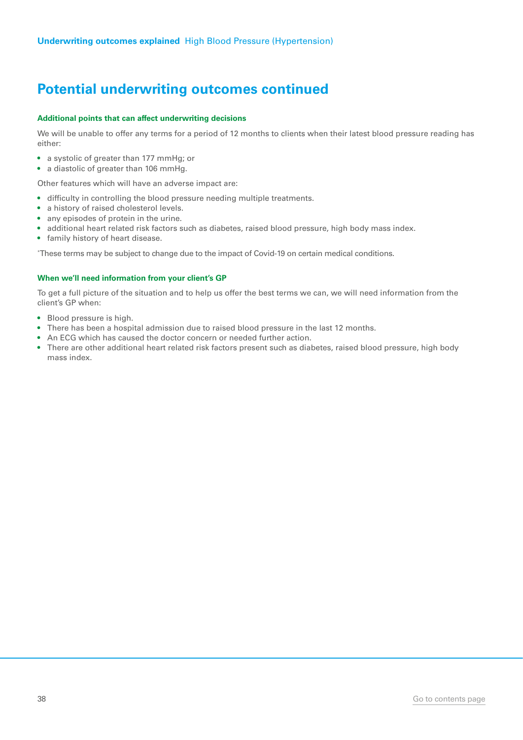## Potential underwriting outcomes continued

### Additional points that can affect underwriting decisions

We will be unable to offer any terms for a period of 12 months to clients when their latest blood pressure reading has either:

- a systolic of greater than 177 mmHg; or
- a diastolic of greater than 106 mmHg.

Other features which will have an adverse impact are:

- difficulty in controlling the blood pressure needing multiple treatments.
- a history of raised cholesterol levels.
- any episodes of protein in the urine.
- additional heart related risk factors such as diabetes, raised blood pressure, high body mass index.
- family history of heart disease.

*These terms may be subject to change due to the impact of Covid-19 on certain medical conditions.

### When we'll need information from your client's GP

To get a full picture of the situation and to help us offer the best terms we can, we will need information from the client's GP when:

- Blood pressure is high.
- There has been a hospital admission due to raised blood pressure in the last 12 months.
- An ECG which has caused the doctor concern or needed further action.
- There are other additional heart related risk factors present such as diabetes, raised blood pressure, high body mass index.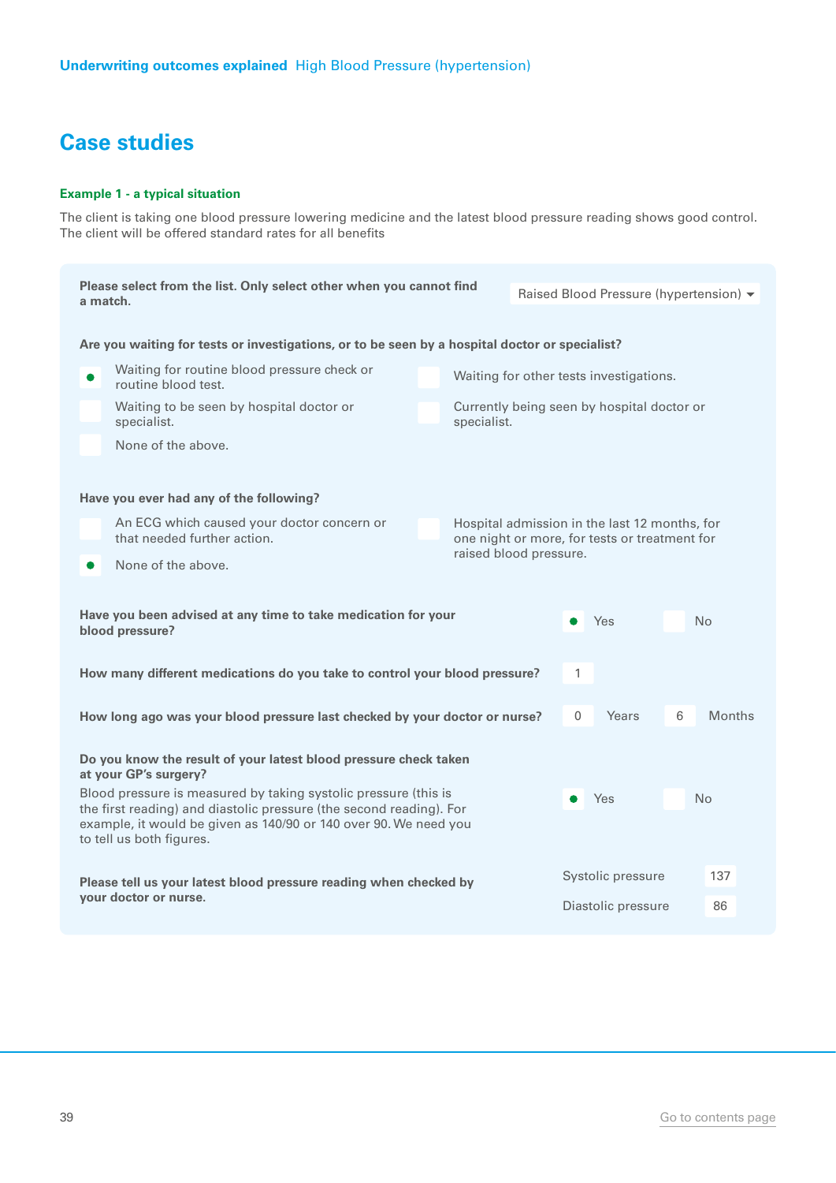# Case studies

**Example 1 - a typical situation**

The client is taking one blood pressure lowering medicine and the latest blood pressure reading shows good control. The client will be offered standard rates for all benefits

**Please select from the list. Only select other when you cannot find a match.**

Raised Blood Pressure (hypertension)

**Are you waiting for tests or investigations, or to be seen by a hospital doctor or specialist?**

- [x] Waiting for routine blood pressure check or routine blood test.
- [ ] Waiting for other tests investigations.
- [ ] Waiting to be seen by hospital doctor or specialist.
- [ ] Currently being seen by hospital doctor or specialist.
- [ ] None of the above.

**Have you ever had any of the following?**

- [ ] An ECG which caused your doctor concern or that needed further action.
- [ ] Hospital admission in the last 12 months, for one night or more, for tests or treatment for raised blood pressure.
- [x] None of the above.

**Have you been advised at any time to take medication for your blood pressure?**

- [x] Yes
- [ ] No

**How many different medications do you take to control your blood pressure?** 1

**How long ago was your blood pressure last checked by your doctor or nurse?** 0 Years 6 Months

**Do you know the result of your latest blood pressure check taken at your GP's surgery?**

Blood pressure is measured by taking systolic pressure (this is the first reading) and diastolic pressure (the second reading). For example, it would be given as 140/90 or 140 over 90. We need you to tell us both figures.

- [x] Yes
- [ ] No

**Please tell us your latest blood pressure reading when checked by your doctor or nurse.**

Systolic pressure 137

Diastolic pressure 86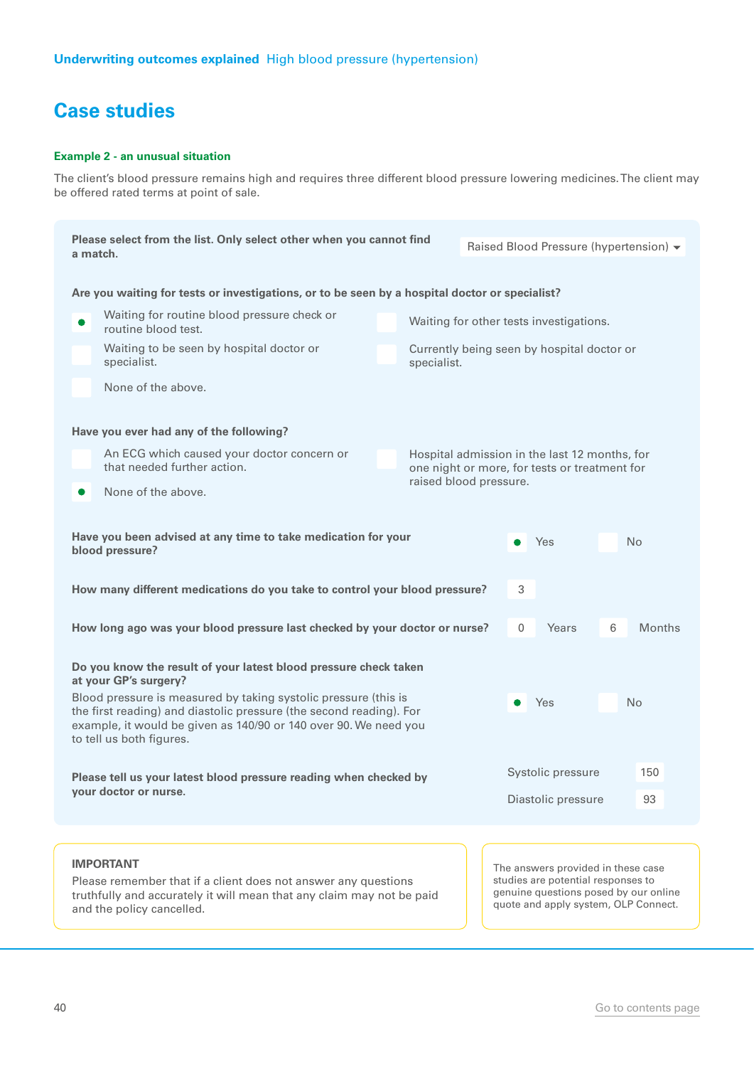## Case studies

**Example 2 - an unusual situation**

The client's blood pressure remains high and requires three different blood pressure lowering medicines. The client may be offered rated terms at point of sale.

**Please select from the list. Only select other when you cannot find a match.**

Raised Blood Pressure (hypertension)

**Are you waiting for tests or investigations, or to be seen by a hospital doctor or specialist?**

- [x] Waiting for routine blood pressure check or routine blood test.
- [ ] Waiting for other tests investigations.
- [ ] Waiting to be seen by hospital doctor or specialist.
- [ ] Currently being seen by hospital doctor or specialist.
- [ ] None of the above.

**Have you ever had any of the following?**

- [ ] An ECG which caused your doctor concern or that needed further action.
- [ ] Hospital admission in the last 12 months, for one night or more, for tests or treatment for raised blood pressure.
- [x] None of the above.

**Have you been advised at any time to take medication for your blood pressure?**

- [x] Yes
- [ ] No

**How many different medications do you take to control your blood pressure?** 3

**How long ago was your blood pressure last checked by your doctor or nurse?** 0 Years 6 Months

**Do you know the result of your latest blood pressure check taken at your GP's surgery?**

Blood pressure is measured by taking systolic pressure (this is the first reading) and diastolic pressure (the second reading). For example, it would be given as 140/90 or 140 over 90. We need you to tell us both figures.

- [x] Yes
- [ ] No

**Please tell us your latest blood pressure reading when checked by your doctor or nurse.**

Systolic pressure: 150

Diastolic pressure: 93

**IMPORTANT**

Please remember that if a client does not answer any questions truthfully and accurately it will mean that any claim may not be paid and the policy cancelled.

The answers provided in these case studies are potential responses to genuine questions posed by our online quote and apply system, OLP Connect.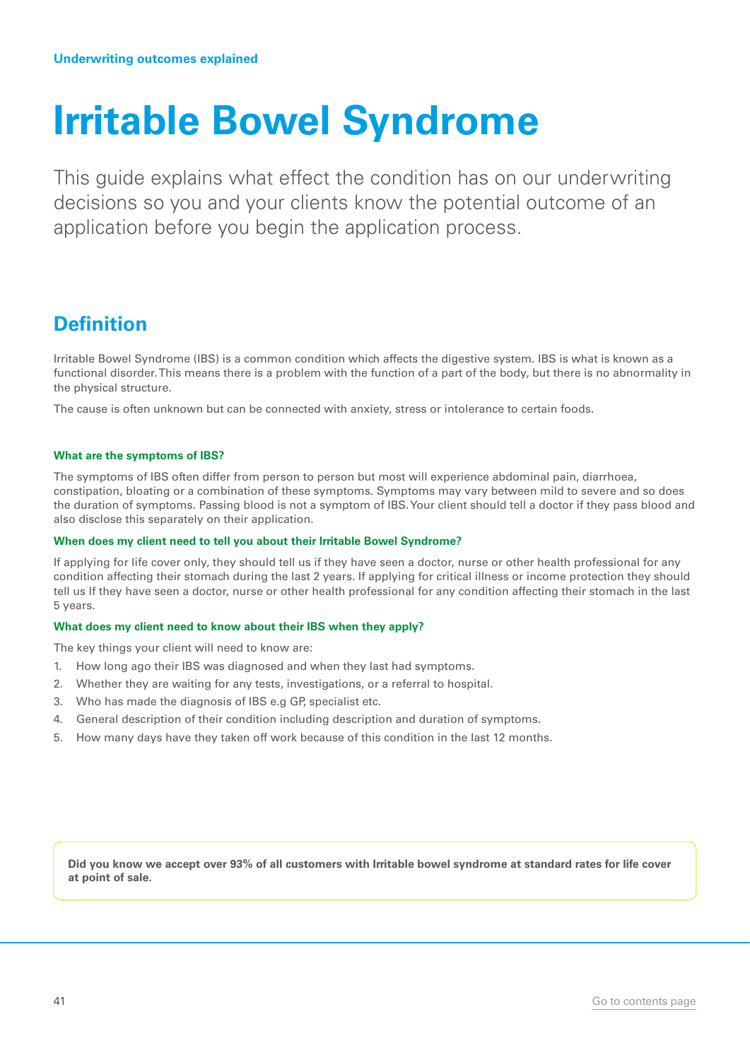Underwriting outcomes explained

# Irritable Bowel Syndrome

This guide explains what effect the condition has on our underwriting decisions so you and your clients know the potential outcome of an application before you begin the application process.

## Definition

Irritable Bowel Syndrome (IBS) is a common condition which affects the digestive system. IBS is what is known as a functional disorder. This means there is a problem with the function of a part of the body, but there is no abnormality in the physical structure.

The cause is often unknown but can be connected with anxiety, stress or intolerance to certain foods.

#### What are the symptoms of IBS?

The symptoms of IBS often differ from person to person but most will experience abdominal pain, diarrhoea, constipation, bloating or a combination of these symptoms. Symptoms may vary between mild to severe and so does the duration of symptoms. Passing blood is not a symptom of IBS. Your client should tell a doctor if they pass blood and also disclose this separately on their application.

#### When does my client need to tell you about their Irritable Bowel Syndrome?

If applying for life cover only, they should tell us if they have seen a doctor, nurse or other health professional for any condition affecting their stomach during the last 2 years. If applying for critical illness or income protection they should tell us If they have seen a doctor, nurse or other health professional for any condition affecting their stomach in the last 5 years.

#### What does my client need to know about their IBS when they apply?

The key things your client will need to know are:

1. How long ago their IBS was diagnosed and when they last had symptoms.
2. Whether they are waiting for any tests, investigations, or a referral to hospital.
3. Who has made the diagnosis of IBS e.g GP, specialist etc.
4. General description of their condition including description and duration of symptoms.
5. How many days have they taken off work because of this condition in the last 12 months.

**Did you know we accept over 93% of all customers with Irritable bowel syndrome at standard rates for life cover at point of sale.**

Go to contents page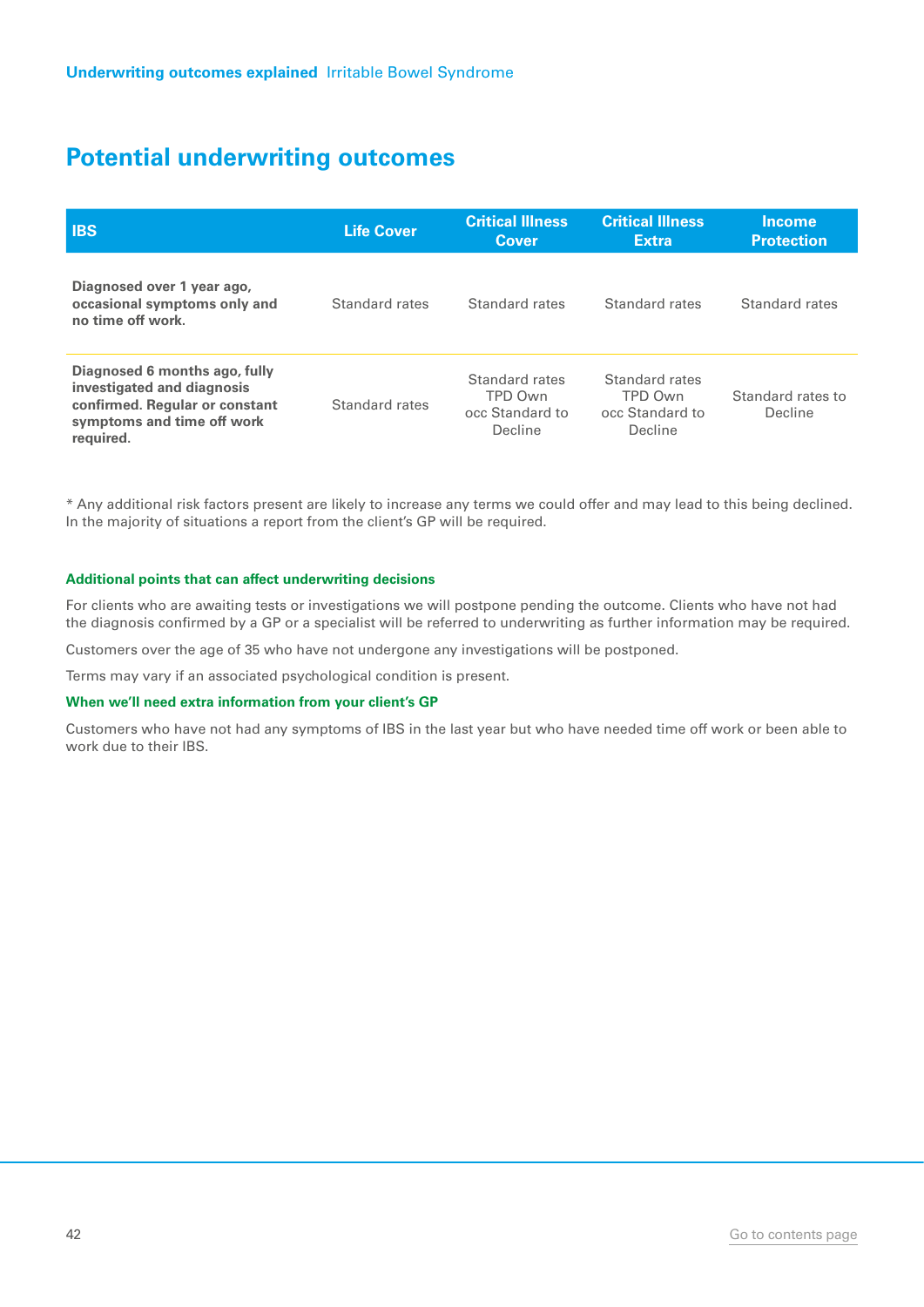## Potential underwriting outcomes

| IBS | Life Cover | Critical Illness Cover | Critical Illness Extra | Income Protection |
|---|---|---|---|---|
| **Diagnosed over 1 year ago, occasional symptoms only and no time off work.** | Standard rates | Standard rates | Standard rates | Standard rates |
| **Diagnosed 6 months ago, fully investigated and diagnosis confirmed. Regular or constant symptoms and time off work required.** | Standard rates | Standard rates TPD Own occ Standard to Decline | Standard rates TPD Own occ Standard to Decline | Standard rates to Decline |

* Any additional risk factors present are likely to increase any terms we could offer and may lead to this being declined. In the majority of situations a report from the client's GP will be required.

#### Additional points that can affect underwriting decisions

For clients who are awaiting tests or investigations we will postpone pending the outcome. Clients who have not had the diagnosis confirmed by a GP or a specialist will be referred to underwriting as further information may be required.

Customers over the age of 35 who have not undergone any investigations will be postponed.

Terms may vary if an associated psychological condition is present.

#### When we'll need extra information from your client's GP

Customers who have not had any symptoms of IBS in the last year but who have needed time off work or been able to work due to their IBS.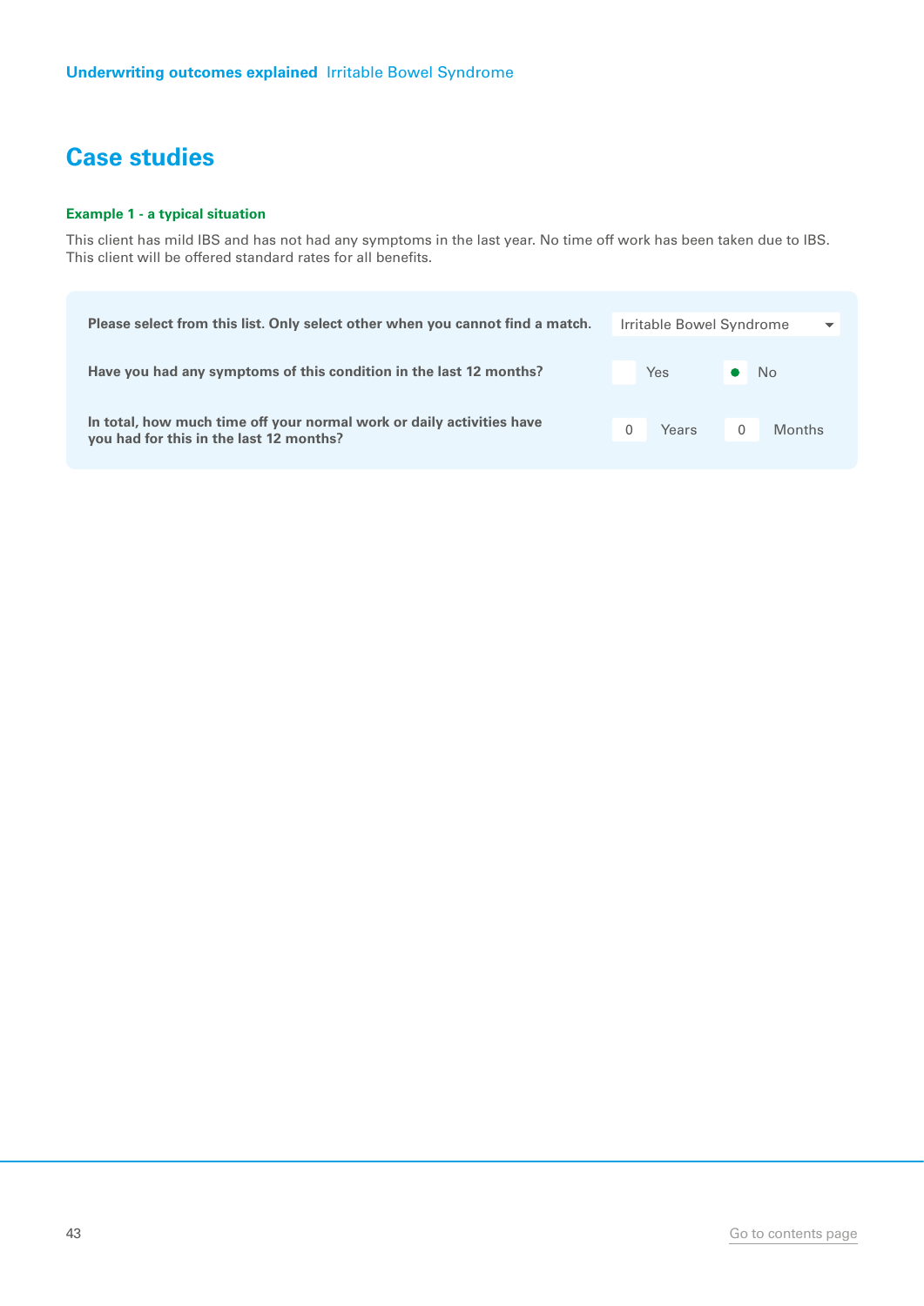# Case studies

**Example 1 - a typical situation**

This client has mild IBS and has not had any symptoms in the last year. No time off work has been taken due to IBS. This client will be offered standard rates for all benefits.

| Question | Answer |
|---|---|
| **Please select from this list. Only select other when you cannot find a match.** | Irritable Bowel Syndrome |
| **Have you had any symptoms of this condition in the last 12 months?** | Yes ☐ No ● |
| **In total, how much time off your normal work or daily activities have you had for this in the last 12 months?** | 0 Years 0 Months |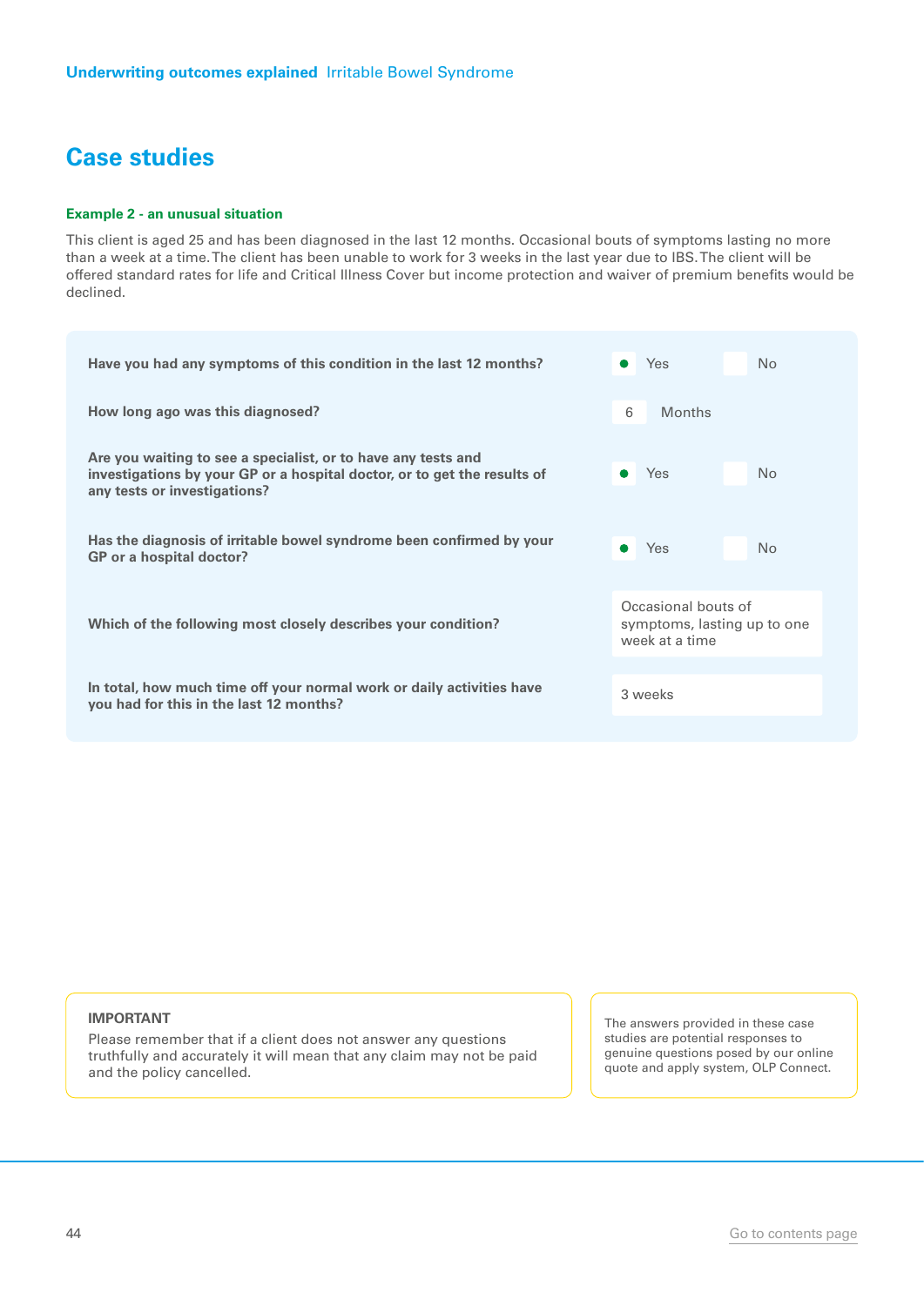# Case studies

### Example 2 - an unusual situation

This client is aged 25 and has been diagnosed in the last 12 months. Occasional bouts of symptoms lasting no more than a week at a time. The client has been unable to work for 3 weeks in the last year due to IBS. The client will be offered standard rates for life and Critical Illness Cover but income protection and waiver of premium benefits would be declined.

| Question | Answer |
| --- | --- |
| **Have you had any symptoms of this condition in the last 12 months?** | Yes |
| **How long ago was this diagnosed?** | 6 Months |
| **Are you waiting to see a specialist, or to have any tests and investigations by your GP or a hospital doctor, or to get the results of any tests or investigations?** | Yes |
| **Has the diagnosis of irritable bowel syndrome been confirmed by your GP or a hospital doctor?** | Yes |
| **Which of the following most closely describes your condition?** | Occasional bouts of symptoms, lasting up to one week at a time |
| **In total, how much time off your normal work or daily activities have you had for this in the last 12 months?** | 3 weeks |

**IMPORTANT**
Please remember that if a client does not answer any questions truthfully and accurately it will mean that any claim may not be paid and the policy cancelled.

The answers provided in these case studies are potential responses to genuine questions posed by our online quote and apply system, OLP Connect.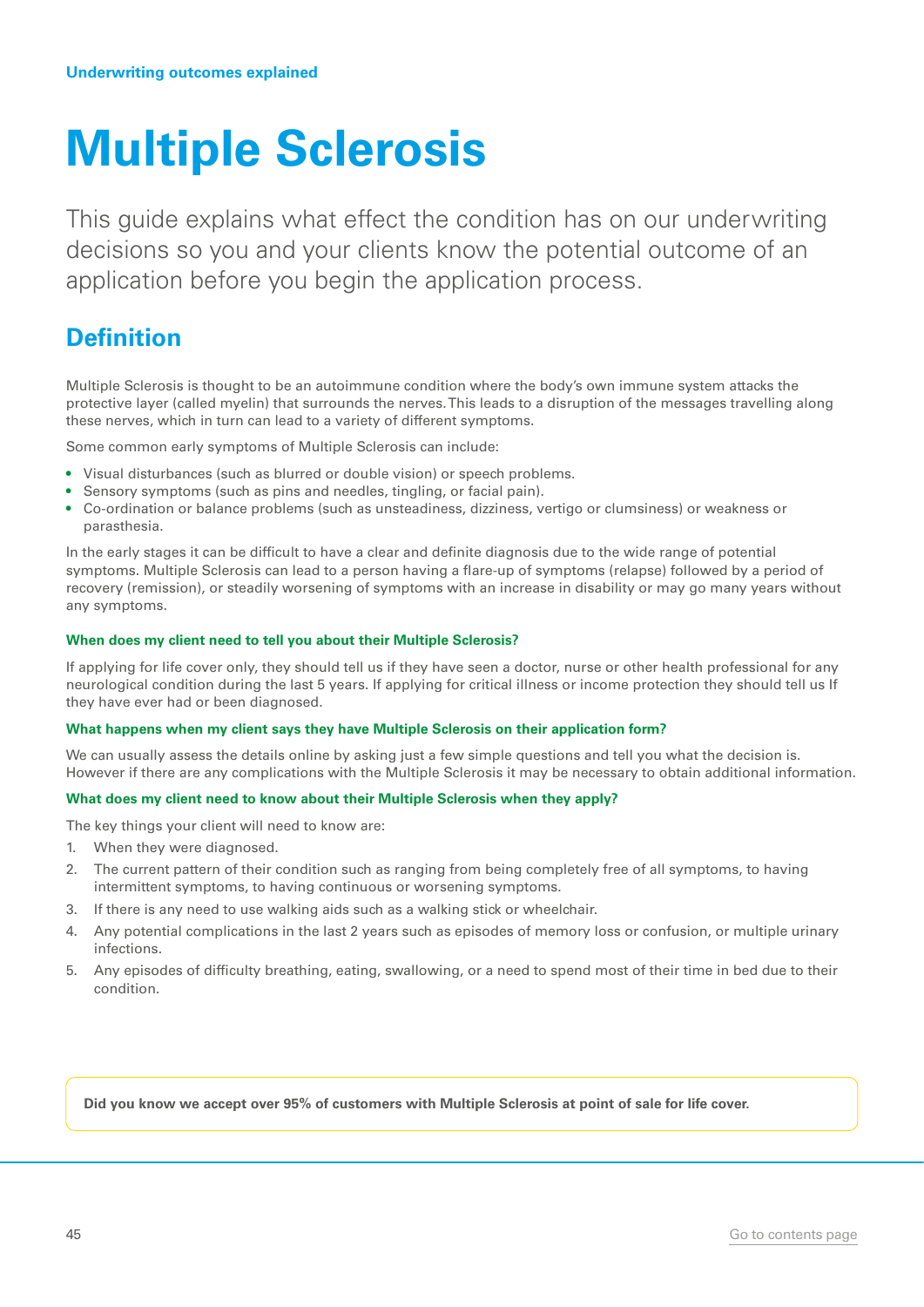Underwriting outcomes explained

# Multiple Sclerosis

This guide explains what effect the condition has on our underwriting decisions so you and your clients know the potential outcome of an application before you begin the application process.

## Definition

Multiple Sclerosis is thought to be an autoimmune condition where the body's own immune system attacks the protective layer (called myelin) that surrounds the nerves. This leads to a disruption of the messages travelling along these nerves, which in turn can lead to a variety of different symptoms.

Some common early symptoms of Multiple Sclerosis can include:

- Visual disturbances (such as blurred or double vision) or speech problems.
- Sensory symptoms (such as pins and needles, tingling, or facial pain).
- Co-ordination or balance problems (such as unsteadiness, dizziness, vertigo or clumsiness) or weakness or parasthesia.

In the early stages it can be difficult to have a clear and definite diagnosis due to the wide range of potential symptoms. Multiple Sclerosis can lead to a person having a flare-up of symptoms (relapse) followed by a period of recovery (remission), or steadily worsening of symptoms with an increase in disability or may go many years without any symptoms.

#### When does my client need to tell you about their Multiple Sclerosis?

If applying for life cover only, they should tell us if they have seen a doctor, nurse or other health professional for any neurological condition during the last 5 years. If applying for critical illness or income protection they should tell us If they have ever had or been diagnosed.

#### What happens when my client says they have Multiple Sclerosis on their application form?

We can usually assess the details online by asking just a few simple questions and tell you what the decision is. However if there are any complications with the Multiple Sclerosis it may be necessary to obtain additional information.

#### What does my client need to know about their Multiple Sclerosis when they apply?

The key things your client will need to know are:

1. When they were diagnosed.
2. The current pattern of their condition such as ranging from being completely free of all symptoms, to having intermittent symptoms, to having continuous or worsening symptoms.
3. If there is any need to use walking aids such as a walking stick or wheelchair.
4. Any potential complications in the last 2 years such as episodes of memory loss or confusion, or multiple urinary infections.
5. Any episodes of difficulty breathing, eating, swallowing, or a need to spend most of their time in bed due to their condition.

**Did you know we accept over 95% of customers with Multiple Sclerosis at point of sale for life cover.**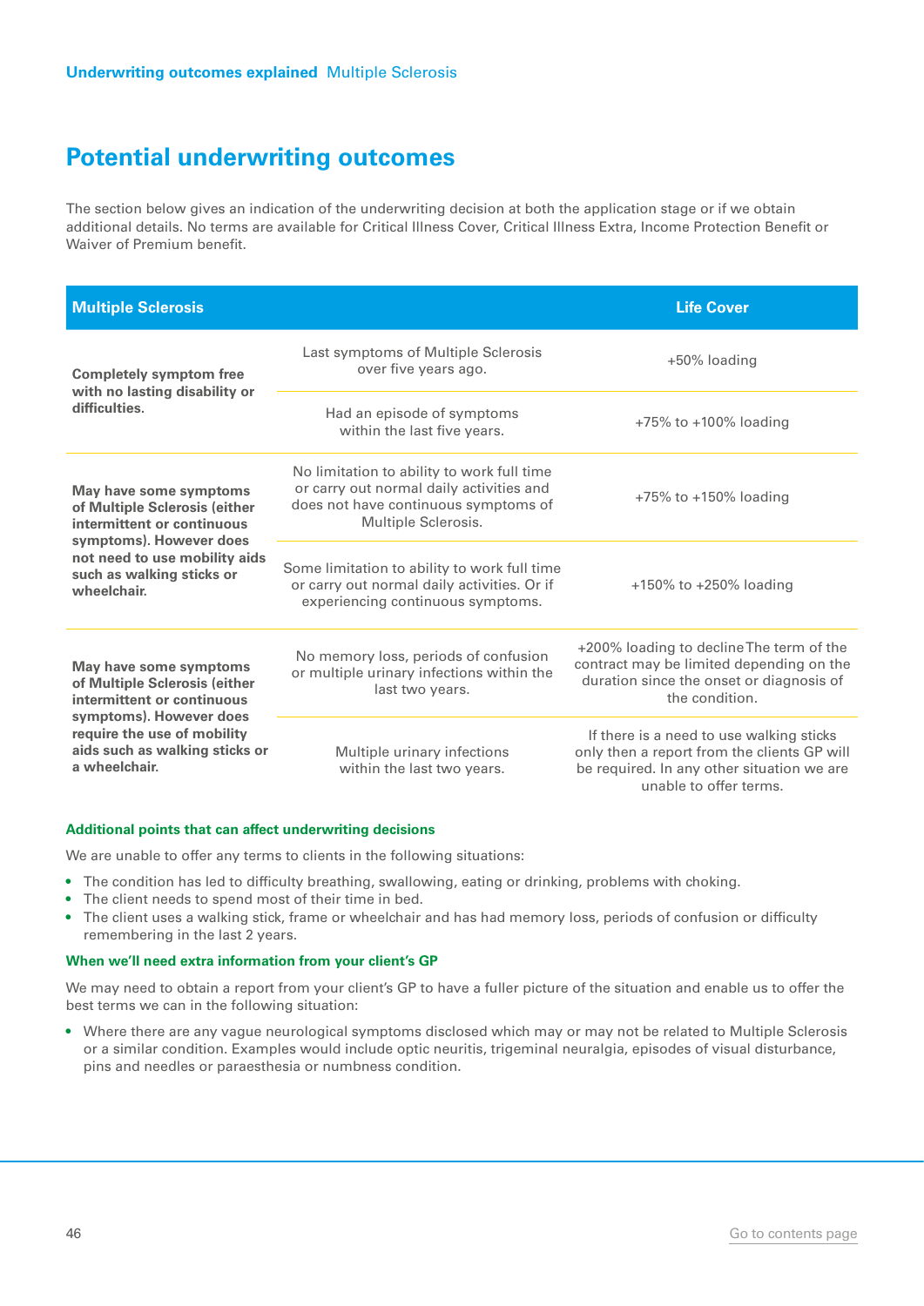## Potential underwriting outcomes

The section below gives an indication of the underwriting decision at both the application stage or if we obtain additional details. No terms are available for Critical Illness Cover, Critical Illness Extra, Income Protection Benefit or Waiver of Premium benefit.

| Multiple Sclerosis | | Life Cover |
|---|---|---|
| **Completely symptom free with no lasting disability or difficulties.** | Last symptoms of Multiple Sclerosis over five years ago. | +50% loading |
| | Had an episode of symptoms within the last five years. | +75% to +100% loading |
| **May have some symptoms of Multiple Sclerosis (either intermittent or continuous symptoms). However does not need to use mobility aids such as walking sticks or wheelchair.** | No limitation to ability to work full time or carry out normal daily activities and does not have continuous symptoms of Multiple Sclerosis. | +75% to +150% loading |
| | Some limitation to ability to work full time or carry out normal daily activities. Or if experiencing continuous symptoms. | +150% to +250% loading |
| **May have some symptoms of Multiple Sclerosis (either intermittent or continuous symptoms). However does require the use of mobility aids such as walking sticks or a wheelchair.** | No memory loss, periods of confusion or multiple urinary infections within the last two years. | +200% loading to decline The term of the contract may be limited depending on the duration since the onset or diagnosis of the condition. |
| | Multiple urinary infections within the last two years. | If there is a need to use walking sticks only then a report from the clients GP will be required. In any other situation we are unable to offer terms. |

#### Additional points that can affect underwriting decisions

We are unable to offer any terms to clients in the following situations:

- The condition has led to difficulty breathing, swallowing, eating or drinking, problems with choking.
- The client needs to spend most of their time in bed.
- The client uses a walking stick, frame or wheelchair and has had memory loss, periods of confusion or difficulty remembering in the last 2 years.

#### When we'll need extra information from your client's GP

We may need to obtain a report from your client's GP to have a fuller picture of the situation and enable us to offer the best terms we can in the following situation:

- Where there are any vague neurological symptoms disclosed which may or may not be related to Multiple Sclerosis or a similar condition. Examples would include optic neuritis, trigeminal neuralgia, episodes of visual disturbance, pins and needles or paraesthesia or numbness condition.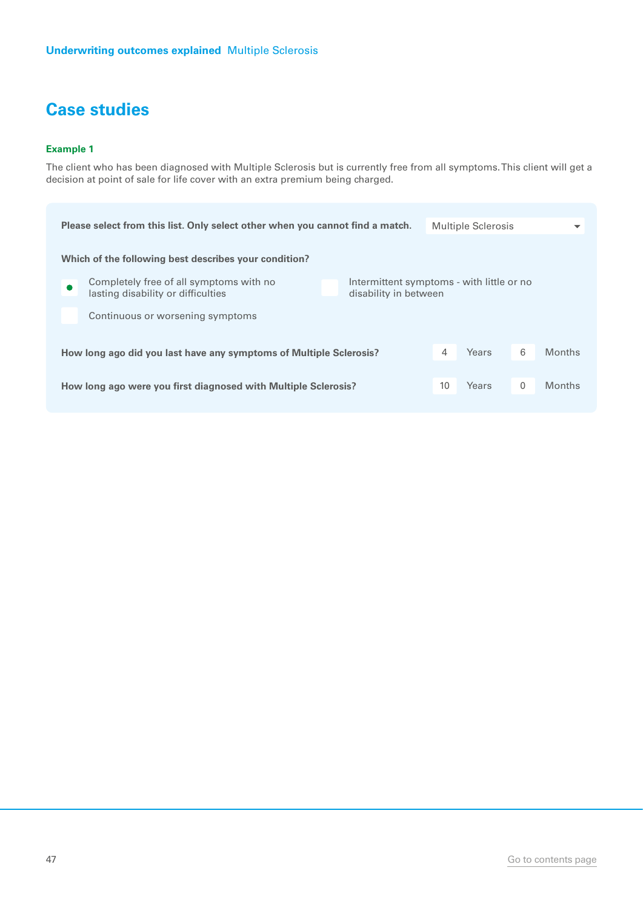## Case studies

**Example 1**

The client who has been diagnosed with Multiple Sclerosis but is currently free from all symptoms. This client will get a decision at point of sale for life cover with an extra premium being charged.

**Please select from this list. Only select other when you cannot find a match.** Multiple Sclerosis

**Which of the following best describes your condition?**

- [x] Completely free of all symptoms with no lasting disability or difficulties
- [ ] Intermittent symptoms - with little or no disability in between
- [ ] Continuous or worsening symptoms

**How long ago did you last have any symptoms of Multiple Sclerosis?** 4 Years 6 Months

**How long ago were you first diagnosed with Multiple Sclerosis?** 10 Years 0 Months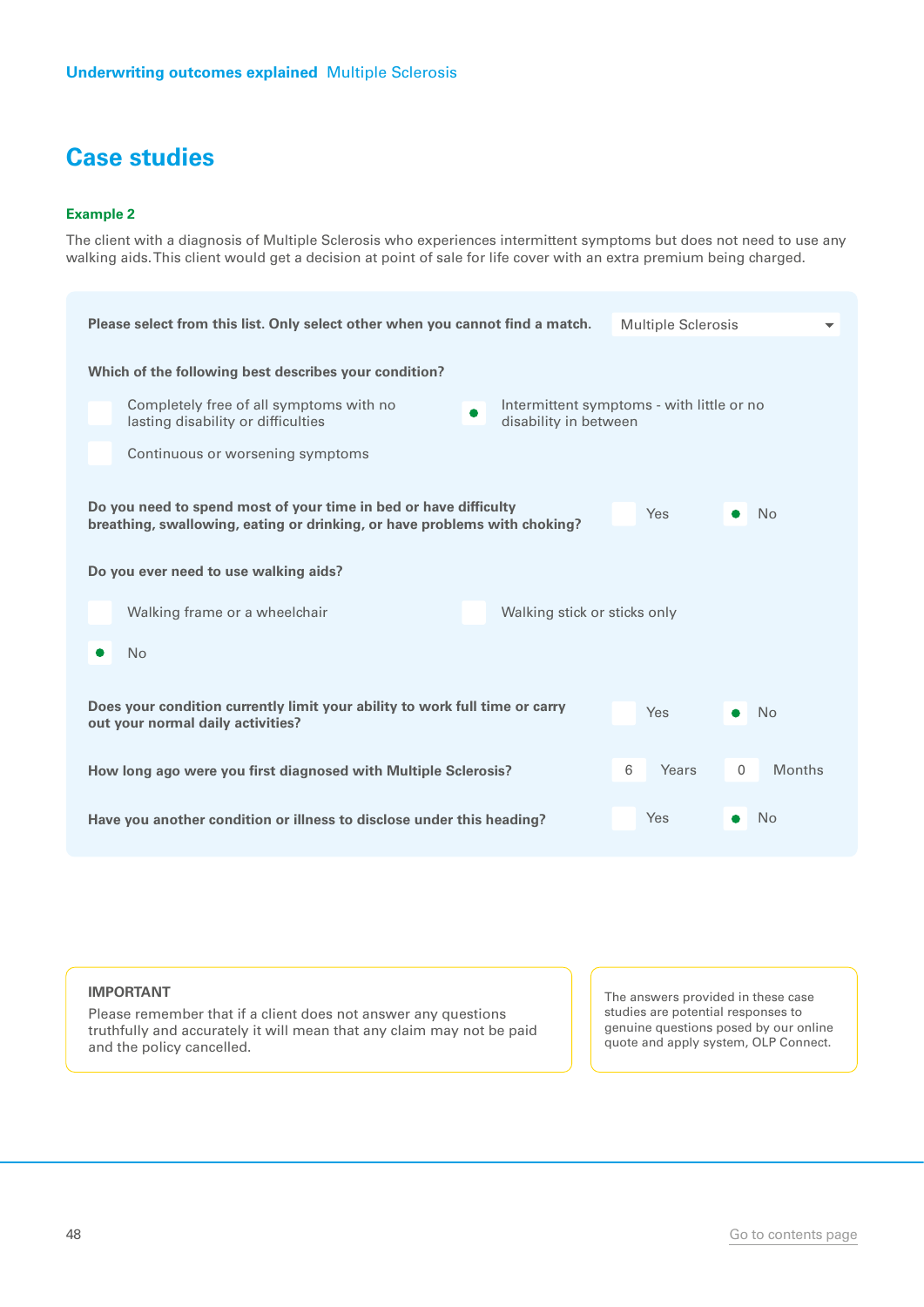# Case studies

### Example 2

The client with a diagnosis of Multiple Sclerosis who experiences intermittent symptoms but does not need to use any walking aids. This client would get a decision at point of sale for life cover with an extra premium being charged.

**Please select from this list. Only select other when you cannot find a match.** Multiple Sclerosis

**Which of the following best describes your condition?**

- [ ] Completely free of all symptoms with no lasting disability or difficulties
- [x] Intermittent symptoms - with little or no disability in between
- [ ] Continuous or worsening symptoms

**Do you need to spend most of your time in bed or have difficulty breathing, swallowing, eating or drinking, or have problems with choking?**

- [ ] Yes
- [x] No

**Do you ever need to use walking aids?**

- [ ] Walking frame or a wheelchair
- [ ] Walking stick or sticks only
- [x] No

**Does your condition currently limit your ability to work full time or carry out your normal daily activities?**

- [ ] Yes
- [x] No

**How long ago were you first diagnosed with Multiple Sclerosis?** 6 Years 0 Months

**Have you another condition or illness to disclose under this heading?**

- [ ] Yes
- [x] No

**IMPORTANT**

Please remember that if a client does not answer any questions truthfully and accurately it will mean that any claim may not be paid and the policy cancelled.

The answers provided in these case studies are potential responses to genuine questions posed by our online quote and apply system, OLP Connect.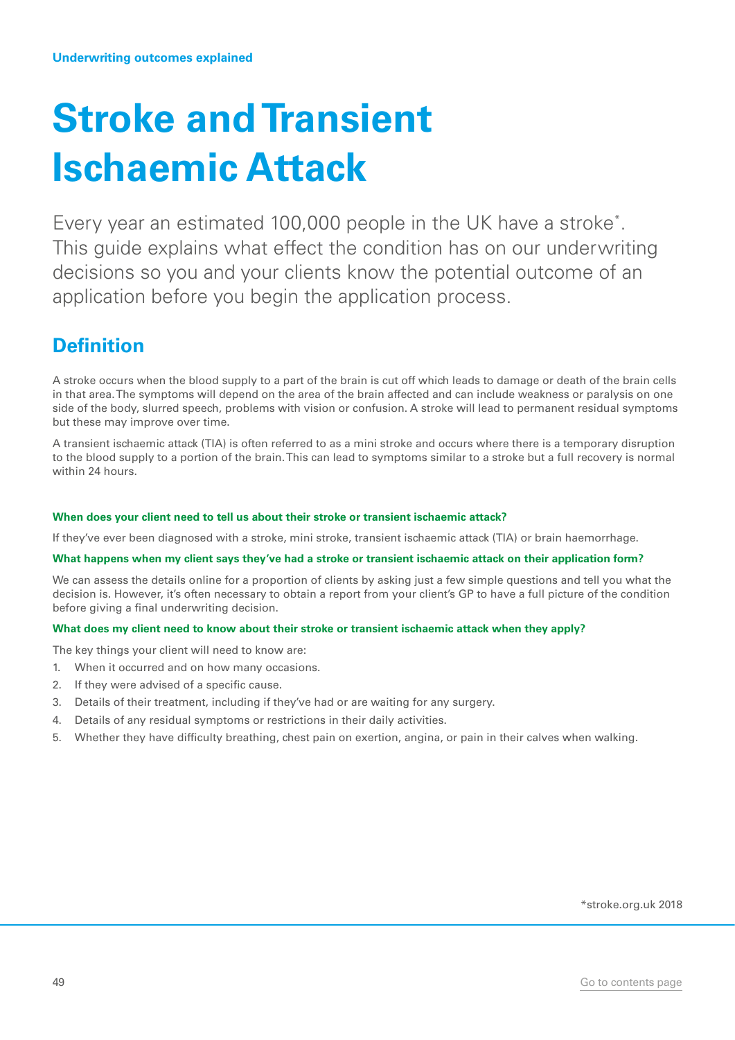Underwriting outcomes explained

# Stroke and Transient Ischaemic Attack

Every year an estimated 100,000 people in the UK have a stroke*. This guide explains what effect the condition has on our underwriting decisions so you and your clients know the potential outcome of an application before you begin the application process.

## Definition

A stroke occurs when the blood supply to a part of the brain is cut off which leads to damage or death of the brain cells in that area. The symptoms will depend on the area of the brain affected and can include weakness or paralysis on one side of the body, slurred speech, problems with vision or confusion. A stroke will lead to permanent residual symptoms but these may improve over time.

A transient ischaemic attack (TIA) is often referred to as a mini stroke and occurs where there is a temporary disruption to the blood supply to a portion of the brain. This can lead to symptoms similar to a stroke but a full recovery is normal within 24 hours.

**When does your client need to tell us about their stroke or transient ischaemic attack?**

If they've ever been diagnosed with a stroke, mini stroke, transient ischaemic attack (TIA) or brain haemorrhage.

**What happens when my client says they've had a stroke or transient ischaemic attack on their application form?**

We can assess the details online for a proportion of clients by asking just a few simple questions and tell you what the decision is. However, it's often necessary to obtain a report from your client's GP to have a full picture of the condition before giving a final underwriting decision.

**What does my client need to know about their stroke or transient ischaemic attack when they apply?**

The key things your client will need to know are:

1. When it occurred and on how many occasions.
2. If they were advised of a specific cause.
3. Details of their treatment, including if they've had or are waiting for any surgery.
4. Details of any residual symptoms or restrictions in their daily activities.
5. Whether they have difficulty breathing, chest pain on exertion, angina, or pain in their calves when walking.

*stroke.org.uk 2018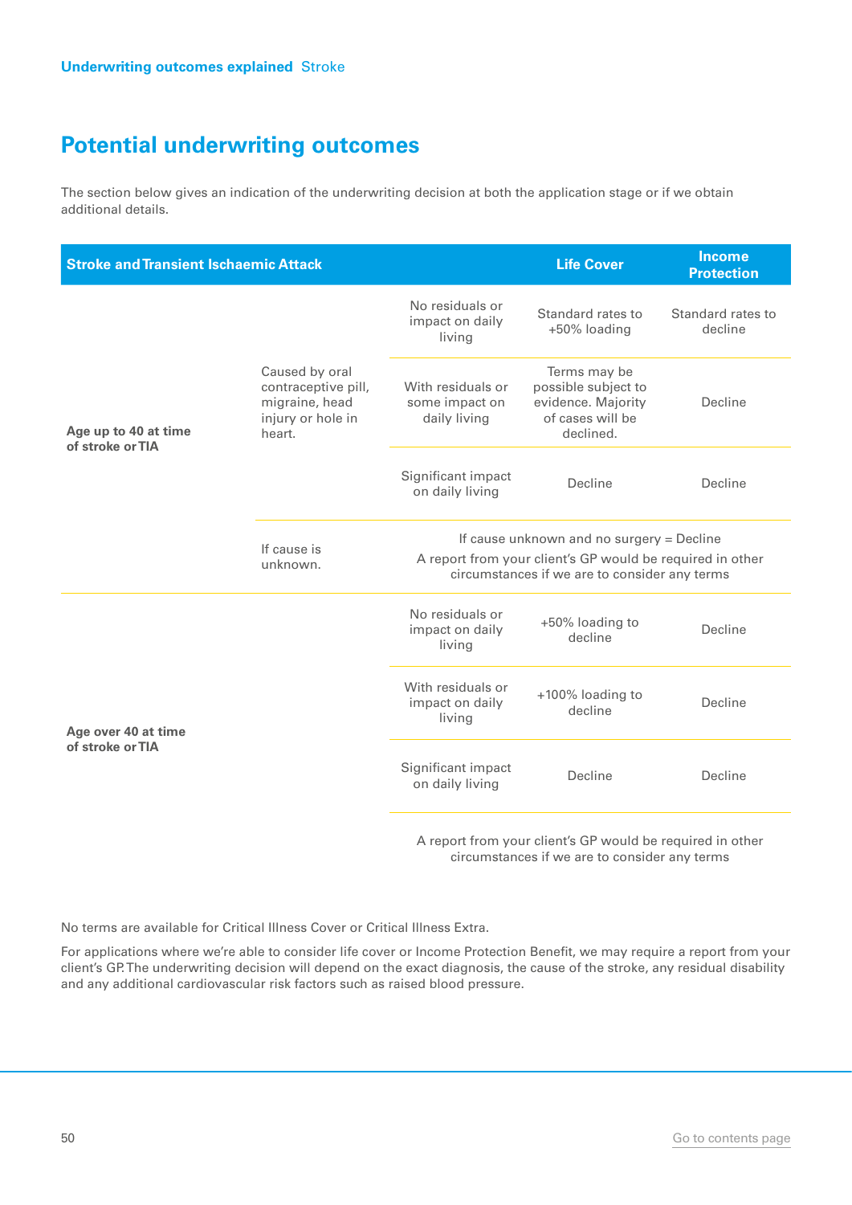Underwriting outcomes explained Stroke

# Potential underwriting outcomes

The section below gives an indication of the underwriting decision at both the application stage or if we obtain additional details.

| Stroke and Transient Ischaemic Attack | | | Life Cover | Income Protection |
|---|---|---|---|---|
| **Age up to 40 at time of stroke or TIA** | Caused by oral contraceptive pill, migraine, head injury or hole in heart. | No residuals or impact on daily living | Standard rates to +50% loading | Standard rates to decline |
| | | With residuals or some impact on daily living | Terms may be possible subject to evidence. Majority of cases will be declined. | Decline |
| | | Significant impact on daily living | Decline | Decline |
| | If cause is unknown. | If cause unknown and no surgery = Decline<br>A report from your client's GP would be required in other circumstances if we are to consider any terms | | |
| **Age over 40 at time of stroke or TIA** | | No residuals or impact on daily living | +50% loading to decline | Decline |
| | | With residuals or impact on daily living | +100% loading to decline | Decline |
| | | Significant impact on daily living | Decline | Decline |
| | | A report from your client's GP would be required in other circumstances if we are to consider any terms | | |

No terms are available for Critical Illness Cover or Critical Illness Extra.

For applications where we're able to consider life cover or Income Protection Benefit, we may require a report from your client's GP. The underwriting decision will depend on the exact diagnosis, the cause of the stroke, any residual disability and any additional cardiovascular risk factors such as raised blood pressure.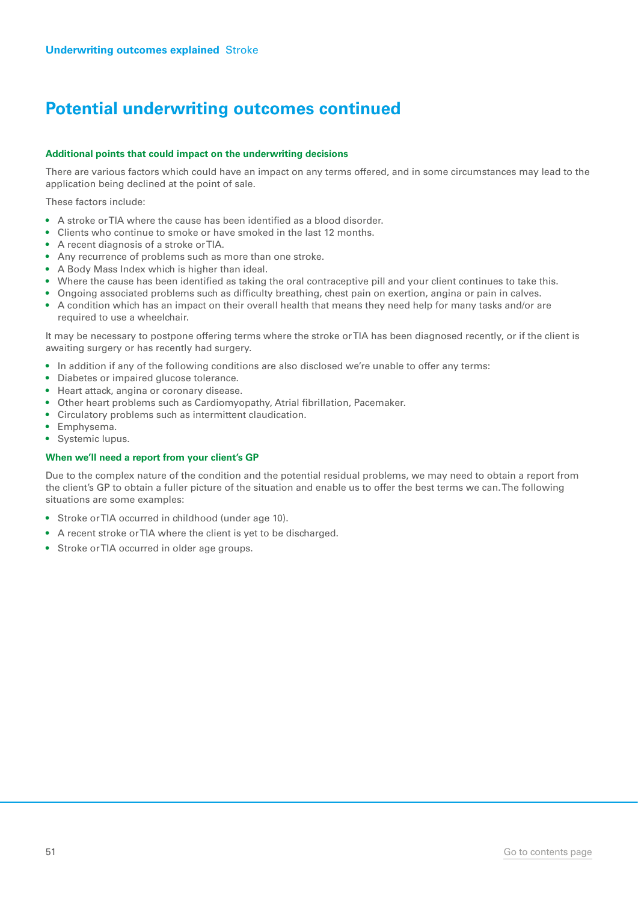## Potential underwriting outcomes continued

### Additional points that could impact on the underwriting decisions

There are various factors which could have an impact on any terms offered, and in some circumstances may lead to the application being declined at the point of sale.

These factors include:

- A stroke or TIA where the cause has been identified as a blood disorder.
- Clients who continue to smoke or have smoked in the last 12 months.
- A recent diagnosis of a stroke or TIA.
- Any recurrence of problems such as more than one stroke.
- A Body Mass Index which is higher than ideal.
- Where the cause has been identified as taking the oral contraceptive pill and your client continues to take this.
- Ongoing associated problems such as difficulty breathing, chest pain on exertion, angina or pain in calves.
- A condition which has an impact on their overall health that means they need help for many tasks and/or are required to use a wheelchair.

It may be necessary to postpone offering terms where the stroke or TIA has been diagnosed recently, or if the client is awaiting surgery or has recently had surgery.

- In addition if any of the following conditions are also disclosed we're unable to offer any terms:
- Diabetes or impaired glucose tolerance.
- Heart attack, angina or coronary disease.
- Other heart problems such as Cardiomyopathy, Atrial fibrillation, Pacemaker.
- Circulatory problems such as intermittent claudication.
- Emphysema.
- Systemic lupus.

### When we'll need a report from your client's GP

Due to the complex nature of the condition and the potential residual problems, we may need to obtain a report from the client's GP to obtain a fuller picture of the situation and enable us to offer the best terms we can. The following situations are some examples:

- Stroke or TIA occurred in childhood (under age 10).
- A recent stroke or TIA where the client is yet to be discharged.
- Stroke or TIA occurred in older age groups.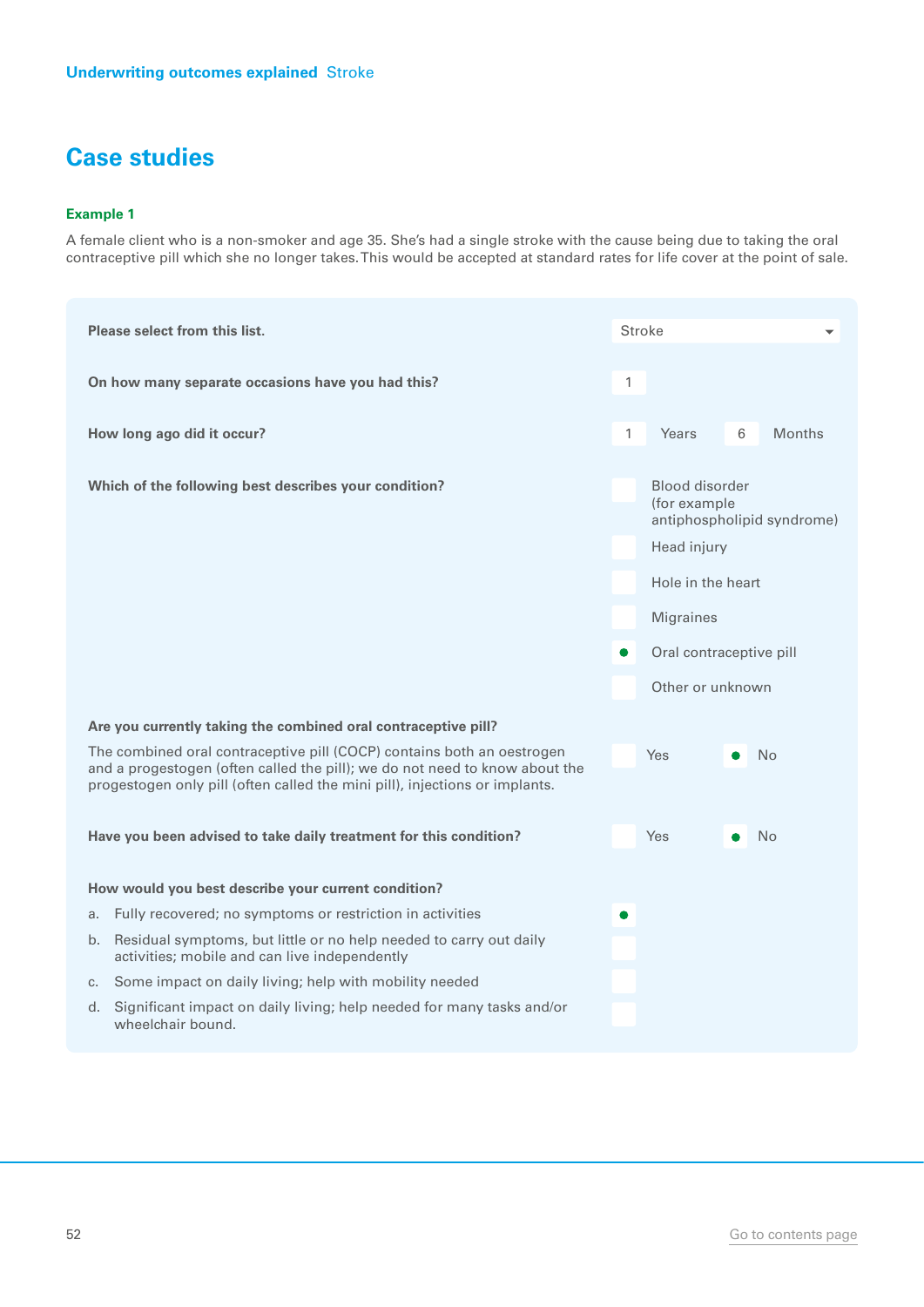## Case studies

**Example 1**

A female client who is a non-smoker and age 35. She's had a single stroke with the cause being due to taking the oral contraceptive pill which she no longer takes. This would be accepted at standard rates for life cover at the point of sale.

**Please select from this list.** Stroke

**On how many separate occasions have you had this?** 1

**How long ago did it occur?** 1 Years 6 Months

**Which of the following best describes your condition?**

- [ ] Blood disorder (for example antiphospholipid syndrome)
- [ ] Head injury
- [ ] Hole in the heart
- [ ] Migraines
- [x] Oral contraceptive pill
- [ ] Other or unknown

**Are you currently taking the combined oral contraceptive pill?**

The combined oral contraceptive pill (COCP) contains both an oestrogen and a progestogen (often called the pill); we do not need to know about the progestogen only pill (often called the mini pill), injections or implants.

- [ ] Yes
- [x] No

**Have you been advised to take daily treatment for this condition?**

- [ ] Yes
- [x] No

**How would you best describe your current condition?**

- [x] a. Fully recovered; no symptoms or restriction in activities
- [ ] b. Residual symptoms, but little or no help needed to carry out daily activities; mobile and can live independently
- [ ] c. Some impact on daily living; help with mobility needed
- [ ] d. Significant impact on daily living; help needed for many tasks and/or wheelchair bound.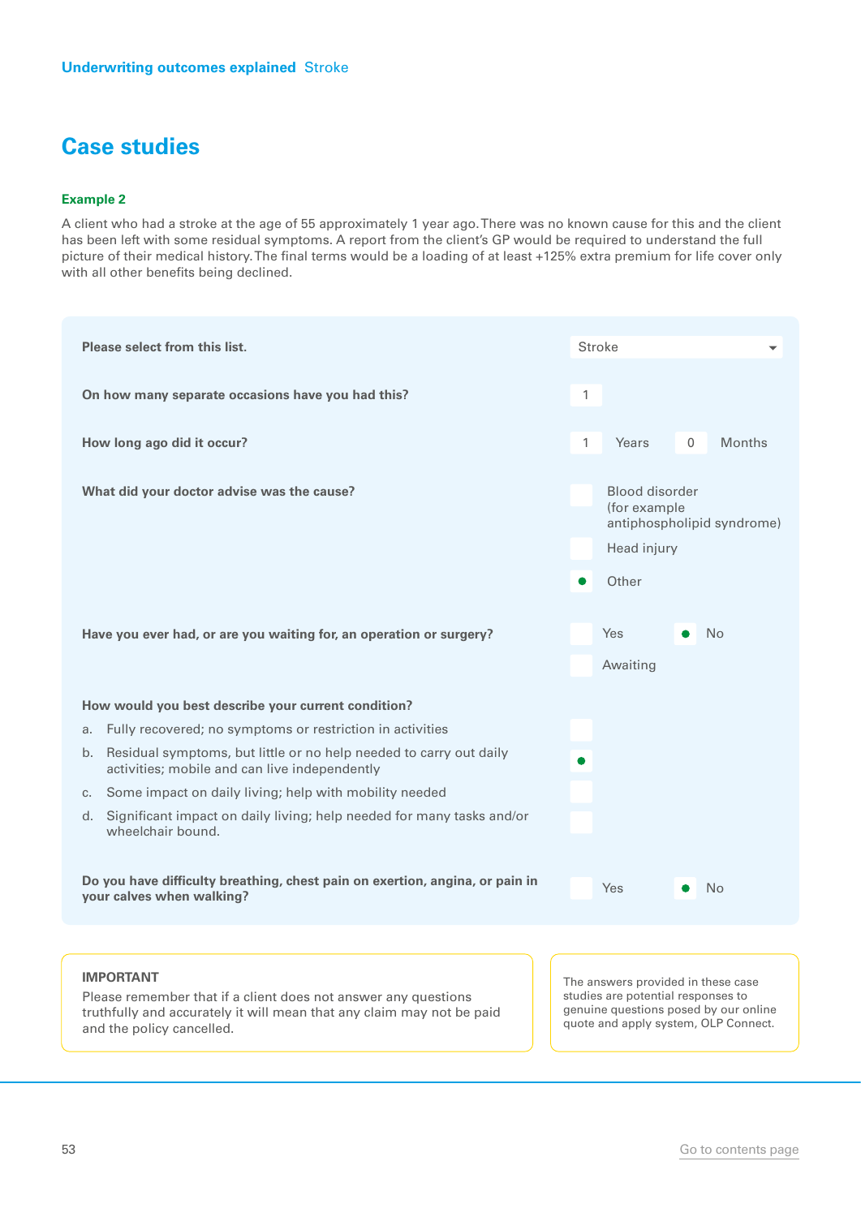## Case studies

### Example 2

A client who had a stroke at the age of 55 approximately 1 year ago. There was no known cause for this and the client has been left with some residual symptoms. A report from the client's GP would be required to understand the full picture of their medical history. The final terms would be a loading of at least +125% extra premium for life cover only with all other benefits being declined.

**Please select from this list.**
Stroke

**On how many separate occasions have you had this?**
1

**How long ago did it occur?**
1 Years 0 Months

**What did your doctor advise was the cause?**
- [ ] Blood disorder (for example antiphospholipid syndrome)
- [ ] Head injury
- [x] Other

**Have you ever had, or are you waiting for, an operation or surgery?**
- [ ] Yes
- [x] No
- [ ] Awaiting

**How would you best describe your current condition?**
- [ ] a. Fully recovered; no symptoms or restriction in activities
- [x] b. Residual symptoms, but little or no help needed to carry out daily activities; mobile and can live independently
- [ ] c. Some impact on daily living; help with mobility needed
- [ ] d. Significant impact on daily living; help needed for many tasks and/or wheelchair bound.

**Do you have difficulty breathing, chest pain on exertion, angina, or pain in your calves when walking?**
- [ ] Yes
- [x] No

**IMPORTANT**
Please remember that if a client does not answer any questions truthfully and accurately it will mean that any claim may not be paid and the policy cancelled.

The answers provided in these case studies are potential responses to genuine questions posed by our online quote and apply system, OLP Connect.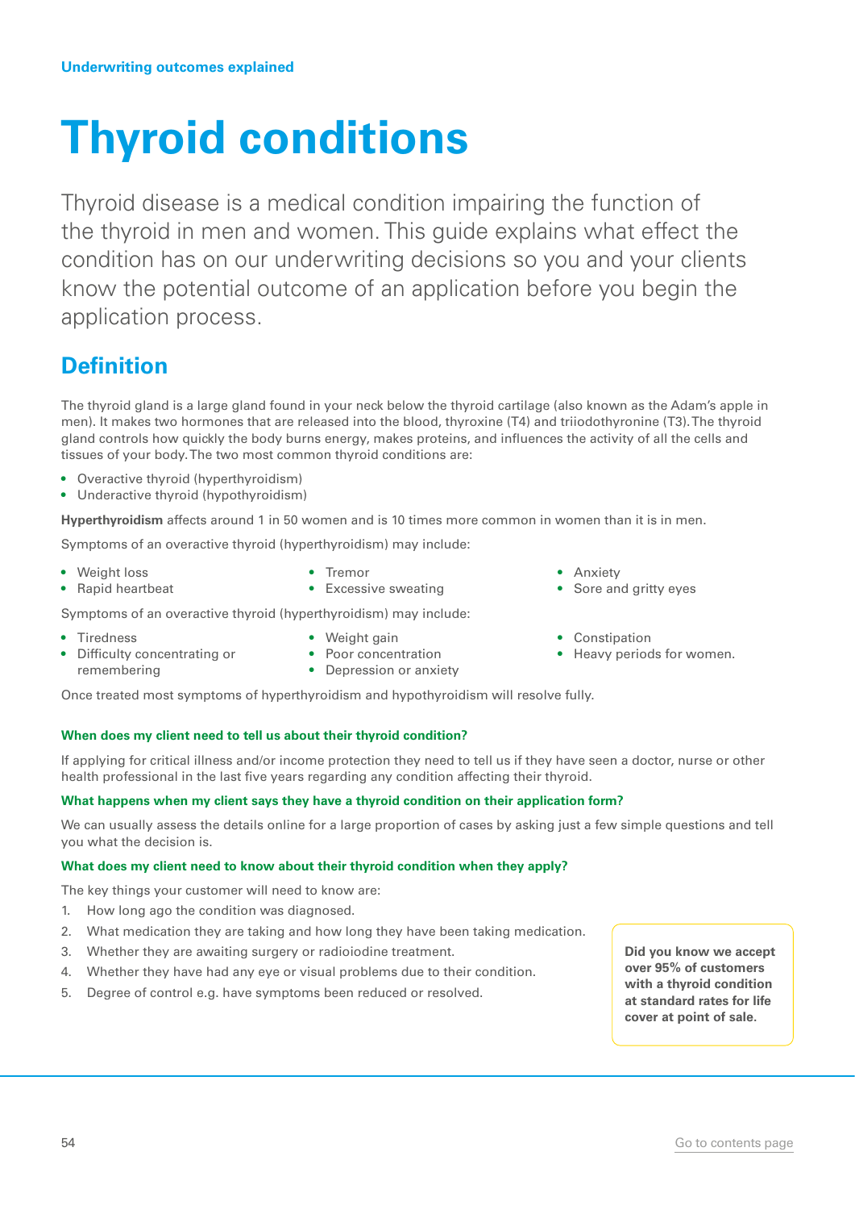Underwriting outcomes explained

# Thyroid conditions

Thyroid disease is a medical condition impairing the function of the thyroid in men and women. This guide explains what effect the condition has on our underwriting decisions so you and your clients know the potential outcome of an application before you begin the application process.

## Definition

The thyroid gland is a large gland found in your neck below the thyroid cartilage (also known as the Adam's apple in men). It makes two hormones that are released into the blood, thyroxine (T4) and triiodothyronine (T3). The thyroid gland controls how quickly the body burns energy, makes proteins, and influences the activity of all the cells and tissues of your body. The two most common thyroid conditions are:

- Overactive thyroid (hyperthyroidism)
- Underactive thyroid (hypothyroidism)

**Hyperthyroidism** affects around 1 in 50 women and is 10 times more common in women than it is in men.

Symptoms of an overactive thyroid (hyperthyroidism) may include:

- Weight loss
- Rapid heartbeat
- Tremor
- Excessive sweating
- Anxiety
- Sore and gritty eyes

Symptoms of an overactive thyroid (hyperthyroidism) may include:

- Tiredness
- Difficulty concentrating or remembering
- Weight gain
- Poor concentration
- Depression or anxiety
- Constipation
- Heavy periods for women.

Once treated most symptoms of hyperthyroidism and hypothyroidism will resolve fully.

### When does my client need to tell us about their thyroid condition?

If applying for critical illness and/or income protection they need to tell us if they have seen a doctor, nurse or other health professional in the last five years regarding any condition affecting their thyroid.

### What happens when my client says they have a thyroid condition on their application form?

We can usually assess the details online for a large proportion of cases by asking just a few simple questions and tell you what the decision is.

### What does my client need to know about their thyroid condition when they apply?

The key things your customer will need to know are:

1. How long ago the condition was diagnosed.
2. What medication they are taking and how long they have been taking medication.
3. Whether they are awaiting surgery or radioiodine treatment.
4. Whether they have had any eye or visual problems due to their condition.
5. Degree of control e.g. have symptoms been reduced or resolved.

**Did you know we accept over 95% of customers with a thyroid condition at standard rates for life cover at point of sale.**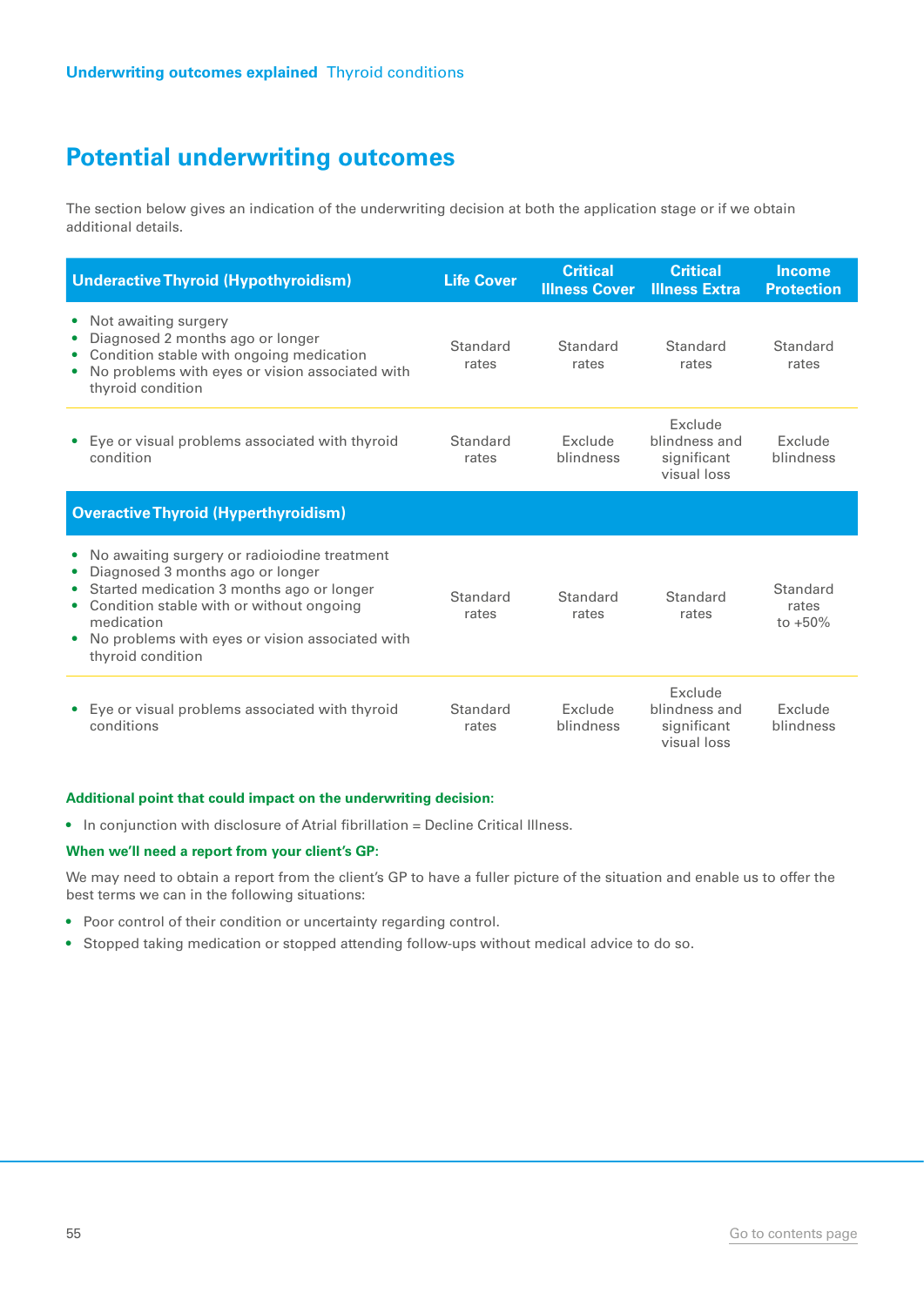## Potential underwriting outcomes

The section below gives an indication of the underwriting decision at both the application stage or if we obtain additional details.

| Underactive Thyroid (Hypothyroidism) | Life Cover | Critical Illness Cover | Critical Illness Extra | Income Protection |
|---|---|---|---|---|
| • Not awaiting surgery<br>• Diagnosed 2 months ago or longer<br>• Condition stable with ongoing medication<br>• No problems with eyes or vision associated with thyroid condition | Standard rates | Standard rates | Standard rates | Standard rates |
| • Eye or visual problems associated with thyroid condition | Standard rates | Exclude blindness | Exclude blindness and significant visual loss | Exclude blindness |
| **Overactive Thyroid (Hyperthyroidism)** | | | | |
| • No awaiting surgery or radioiodine treatment<br>• Diagnosed 3 months ago or longer<br>• Started medication 3 months ago or longer<br>• Condition stable with or without ongoing medication<br>• No problems with eyes or vision associated with thyroid condition | Standard rates | Standard rates | Standard rates | Standard rates to +50% |
| • Eye or visual problems associated with thyroid conditions | Standard rates | Exclude blindness | Exclude blindness and significant visual loss | Exclude blindness |

**Additional point that could impact on the underwriting decision:**

- In conjunction with disclosure of Atrial fibrillation = Decline Critical Illness.

**When we'll need a report from your client's GP:**

We may need to obtain a report from the client's GP to have a fuller picture of the situation and enable us to offer the best terms we can in the following situations:

- Poor control of their condition or uncertainty regarding control.
- Stopped taking medication or stopped attending follow-ups without medical advice to do so.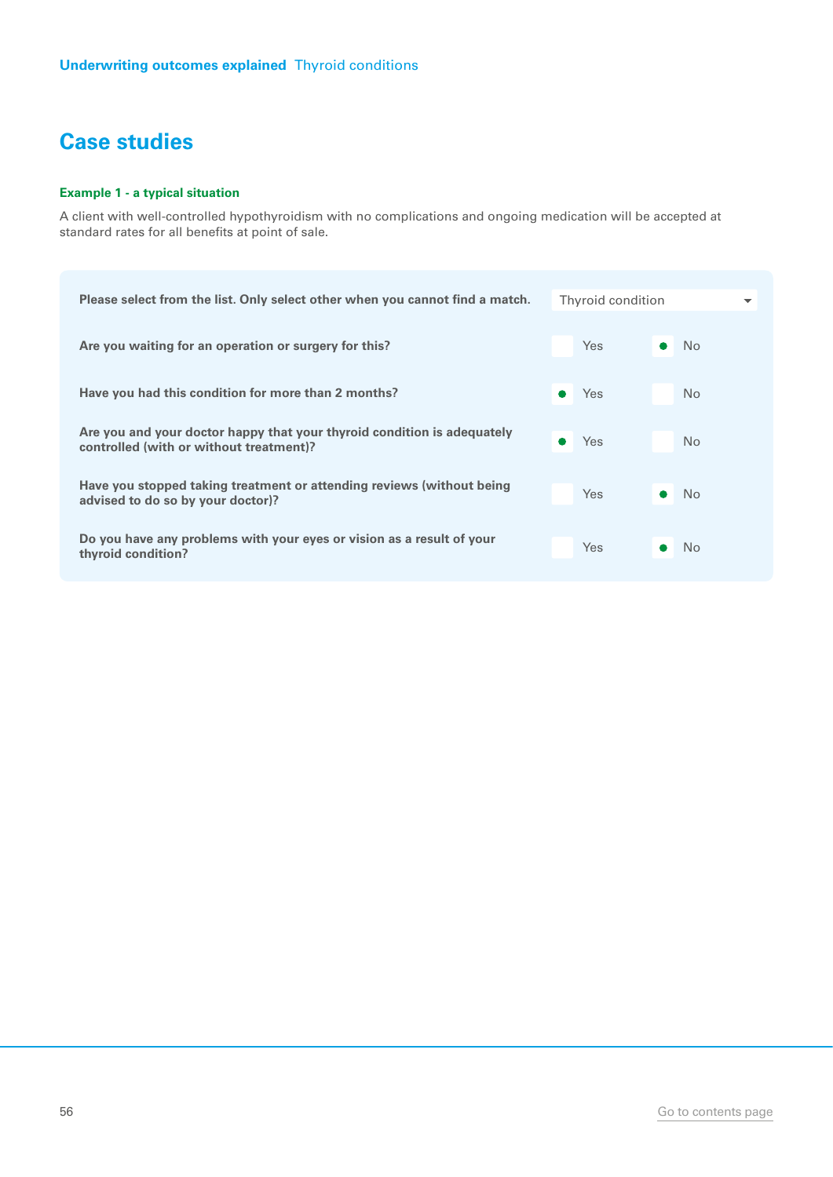# Case studies

**Example 1 - a typical situation**

A client with well-controlled hypothyroidism with no complications and ongoing medication will be accepted at standard rates for all benefits at point of sale.

| Question | Answer |
|---|---|
| **Please select from the list. Only select other when you cannot find a match.** | Thyroid condition |
| **Are you waiting for an operation or surgery for this?** | No |
| **Have you had this condition for more than 2 months?** | Yes |
| **Are you and your doctor happy that your thyroid condition is adequately controlled (with or without treatment)?** | Yes |
| **Have you stopped taking treatment or attending reviews (without being advised to do so by your doctor)?** | No |
| **Do you have any problems with your eyes or vision as a result of your thyroid condition?** | No |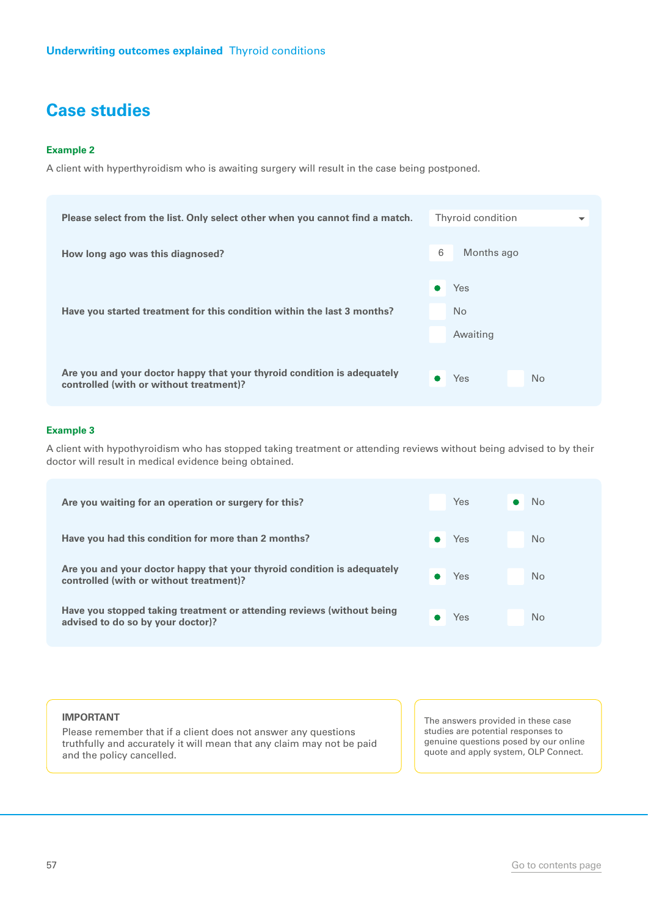## Case studies

### Example 2

A client with hyperthyroidism who is awaiting surgery will result in the case being postponed.

| Question | Answer |
|---|---|
| **Please select from the list. Only select other when you cannot find a match.** | Thyroid condition |
| **How long ago was this diagnosed?** | 6 Months ago |
| **Have you started treatment for this condition within the last 3 months?** | ● Yes ○ No ○ Awaiting |
| **Are you and your doctor happy that your thyroid condition is adequately controlled (with or without treatment)?** | ● Yes ○ No |

### Example 3

A client with hypothyroidism who has stopped taking treatment or attending reviews without being advised to by their doctor will result in medical evidence being obtained.

| Question | Yes | No |
|---|---|---|
| **Are you waiting for an operation or surgery for this?** | | ● |
| **Have you had this condition for more than 2 months?** | ● | |
| **Are you and your doctor happy that your thyroid condition is adequately controlled (with or without treatment)?** | ● | |
| **Have you stopped taking treatment or attending reviews (without being advised to do so by your doctor)?** | ● | |

**IMPORTANT**
Please remember that if a client does not answer any questions truthfully and accurately it will mean that any claim may not be paid and the policy cancelled.

The answers provided in these case studies are potential responses to genuine questions posed by our online quote and apply system, OLP Connect.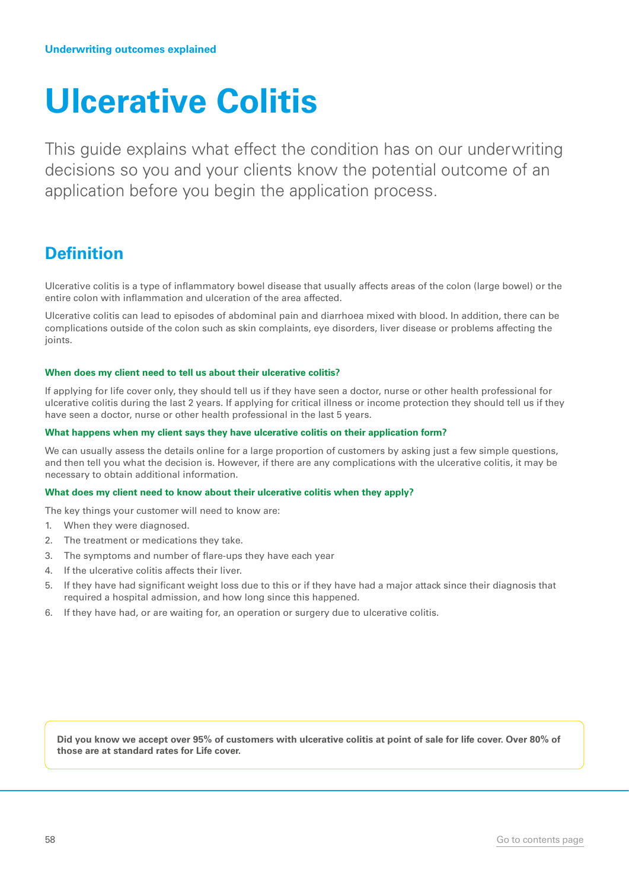Underwriting outcomes explained

# Ulcerative Colitis

This guide explains what effect the condition has on our underwriting decisions so you and your clients know the potential outcome of an application before you begin the application process.

## Definition

Ulcerative colitis is a type of inflammatory bowel disease that usually affects areas of the colon (large bowel) or the entire colon with inflammation and ulceration of the area affected.

Ulcerative colitis can lead to episodes of abdominal pain and diarrhoea mixed with blood. In addition, there can be complications outside of the colon such as skin complaints, eye disorders, liver disease or problems affecting the joints.

#### When does my client need to tell us about their ulcerative colitis?

If applying for life cover only, they should tell us if they have seen a doctor, nurse or other health professional for ulcerative colitis during the last 2 years. If applying for critical illness or income protection they should tell us if they have seen a doctor, nurse or other health professional in the last 5 years.

#### What happens when my client says they have ulcerative colitis on their application form?

We can usually assess the details online for a large proportion of customers by asking just a few simple questions, and then tell you what the decision is. However, if there are any complications with the ulcerative colitis, it may be necessary to obtain additional information.

#### What does my client need to know about their ulcerative colitis when they apply?

The key things your customer will need to know are:

1. When they were diagnosed.
2. The treatment or medications they take.
3. The symptoms and number of flare-ups they have each year
4. If the ulcerative colitis affects their liver.
5. If they have had significant weight loss due to this or if they have had a major attack since their diagnosis that required a hospital admission, and how long since this happened.
6. If they have had, or are waiting for, an operation or surgery due to ulcerative colitis.

**Did you know we accept over 95% of customers with ulcerative colitis at point of sale for life cover. Over 80% of those are at standard rates for Life cover.**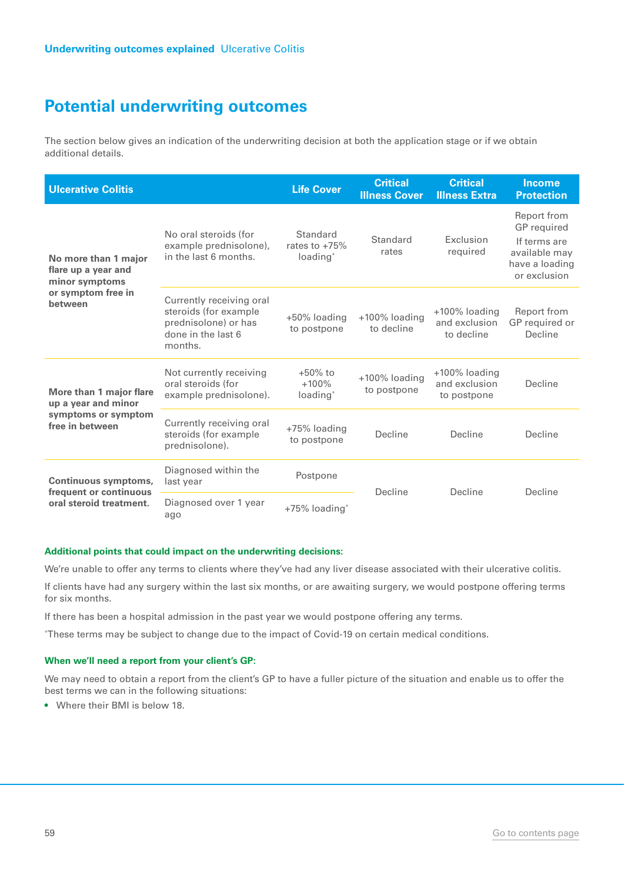## Potential underwriting outcomes

The section below gives an indication of the underwriting decision at both the application stage or if we obtain additional details.

| Ulcerative Colitis | | Life Cover | Critical Illness Cover | Critical Illness Extra | Income Protection |
|---|---|---|---|---|---|
| **No more than 1 major flare up a year and minor symptoms or symptom free in between** | No oral steroids (for example prednisolone), in the last 6 months. | Standard rates to +75% loading* | Standard rates | Exclusion required | Report from GP required<br>If terms are available may have a loading or exclusion |
| | Currently receiving oral steroids (for example prednisolone) or has done in the last 6 months. | +50% loading to postpone | +100% loading to decline | +100% loading and exclusion to decline | Report from GP required or Decline |
| **More than 1 major flare up a year and minor symptoms or symptom free in between** | Not currently receiving oral steroids (for example prednisolone). | +50% to +100% loading* | +100% loading to postpone | +100% loading and exclusion to postpone | Decline |
| | Currently receiving oral steroids (for example prednisolone). | +75% loading to postpone | Decline | Decline | Decline |
| **Continuous symptoms, frequent or continuous oral steroid treatment.** | Diagnosed within the last year | Postpone | Decline | Decline | Decline |
| | Diagnosed over 1 year ago | +75% loading* | | | |

**Additional points that could impact on the underwriting decisions:**

We're unable to offer any terms to clients where they've had any liver disease associated with their ulcerative colitis.

If clients have had any surgery within the last six months, or are awaiting surgery, we would postpone offering terms for six months.

If there has been a hospital admission in the past year we would postpone offering any terms.

*These terms may be subject to change due to the impact of Covid-19 on certain medical conditions.

**When we'll need a report from your client's GP:**

We may need to obtain a report from the client's GP to have a fuller picture of the situation and enable us to offer the best terms we can in the following situations:

- Where their BMI is below 18.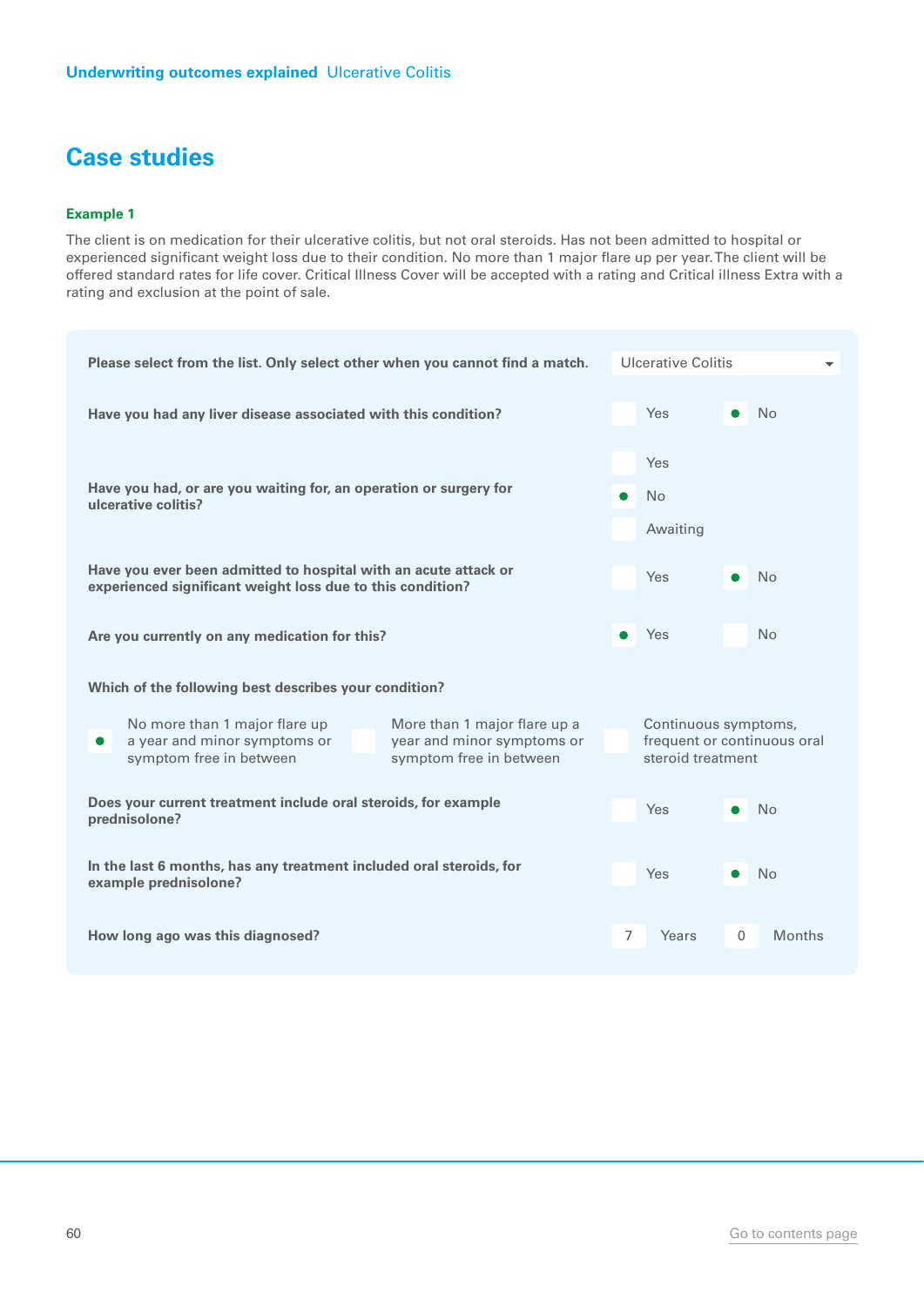# Case studies

### Example 1

The client is on medication for their ulcerative colitis, but not oral steroids. Has not been admitted to hospital or experienced significant weight loss due to their condition. No more than 1 major flare up per year. The client will be offered standard rates for life cover. Critical Illness Cover will be accepted with a rating and Critical illness Extra with a rating and exclusion at the point of sale.

| Question | Answer |
|---|---|
| Please select from the list. Only select other when you cannot find a match. | Ulcerative Colitis |
| Have you had any liver disease associated with this condition? | Yes / **No** (selected) |
| Have you had, or are you waiting for, an operation or surgery for ulcerative colitis? | Yes / **No** (selected) / Awaiting |
| Have you ever been admitted to hospital with an acute attack or experienced significant weight loss due to this condition? | Yes / **No** (selected) |
| Are you currently on any medication for this? | **Yes** (selected) / No |
| Which of the following best describes your condition? | **No more than 1 major flare up a year and minor symptoms or symptom free in between** (selected) / More than 1 major flare up a year and minor symptoms or symptom free in between / Continuous symptoms, frequent or continuous oral steroid treatment |
| Does your current treatment include oral steroids, for example prednisolone? | Yes / **No** (selected) |
| In the last 6 months, has any treatment included oral steroids, for example prednisolone? | Yes / **No** (selected) |
| How long ago was this diagnosed? | 7 Years 0 Months |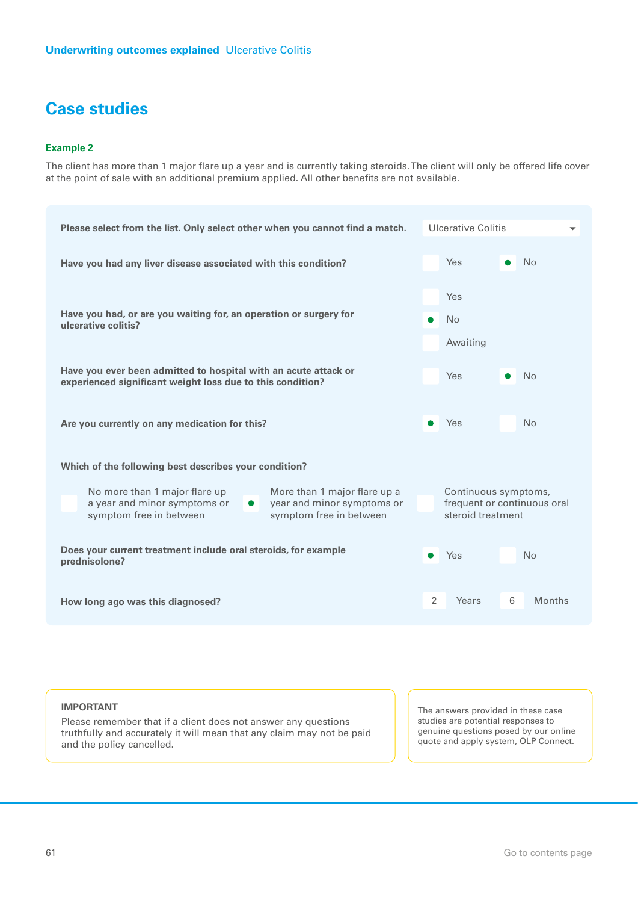## Case studies

### Example 2

The client has more than 1 major flare up a year and is currently taking steroids. The client will only be offered life cover at the point of sale with an additional premium applied. All other benefits are not available.

| Question | Answer |
|---|---|
| Please select from the list. Only select other when you cannot find a match. | Ulcerative Colitis |
| Have you had any liver disease associated with this condition? | No |
| Have you had, or are you waiting for, an operation or surgery for ulcerative colitis? | No |
| Have you ever been admitted to hospital with an acute attack or experienced significant weight loss due to this condition? | No |
| Are you currently on any medication for this? | Yes |
| Which of the following best describes your condition? | More than 1 major flare up a year and minor symptoms or symptom free in between |
| Does your current treatment include oral steroids, for example prednisolone? | Yes |
| How long ago was this diagnosed? | 2 Years 6 Months |

Options for "Which of the following best describes your condition?":
- No more than 1 major flare up a year and minor symptoms or symptom free in between
- More than 1 major flare up a year and minor symptoms or symptom free in between (selected)
- Continuous symptoms, frequent or continuous oral steroid treatment

**IMPORTANT**
Please remember that if a client does not answer any questions truthfully and accurately it will mean that any claim may not be paid and the policy cancelled.

The answers provided in these case studies are potential responses to genuine questions posed by our online quote and apply system, OLP Connect.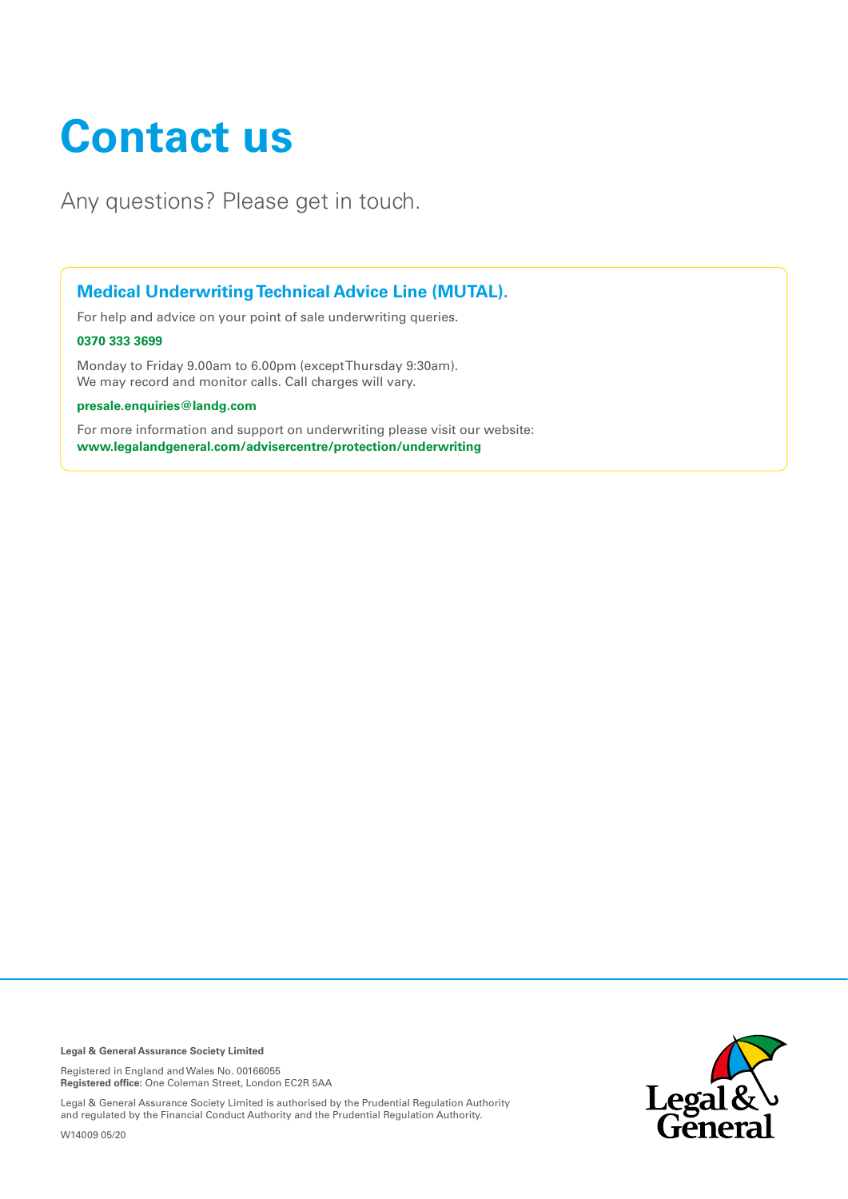# Contact us

Any questions? Please get in touch.

### Medical Underwriting Technical Advice Line (MUTAL).

For help and advice on your point of sale underwriting queries.

**0370 333 3699**

Monday to Friday 9.00am to 6.00pm (except Thursday 9:30am).
We may record and monitor calls. Call charges will vary.

**presale.enquiries@landg.com**

For more information and support on underwriting please visit our website:
**www.legalandgeneral.com/advisercentre/protection/underwriting**

**Legal & General Assurance Society Limited**

Registered in England and Wales No. 00166055
**Registered office:** One Coleman Street, London EC2R 5AA

Legal & General Assurance Society Limited is authorised by the Prudential Regulation Authority and regulated by the Financial Conduct Authority and the Prudential Regulation Authority.

W14009 05/20

Legal & General